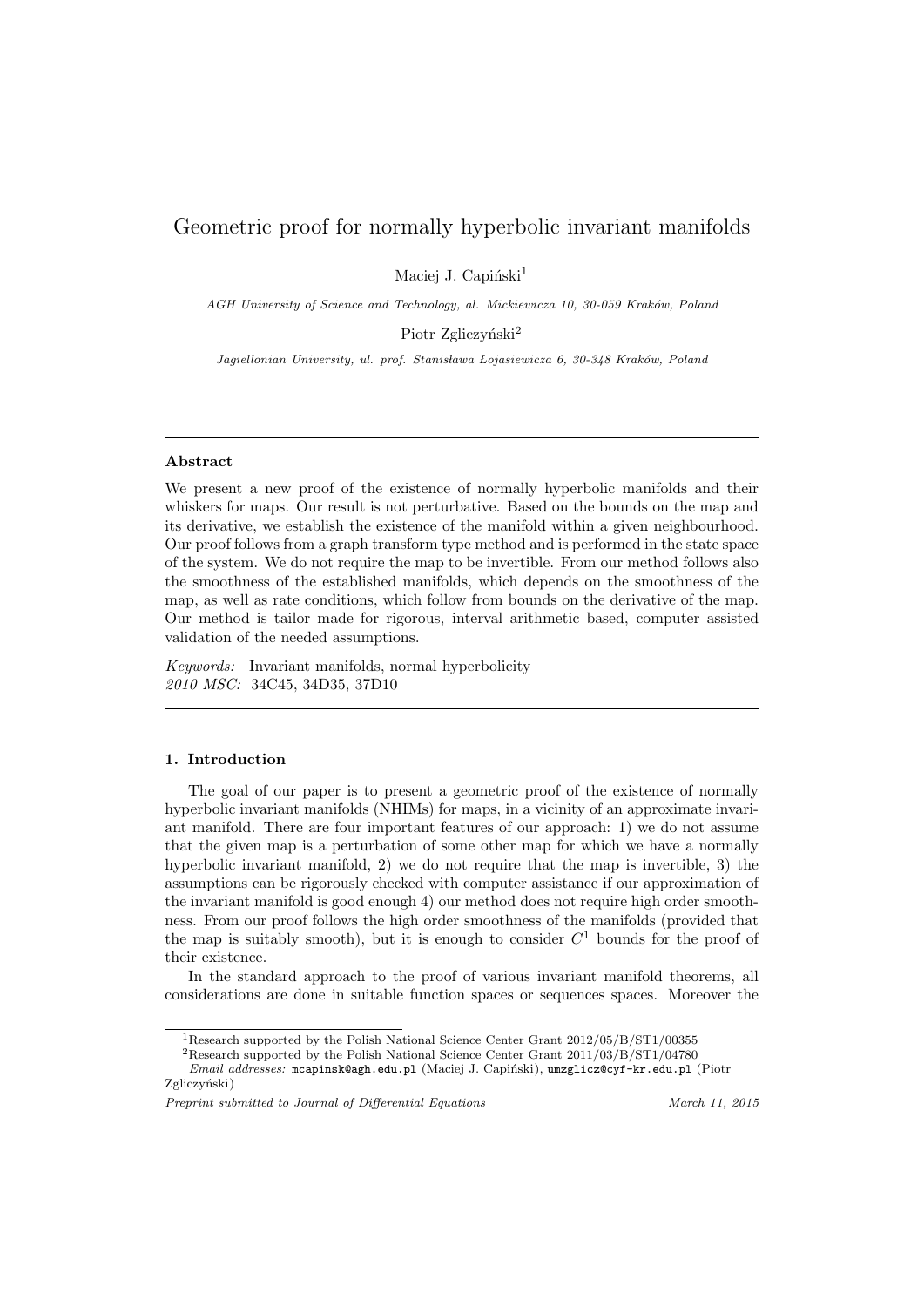# Geometric proof for normally hyperbolic invariant manifolds

Maciej J. Capiński[1]

*AGH University of Science and Technology, al. Mickiewicza 10, 30-059 Kraków, Poland*

Piotr Zgliczyński[2]

*Jagiellonian University, ul. prof. Stanisława Lojasiewicza 6, 30-348 Kraków, Poland*

---

### Abstract

We present a new proof of the existence of normally hyperbolic manifolds and their whiskers for maps. Our result is not perturbative. Based on the bounds on the map and its derivative, we establish the existence of the manifold within a given neighbourhood. Our proof follows from a graph transform type method and is performed in the state space of the system. We do not require the map to be invertible. From our method follows also the smoothness of the established manifolds, which depends on the smoothness of the map, as well as rate conditions, which follow from bounds on the derivative of the map. Our method is tailor made for rigorous, interval arithmetic based, computer assisted validation of the needed assumptions.

*Keywords:* Invariant manifolds, normal hyperbolicity
*2010 MSC:* 34C45, 34D35, 37D10

---

## 1. Introduction

The goal of our paper is to present a geometric proof of the existence of normally hyperbolic invariant manifolds (NHIMs) for maps, in a vicinity of an approximate invariant manifold. There are four important features of our approach: 1) we do not assume that the given map is a perturbation of some other map for which we have a normally hyperbolic invariant manifold, 2) we do not require that the map is invertible, 3) the assumptions can be rigorously checked with computer assistance if our approximation of the invariant manifold is good enough 4) our method does not require high order smoothness. From our proof follows the high order smoothness of the manifolds (provided that the map is suitably smooth), but it is enough to consider $C^1$ bounds for the proof of their existence.

In the standard approach to the proof of various invariant manifold theorems, all considerations are done in suitable function spaces or sequences spaces. Moreover the

[1] Research supported by the Polish National Science Center Grant 2012/05/B/ST1/00355
[2] Research supported by the Polish National Science Center Grant 2011/03/B/ST1/04780
*Email addresses:* mcapinsk@agh.edu.pl (Maciej J. Capiński), umzglicz@cyf-kr.edu.pl (Piotr Zgliczyński)

*Preprint submitted to Journal of Differential Equations* *March 11, 2015*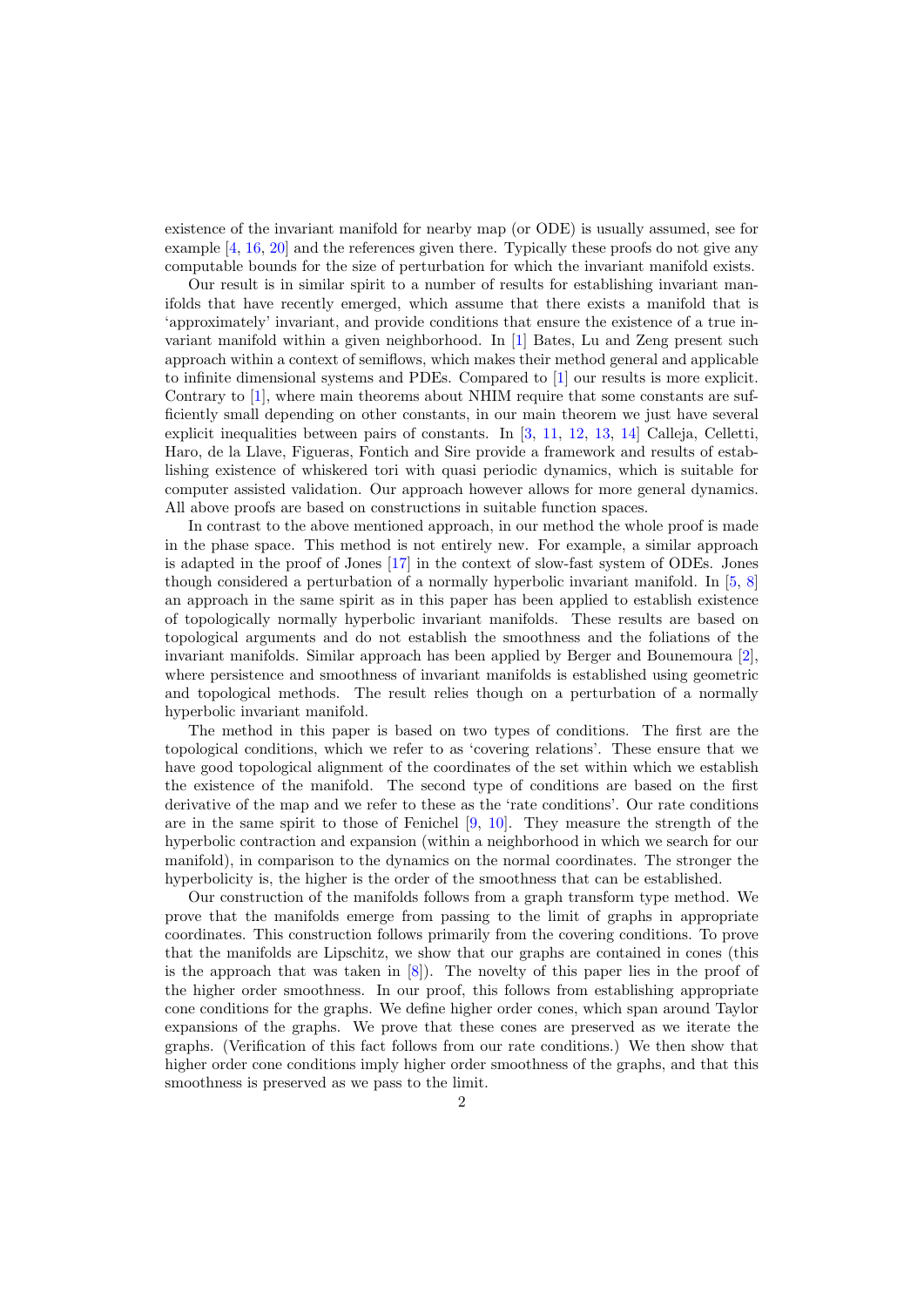existence of the invariant manifold for nearby map (or ODE) is usually assumed, see for example [4, 16, 20] and the references given there. Typically these proofs do not give any computable bounds for the size of perturbation for which the invariant manifold exists.

Our result is in similar spirit to a number of results for establishing invariant manifolds that have recently emerged, which assume that there exists a manifold that is 'approximately' invariant, and provide conditions that ensure the existence of a true invariant manifold within a given neighborhood. In [1] Bates, Lu and Zeng present such approach within a context of semiflows, which makes their method general and applicable to infinite dimensional systems and PDEs. Compared to [1] our results is more explicit. Contrary to [1], where main theorems about NHIM require that some constants are sufficiently small depending on other constants, in our main theorem we just have several explicit inequalities between pairs of constants. In [3, 11, 12, 13, 14] Calleja, Celletti, Haro, de la Llave, Figueras, Fontich and Sire provide a framework and results of establishing existence of whiskered tori with quasi periodic dynamics, which is suitable for computer assisted validation. Our approach however allows for more general dynamics. All above proofs are based on constructions in suitable function spaces.

In contrast to the above mentioned approach, in our method the whole proof is made in the phase space. This method is not entirely new. For example, a similar approach is adapted in the proof of Jones [17] in the context of slow-fast system of ODEs. Jones though considered a perturbation of a normally hyperbolic invariant manifold. In [5, 8] an approach in the same spirit as in this paper has been applied to establish existence of topologically normally hyperbolic invariant manifolds. These results are based on topological arguments and do not establish the smoothness and the foliations of the invariant manifolds. Similar approach has been applied by Berger and Bounemoura [2], where persistence and smoothness of invariant manifolds is established using geometric and topological methods. The result relies though on a perturbation of a normally hyperbolic invariant manifold.

The method in this paper is based on two types of conditions. The first are the topological conditions, which we refer to as 'covering relations'. These ensure that we have good topological alignment of the coordinates of the set within which we establish the existence of the manifold. The second type of conditions are based on the first derivative of the map and we refer to these as the 'rate conditions'. Our rate conditions are in the same spirit to those of Fenichel [9, 10]. They measure the strength of the hyperbolic contraction and expansion (within a neighborhood in which we search for our manifold), in comparison to the dynamics on the normal coordinates. The stronger the hyperbolicity is, the higher is the order of the smoothness that can be established.

Our construction of the manifolds follows from a graph transform type method. We prove that the manifolds emerge from passing to the limit of graphs in appropriate coordinates. This construction follows primarily from the covering conditions. To prove that the manifolds are Lipschitz, we show that our graphs are contained in cones (this is the approach that was taken in [8]). The novelty of this paper lies in the proof of the higher order smoothness. In our proof, this follows from establishing appropriate cone conditions for the graphs. We define higher order cones, which span around Taylor expansions of the graphs. We prove that these cones are preserved as we iterate the graphs. (Verification of this fact follows from our rate conditions.) We then show that higher order cone conditions imply higher order smoothness of the graphs, and that this smoothness is preserved as we pass to the limit.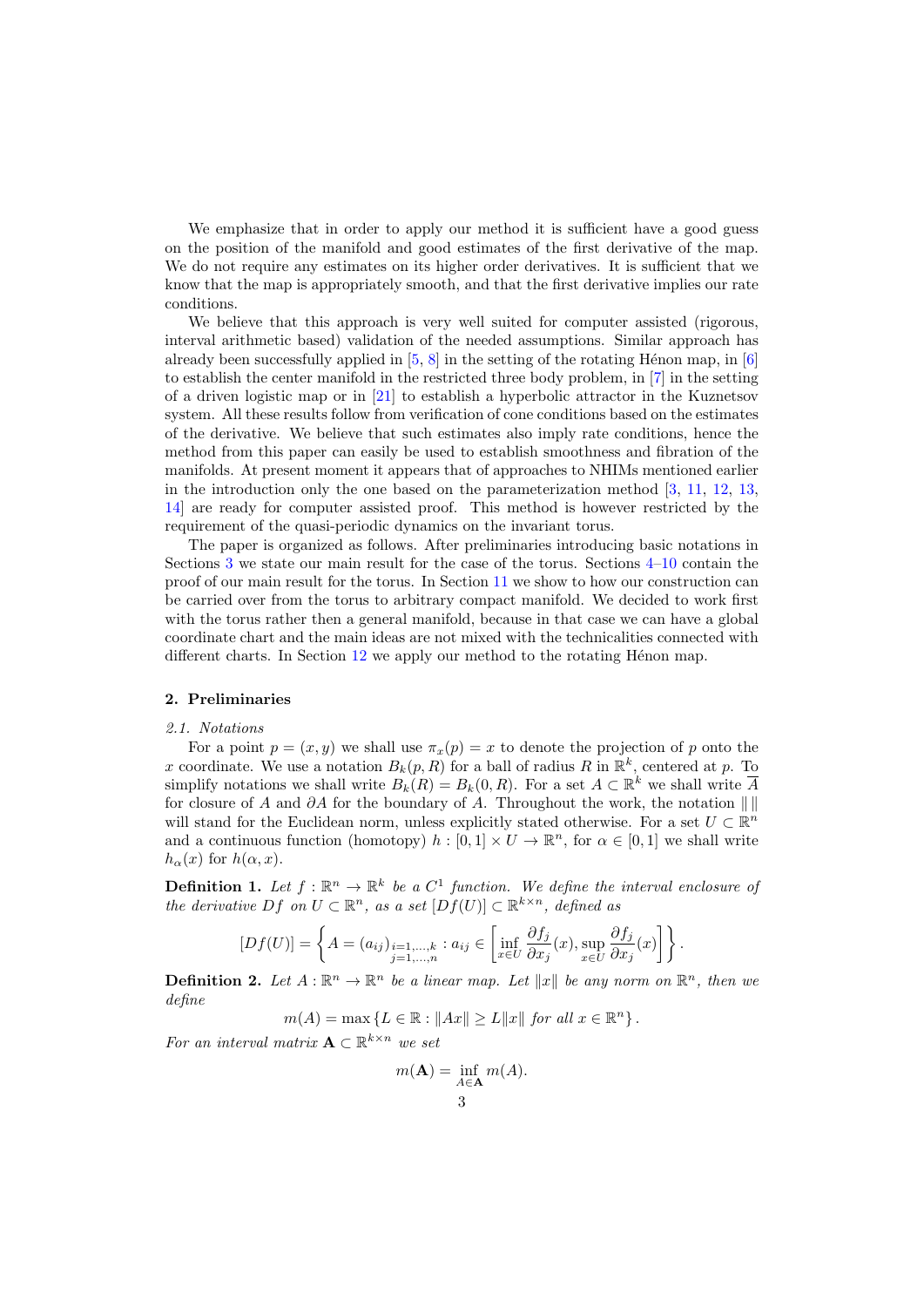We emphasize that in order to apply our method it is sufficient have a good guess on the position of the manifold and good estimates of the first derivative of the map. We do not require any estimates on its higher order derivatives. It is sufficient that we know that the map is appropriately smooth, and that the first derivative implies our rate conditions.

We believe that this approach is very well suited for computer assisted (rigorous, interval arithmetic based) validation of the needed assumptions. Similar approach has already been successfully applied in [5, 8] in the setting of the rotating Hénon map, in [6] to establish the center manifold in the restricted three body problem, in [7] in the setting of a driven logistic map or in [21] to establish a hyperbolic attractor in the Kuznetsov system. All these results follow from verification of cone conditions based on the estimates of the derivative. We believe that such estimates also imply rate conditions, hence the method from this paper can easily be used to establish smoothness and fibration of the manifolds. At present moment it appears that of approaches to NHIMs mentioned earlier in the introduction only the one based on the parameterization method [3, 11, 12, 13, 14] are ready for computer assisted proof. This method is however restricted by the requirement of the quasi-periodic dynamics on the invariant torus.

The paper is organized as follows. After preliminaries introducing basic notations in Sections 3 we state our main result for the case of the torus. Sections 4–10 contain the proof of our main result for the torus. In Section 11 we show to how our construction can be carried over from the torus to arbitrary compact manifold. We decided to work first with the torus rather then a general manifold, because in that case we can have a global coordinate chart and the main ideas are not mixed with the technicalities connected with different charts. In Section 12 we apply our method to the rotating Hénon map.

## 2. Preliminaries

### 2.1. Notations

For a point $p = (x, y)$ we shall use $\pi_x(p) = x$ to denote the projection of $p$ onto the $x$ coordinate. We use a notation $B_k(p, R)$ for a ball of radius $R$ in $\mathbb{R}^k$, centered at $p$. To simplify notations we shall write $B_k(R) = B_k(0, R)$. For a set $A \subset \mathbb{R}^k$ we shall write $\overline{A}$ for closure of $A$ and $\partial A$ for the boundary of $A$. Throughout the work, the notation $\| \|$ will stand for the Euclidean norm, unless explicitly stated otherwise. For a set $U \subset \mathbb{R}^n$ and a continuous function (homotopy) $h : [0, 1] \times U \to \mathbb{R}^n$, for $\alpha \in [0, 1]$ we shall write $h_\alpha(x)$ for $h(\alpha, x)$.

**Definition 1.** *Let $f : \mathbb{R}^n \to \mathbb{R}^k$ be a $C^1$ function. We define the interval enclosure of the derivative $Df$ on $U \subset \mathbb{R}^n$, as a set $[Df(U)] \subset \mathbb{R}^{k \times n}$, defined as*

$$[Df(U)] = \left\{ A = (a_{ij})_{\substack{i=1,\ldots,k \\ j=1,\ldots,n}} : a_{ij} \in \left[ \inf_{x \in U} \frac{\partial f_j}{\partial x_j}(x), \sup_{x \in U} \frac{\partial f_j}{\partial x_j}(x) \right] \right\}.$$

**Definition 2.** *Let $A : \mathbb{R}^n \to \mathbb{R}^n$ be a linear map. Let $\|x\|$ be any norm on $\mathbb{R}^n$, then we define*

$$m(A) = \max \left\{ L \in \mathbb{R} : \|Ax\| \geq L\|x\| \text{ for all } x \in \mathbb{R}^n \right\}.$$

*For an interval matrix $\mathbf{A} \subset \mathbb{R}^{k \times n}$ we set*

$$m(\mathbf{A}) = \inf_{A \in \mathbf{A}} m(A).$$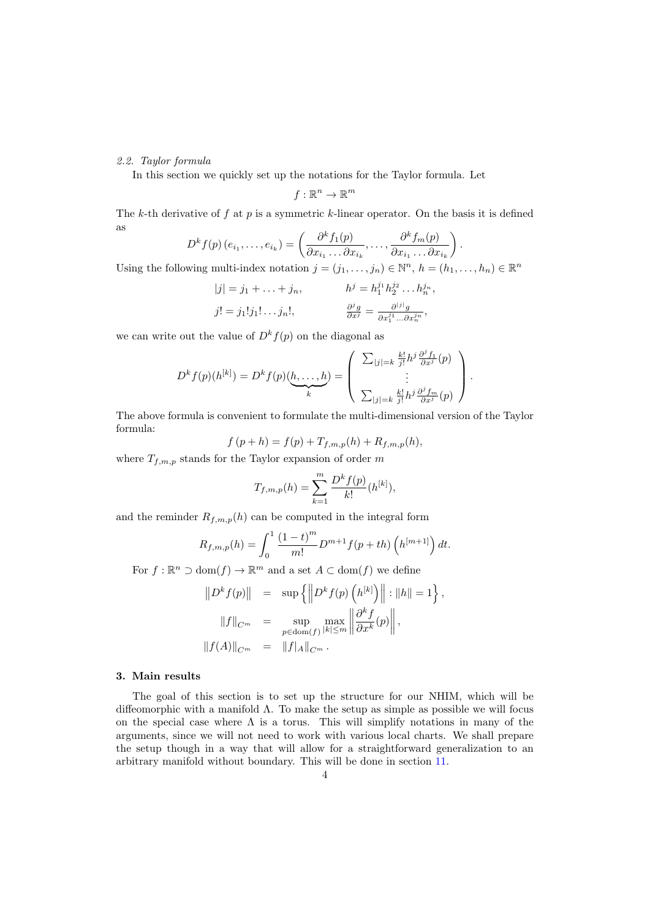*2.2. Taylor formula*

In this section we quickly set up the notations for the Taylor formula. Let

$$f : \mathbb{R}^n \to \mathbb{R}^m$$

The $k$-th derivative of $f$ at $p$ is a symmetric $k$-linear operator. On the basis it is defined as

$$D^k f(p)\left(e_{i_1}, \ldots, e_{i_k}\right) = \left(\frac{\partial^k f_1(p)}{\partial x_{i_1} \ldots \partial x_{i_k}}, \ldots, \frac{\partial^k f_m(p)}{\partial x_{i_1} \ldots \partial x_{i_k}}\right).$$

Using the following multi-index notation $j = (j_1, \ldots, j_n) \in \mathbb{N}^n$, $h = (h_1, \ldots, h_n) \in \mathbb{R}^n$

$$|j| = j_1 + \ldots + j_n, \qquad h^j = h_1^{j_1} h_2^{j_2} \ldots h_n^{j_n},$$

$$j! = j_1! j_1! \ldots j_n!, \qquad \frac{\partial^j g}{\partial x^j} = \frac{\partial^{|j|} g}{\partial x_1^{j_1} \ldots \partial x_n^{j_n}},$$

we can write out the value of $D^k f(p)$ on the diagonal as

$$D^k f(p)(h^{[k]}) = D^k f(p)(\underbrace{h, \ldots, h}_{k}) = \begin{pmatrix} \sum_{|j|=k} \frac{k!}{j!} h^j \frac{\partial^j f_1}{\partial x^j}(p) \\ \vdots \\ \sum_{|j|=k} \frac{k!}{j!} h^j \frac{\partial^j f_m}{\partial x^j}(p) \end{pmatrix}.$$

The above formula is convenient to formulate the multi-dimensional version of the Taylor formula:

$$f(p+h) = f(p) + T_{f,m,p}(h) + R_{f,m,p}(h),$$

where $T_{f,m,p}$ stands for the Taylor expansion of order $m$

$$T_{f,m,p}(h) = \sum_{k=1}^{m} \frac{D^k f(p)}{k!}(h^{[k]}),$$

and the reminder $R_{f,m,p}(h)$ can be computed in the integral form

$$R_{f,m,p}(h) = \int_0^1 \frac{(1-t)^m}{m!} D^{m+1} f(p+th)\left(h^{[m+1]}\right) dt.$$

For $f : \mathbb{R}^n \supset \mathrm{dom}(f) \to \mathbb{R}^m$ and a set $A \subset \mathrm{dom}(f)$ we define

$$\begin{aligned}
\left\| D^k f(p) \right\| &= \sup\left\{ \left\| D^k f(p)\left(h^{[k]}\right) \right\| : \|h\| = 1 \right\}, \\
\|f\|_{C^m} &= \sup_{p \in \mathrm{dom}(f)} \max_{|k| \le m} \left\| \frac{\partial^k f}{\partial x^k}(p) \right\|, \\
\|f(A)\|_{C^m} &= \|f|_A\|_{C^m}.
\end{aligned}$$

## 3. Main results

The goal of this section is to set up the structure for our NHIM, which will be diffeomorphic with a manifold $\Lambda$. To make the setup as simple as possible we will focus on the special case where $\Lambda$ is a torus. This will simplify notations in many of the arguments, since we will not need to work with various local charts. We shall prepare the setup though in a way that will allow for a straightforward generalization to an arbitrary manifold without boundary. This will be done in section 11.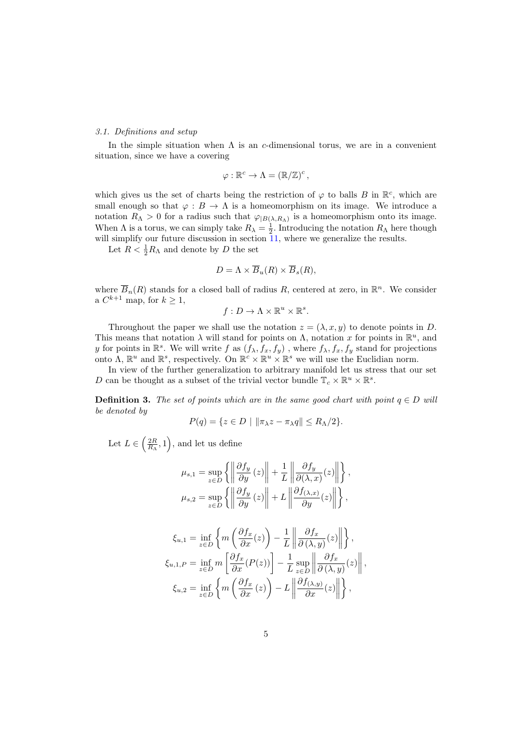### 3.1. Definitions and setup

In the simple situation when $\Lambda$ is an $c$-dimensional torus, we are in a convenient situation, since we have a covering

$$\varphi : \mathbb{R}^c \to \Lambda = (\mathbb{R}/\mathbb{Z})^c ,$$

which gives us the set of charts being the restriction of $\varphi$ to balls $B$ in $\mathbb{R}^c$, which are small enough so that $\varphi : B \to \Lambda$ is a homeomorphism on its image. We introduce a notation $R_\Lambda > 0$ for a radius such that $\varphi_{|B(\lambda, R_\Lambda)}$ is a homeomorphism onto its image. When $\Lambda$ is a torus, we can simply take $R_\lambda = \frac{1}{2}$. Introducing the notation $R_\Lambda$ here though will simplify our future discussion in section 11, where we generalize the results.

Let $R < \frac{1}{2} R_\Lambda$ and denote by $D$ the set

$$D = \Lambda \times \overline{B}_u(R) \times \overline{B}_s(R),$$

where $\overline{B}_n(R)$ stands for a closed ball of radius $R$, centered at zero, in $\mathbb{R}^n$. We consider a $C^{k+1}$ map, for $k \geq 1$,

$$f : D \to \Lambda \times \mathbb{R}^u \times \mathbb{R}^s.$$

Throughout the paper we shall use the notation $z = (\lambda, x, y)$ to denote points in $D$. This means that notation $\lambda$ will stand for points on $\Lambda$, notation $x$ for points in $\mathbb{R}^u$, and $y$ for points in $\mathbb{R}^s$. We will write $f$ as $(f_\lambda, f_x, f_y)$ , where $f_\lambda, f_x, f_y$ stand for projections onto $\Lambda$, $\mathbb{R}^u$ and $\mathbb{R}^s$, respectively. On $\mathbb{R}^c \times \mathbb{R}^u \times \mathbb{R}^s$ we will use the Euclidian norm.

In view of the further generalization to arbitrary manifold let us stress that our set $D$ can be thought as a subset of the trivial vector bundle $\mathbb{T}_c \times \mathbb{R}^u \times \mathbb{R}^s$.

**Definition 3.** *The set of points which are in the same good chart with point $q \in D$ will be denoted by*

$$P(q) = \{z \in D \mid \|\pi_\lambda z - \pi_\lambda q\| \leq R_\Lambda/2\}.$$

Let $L \in \left(\frac{2R}{R_\Lambda}, 1\right)$, and let us define

$$\mu_{s,1} = \sup_{z \in D} \left\{ \left\| \frac{\partial f_y}{\partial y}(z) \right\| + \frac{1}{L} \left\| \frac{\partial f_y}{\partial (\lambda, x)}(z) \right\| \right\},$$

$$\mu_{s,2} = \sup_{z \in D} \left\{ \left\| \frac{\partial f_y}{\partial y}(z) \right\| + L \left\| \frac{\partial f_{(\lambda,x)}}{\partial y}(z) \right\| \right\},$$

$$\xi_{u,1} = \inf_{z \in D} \left\{ m\left( \frac{\partial f_x}{\partial x}(z) \right) - \frac{1}{L} \left\| \frac{\partial f_x}{\partial (\lambda, y)}(z) \right\| \right\},$$

$$\xi_{u,1,P} = \inf_{z \in D} m \left[ \frac{\partial f_x}{\partial x}(P(z)) \right] - \frac{1}{L} \sup_{z \in D} \left\| \frac{\partial f_x}{\partial (\lambda, y)}(z) \right\|,$$

$$\xi_{u,2} = \inf_{z \in D} \left\{ m\left( \frac{\partial f_x}{\partial x}(z) \right) - L \left\| \frac{\partial f_{(\lambda,y)}}{\partial x}(z) \right\| \right\},$$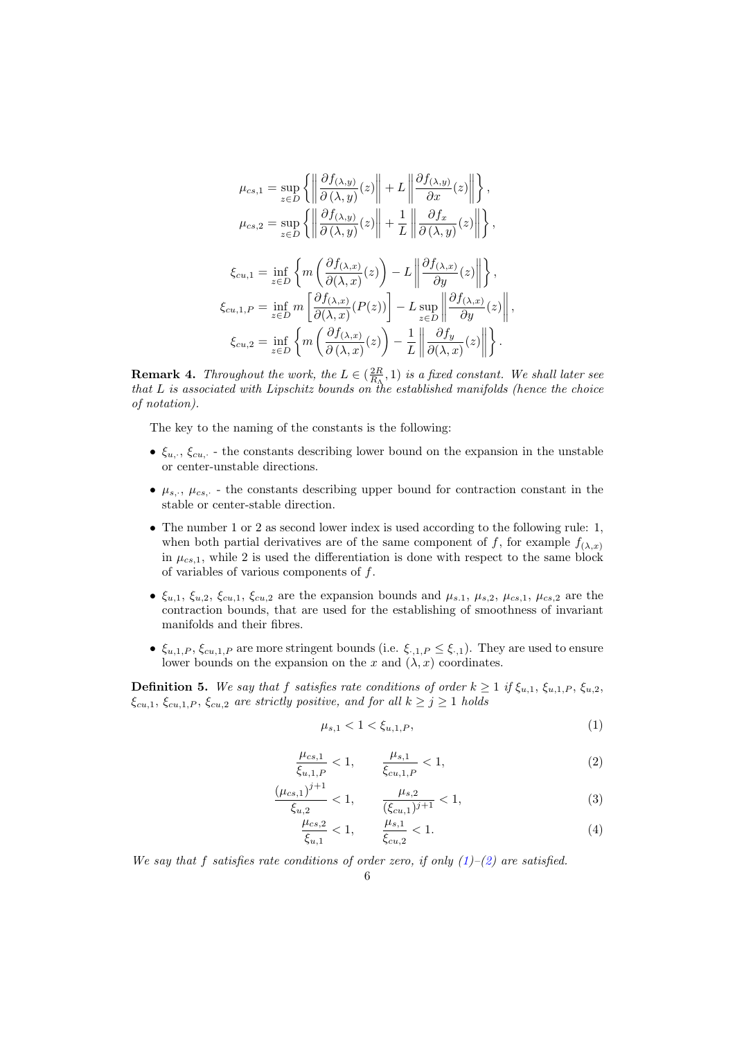$$\mu_{cs,1} = \sup_{z \in D} \left\{ \left\| \frac{\partial f_{(\lambda,y)}}{\partial (\lambda, y)}(z) \right\| + L \left\| \frac{\partial f_{(\lambda,y)}}{\partial x}(z) \right\| \right\},$$

$$\mu_{cs,2} = \sup_{z \in D} \left\{ \left\| \frac{\partial f_{(\lambda,y)}}{\partial (\lambda, y)}(z) \right\| + \frac{1}{L} \left\| \frac{\partial f_{x}}{\partial (\lambda, y)}(z) \right\| \right\},$$

$$\xi_{cu,1} = \inf_{z \in D} \left\{ m \left( \frac{\partial f_{(\lambda,x)}}{\partial (\lambda, x)}(z) \right) - L \left\| \frac{\partial f_{(\lambda,x)}}{\partial y}(z) \right\| \right\},$$

$$\xi_{cu,1,P} = \inf_{z \in D} m \left[ \frac{\partial f_{(\lambda,x)}}{\partial (\lambda, x)}(P(z)) \right] - L \sup_{z \in D} \left\| \frac{\partial f_{(\lambda,x)}}{\partial y}(z) \right\|,$$

$$\xi_{cu,2} = \inf_{z \in D} \left\{ m \left( \frac{\partial f_{(\lambda,x)}}{\partial (\lambda, x)}(z) \right) - \frac{1}{L} \left\| \frac{\partial f_{y}}{\partial (\lambda, x)}(z) \right\| \right\}.$$

**Remark 4.** *Throughout the work, the $L \in (\frac{2R}{R_\Lambda}, 1)$ is a fixed constant. We shall later see that $L$ is associated with Lipschitz bounds on the established manifolds (hence the choice of notation).*

The key to the naming of the constants is the following:

- $\xi_{u,\cdot}$, $\xi_{cu,\cdot}$ - the constants describing lower bound on the expansion in the unstable or center-unstable directions.
- $\mu_{s,\cdot}$, $\mu_{cs,\cdot}$ - the constants describing upper bound for contraction constant in the stable or center-stable direction.
- The number 1 or 2 as second lower index is used according to the following rule: 1, when both partial derivatives are of the same component of $f$, for example $f_{(\lambda,x)}$ in $\mu_{cs,1}$, while 2 is used the differentiation is done with respect to the same block of variables of various components of $f$.
- $\xi_{u,1}$, $\xi_{u,2}$, $\xi_{cu,1}$, $\xi_{cu,2}$ are the expansion bounds and $\mu_{s.1}$, $\mu_{s,2}$, $\mu_{cs,1}$, $\mu_{cs,2}$ are the contraction bounds, that are used for the establishing of smoothness of invariant manifolds and their fibres.
- $\xi_{u,1,P}$, $\xi_{cu,1,P}$ are more stringent bounds (i.e. $\xi_{\cdot,1,P} \leq \xi_{\cdot,1}$). They are used to ensure lower bounds on the expansion on the $x$ and $(\lambda, x)$ coordinates.

**Definition 5.** *We say that $f$ satisfies rate conditions of order $k \geq 1$ if $\xi_{u,1}$, $\xi_{u,1,P}$, $\xi_{u,2}$, $\xi_{cu,1}$, $\xi_{cu,1,P}$, $\xi_{cu,2}$ are strictly positive, and for all $k \geq j \geq 1$ holds*

$$\mu_{s,1} < 1 < \xi_{u,1,P}, \tag{1}$$

$$\frac{\mu_{cs,1}}{\xi_{u,1,P}} < 1, \qquad \frac{\mu_{s,1}}{\xi_{cu,1,P}} < 1, \tag{2}$$

$$\frac{(\mu_{cs,1})^{j+1}}{\xi_{u,2}} < 1, \qquad \frac{\mu_{s,2}}{(\xi_{cu,1})^{j+1}} < 1, \tag{3}$$

$$\frac{\mu_{cs,2}}{\xi_{u,1}} < 1, \qquad \frac{\mu_{s,1}}{\xi_{cu,2}} < 1. \tag{4}$$

*We say that $f$ satisfies rate conditions of order zero, if only (1)–(2) are satisfied.*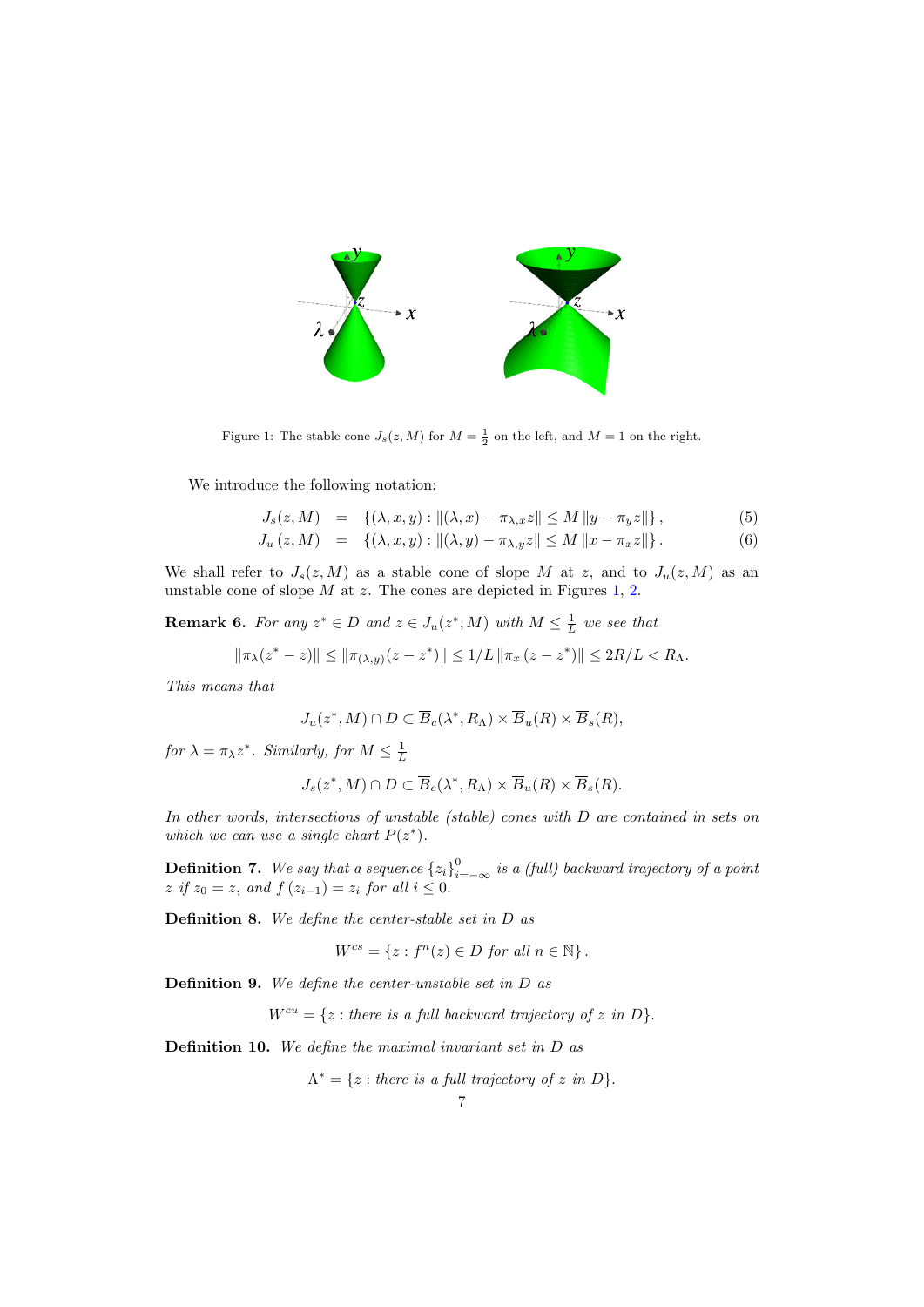Figure 1: The stable cone $J_s(z, M)$ for $M = \frac{1}{2}$ on the left, and $M = 1$ on the right.

We introduce the following notation:

$$J_s(z, M) = \{(\lambda, x, y) : \|(\lambda, x) - \pi_{\lambda,x} z\| \leq M \|y - \pi_y z\|\}, \tag{5}$$

$$J_u(z, M) = \{(\lambda, x, y) : \|(\lambda, y) - \pi_{\lambda,y} z\| \leq M \|x - \pi_x z\|\}. \tag{6}$$

We shall refer to $J_s(z, M)$ as a stable cone of slope $M$ at $z$, and to $J_u(z, M)$ as an unstable cone of slope $M$ at $z$. The cones are depicted in Figures 1, 2.

**Remark 6.** *For any $z^* \in D$ and $z \in J_u(z^*, M)$ with $M \leq \frac{1}{L}$ we see that*

$$\|\pi_\lambda(z^* - z)\| \leq \|\pi_{(\lambda,y)}(z - z^*)\| \leq 1/L \|\pi_x (z - z^*)\| \leq 2R/L < R_\Lambda.$$

*This means that*

$$J_u(z^*, M) \cap D \subset \overline{B}_c(\lambda^*, R_\Lambda) \times \overline{B}_u(R) \times \overline{B}_s(R),$$

*for $\lambda = \pi_\lambda z^*$. Similarly, for $M \leq \frac{1}{L}$*

$$J_s(z^*, M) \cap D \subset \overline{B}_c(\lambda^*, R_\Lambda) \times \overline{B}_u(R) \times \overline{B}_s(R).$$

*In other words, intersections of unstable (stable) cones with $D$ are contained in sets on which we can use a single chart $P(z^*)$.*

**Definition 7.** *We say that a sequence $\{z_i\}_{i=-\infty}^{0}$ is a (full) backward trajectory of a point $z$ if $z_0 = z$, and $f(z_{i-1}) = z_i$ for all $i \leq 0$.*

**Definition 8.** *We define the center-stable set in $D$ as*

$$W^{cs} = \{z : f^n(z) \in D \text{ for all } n \in \mathbb{N}\}.$$

**Definition 9.** *We define the center-unstable set in $D$ as*

$$W^{cu} = \{z : \text{there is a full backward trajectory of } z \text{ in } D\}.$$

**Definition 10.** *We define the maximal invariant set in $D$ as*

$$\Lambda^* = \{z : \text{there is a full trajectory of } z \text{ in } D\}.$$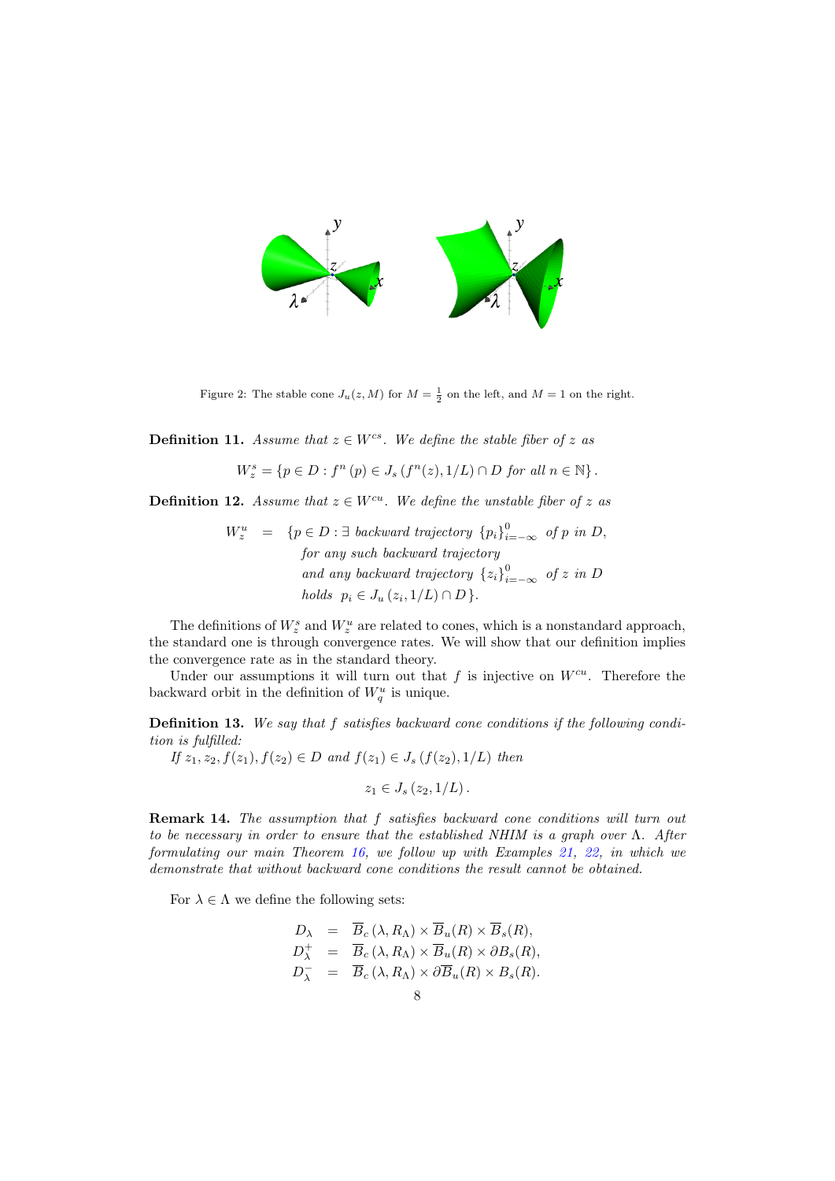Figure 2: The stable cone $J_u(z, M)$ for $M = \frac{1}{2}$ on the left, and $M = 1$ on the right.

**Definition 11.** *Assume that $z \in W^{cs}$. We define the stable fiber of $z$ as*

$$W_z^s = \{p \in D : f^n(p) \in J_s(f^n(z), 1/L) \cap D \text{ for all } n \in \mathbb{N}\}.$$

**Definition 12.** *Assume that $z \in W^{cu}$. We define the unstable fiber of $z$ as*

$$\begin{aligned} W_z^u = \{&p \in D : \exists \text{ backward trajectory } \{p_i\}_{i=-\infty}^0 \text{ of } p \text{ in } D, \\ &\text{for any such backward trajectory} \\ &\text{and any backward trajectory } \{z_i\}_{i=-\infty}^0 \text{ of } z \text{ in } D \\ &\text{holds } p_i \in J_u(z_i, 1/L) \cap D\}. \end{aligned}$$

The definitions of $W_z^s$ and $W_z^u$ are related to cones, which is a nonstandard approach, the standard one is through convergence rates. We will show that our definition implies the convergence rate as in the standard theory.

Under our assumptions it will turn out that $f$ is injective on $W^{cu}$. Therefore the backward orbit in the definition of $W_q^u$ is unique.

**Definition 13.** *We say that $f$ satisfies backward cone conditions if the following condition is fulfilled:*

*If $z_1, z_2, f(z_1), f(z_2) \in D$ and $f(z_1) \in J_s(f(z_2), 1/L)$ then*

$$z_1 \in J_s(z_2, 1/L).$$

**Remark 14.** *The assumption that $f$ satisfies backward cone conditions will turn out to be necessary in order to ensure that the established NHIM is a graph over $\Lambda$. After formulating our main Theorem 16, we follow up with Examples 21, 22, in which we demonstrate that without backward cone conditions the result cannot be obtained.*

For $\lambda \in \Lambda$ we define the following sets:

$$\begin{aligned} D_\lambda &= \overline{B}_c(\lambda, R_\Lambda) \times \overline{B}_u(R) \times \overline{B}_s(R), \\ D_\lambda^+ &= \overline{B}_c(\lambda, R_\Lambda) \times \overline{B}_u(R) \times \partial B_s(R), \\ D_\lambda^- &= \overline{B}_c(\lambda, R_\Lambda) \times \partial \overline{B}_u(R) \times B_s(R). \end{aligned}$$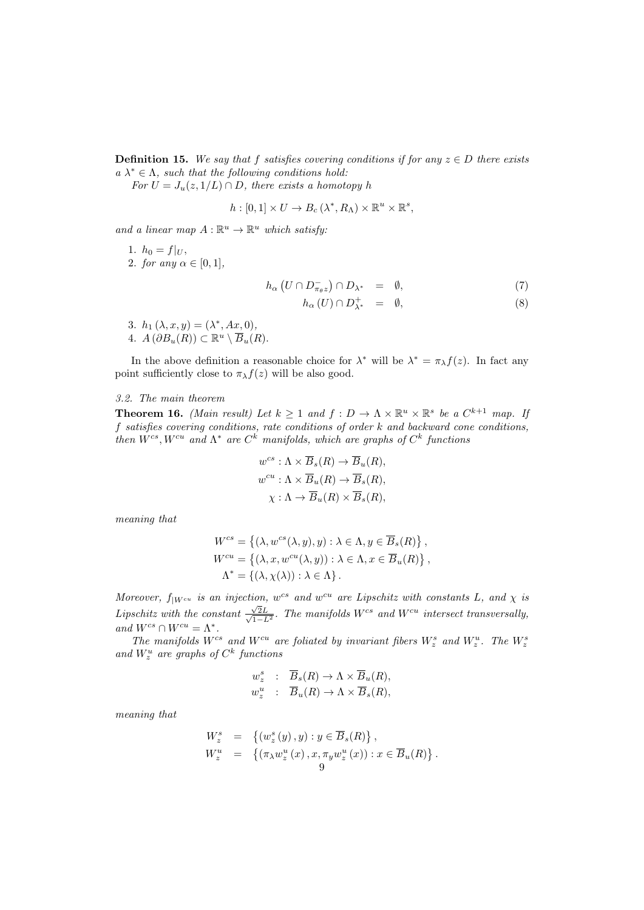**Definition 15.** *We say that $f$ satisfies covering conditions if for any $z \in D$ there exists a $\lambda^* \in \Lambda$, such that the following conditions hold:*

*For $U = J_u(z, 1/L) \cap D$, there exists a homotopy $h$*

$$h : [0,1] \times U \to B_c(\lambda^*, R_\Lambda) \times \mathbb{R}^u \times \mathbb{R}^s,$$

*and a linear map $A : \mathbb{R}^u \to \mathbb{R}^u$ which satisfy:*

1. $h_0 = f|_U$,
2. *for any $\alpha \in [0,1]$,*

$$h_\alpha\left(U \cap D^-_{\pi_\theta z}\right) \cap D_{\lambda^*} = \emptyset, \tag{7}$$

$$h_\alpha(U) \cap D^+_{\lambda^*} = \emptyset, \tag{8}$$

3. $h_1(\lambda, x, y) = (\lambda^*, Ax, 0)$,
4. $A(\partial B_u(R)) \subset \mathbb{R}^u \setminus \overline{B}_u(R)$.

In the above definition a reasonable choice for $\lambda^*$ will be $\lambda^* = \pi_\lambda f(z)$. In fact any point sufficiently close to $\pi_\lambda f(z)$ will be also good.

*3.2. The main theorem*

**Theorem 16.** *(Main result) Let $k \geq 1$ and $f : D \to \Lambda \times \mathbb{R}^u \times \mathbb{R}^s$ be a $C^{k+1}$ map. If $f$ satisfies covering conditions, rate conditions of order $k$ and backward cone conditions, then $W^{cs}, W^{cu}$ and $\Lambda^*$ are $C^k$ manifolds, which are graphs of $C^k$ functions*

$$w^{cs} : \Lambda \times \overline{B}_s(R) \to \overline{B}_u(R),$$
$$w^{cu} : \Lambda \times \overline{B}_u(R) \to \overline{B}_s(R),$$
$$\chi : \Lambda \to \overline{B}_u(R) \times \overline{B}_s(R),$$

*meaning that*

$$W^{cs} = \left\{(\lambda, w^{cs}(\lambda, y), y) : \lambda \in \Lambda, y \in \overline{B}_s(R)\right\},$$
$$W^{cu} = \left\{(\lambda, x, w^{cu}(\lambda, y)) : \lambda \in \Lambda, x \in \overline{B}_u(R)\right\},$$
$$\Lambda^* = \left\{(\lambda, \chi(\lambda)) : \lambda \in \Lambda\right\}.$$

*Moreover, $f_{|W^{cu}}$ is an injection, $w^{cs}$ and $w^{cu}$ are Lipschitz with constants $L$, and $\chi$ is Lipschitz with the constant $\frac{\sqrt{2}L}{\sqrt{1-L^2}}$. The manifolds $W^{cs}$ and $W^{cu}$ intersect transversally, and $W^{cs} \cap W^{cu} = \Lambda^*$.*

*The manifolds $W^{cs}$ and $W^{cu}$ are foliated by invariant fibers $W^s_z$ and $W^u_z$. The $W^s_z$ and $W^u_z$ are graphs of $C^k$ functions*

$$w^s_z \ : \ \overline{B}_s(R) \to \Lambda \times \overline{B}_u(R),$$
$$w^u_z \ : \ \overline{B}_u(R) \to \Lambda \times \overline{B}_s(R),$$

*meaning that*

$$W^s_z = \left\{(w^s_z(y), y) : y \in \overline{B}_s(R)\right\},$$
$$W^u_z = \left\{(\pi_\lambda w^u_z(x), x, \pi_y w^u_z(x)) : x \in \overline{B}_u(R)\right\}.$$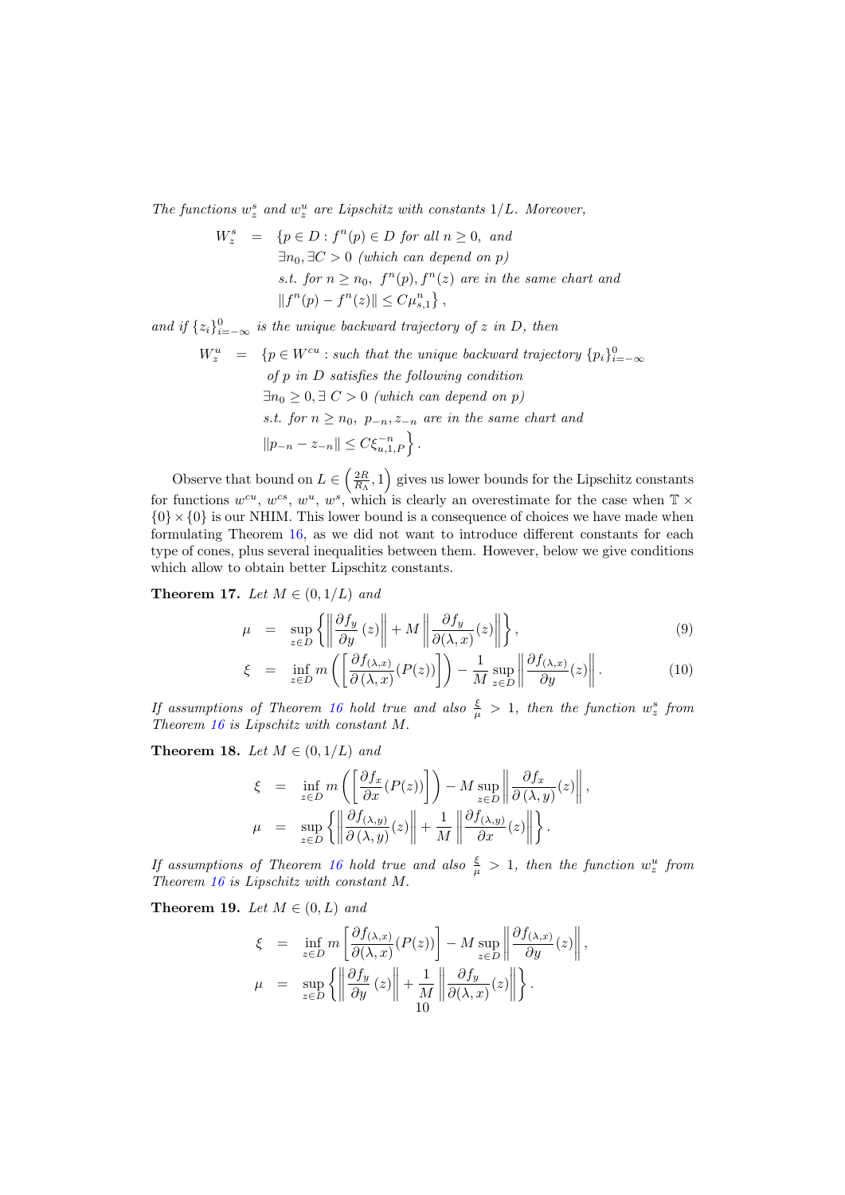*The functions $w_z^s$ and $w_z^u$ are Lipschitz with constants $1/L$. Moreover,*

$$
\begin{aligned}
W_z^s \quad = \quad & \{p \in D : f^n(p) \in D \text{ for all } n \geq 0, \text{ and} \\
& \exists n_0, \exists C > 0 \text{ (which can depend on } p) \\
& \text{s.t. for } n \geq n_0, \; f^n(p), f^n(z) \text{ are in the same chart and} \\
& \|f^n(p) - f^n(z)\| \leq C\mu_{s,1}^n\},
\end{aligned}
$$

*and if $\{z_i\}_{i=-\infty}^0$ is the unique backward trajectory of $z$ in $D$, then*

$$
\begin{aligned}
W_z^u \quad = \quad & \{p \in W^{cu} : \text{such that the unique backward trajectory } \{p_i\}_{i=-\infty}^0 \\
& \text{of } p \text{ in } D \text{ satisfies the following condition} \\
& \exists n_0 \geq 0, \exists \; C > 0 \text{ (which can depend on } p) \\
& \text{s.t. for } n \geq n_0, \; p_{-n}, z_{-n} \text{ are in the same chart and} \\
& \|p_{-n} - z_{-n}\| \leq C\xi_{u,1,P}^{-n}\}.
\end{aligned}
$$

Observe that bound on $L \in \left(\frac{2R}{R_\Lambda}, 1\right)$ gives us lower bounds for the Lipschitz constants for functions $w^{cu}$, $w^{cs}$, $w^u$, $w^s$, which is clearly an overestimate for the case when $\mathbb{T} \times \{0\} \times \{0\}$ is our NHIM. This lower bound is a consequence of choices we have made when formulating Theorem 16, as we did not want to introduce different constants for each type of cones, plus several inequalities between them. However, below we give conditions which allow to obtain better Lipschitz constants.

**Theorem 17.** *Let $M \in (0, 1/L)$ and*

$$
\mu \quad = \quad \sup_{z \in D} \left\{ \left\| \frac{\partial f_y}{\partial y}(z) \right\| + M \left\| \frac{\partial f_y}{\partial (\lambda, x)}(z) \right\| \right\}, \tag{9}
$$

$$
\xi \quad = \quad \inf_{z \in D} m\left( \left[ \frac{\partial f_{(\lambda,x)}}{\partial (\lambda, x)}(P(z)) \right] \right) - \frac{1}{M} \sup_{z \in D} \left\| \frac{\partial f_{(\lambda,x)}}{\partial y}(z) \right\|. \tag{10}
$$

*If assumptions of Theorem 16 hold true and also $\frac{\xi}{\mu} > 1$, then the function $w_z^s$ from Theorem 16 is Lipschitz with constant $M$.*

**Theorem 18.** *Let $M \in (0, 1/L)$ and*

$$
\xi \quad = \quad \inf_{z \in D} m\left( \left[ \frac{\partial f_x}{\partial x}(P(z)) \right] \right) - M \sup_{z \in D} \left\| \frac{\partial f_x}{\partial (\lambda, y)}(z) \right\|,
$$

$$
\mu \quad = \quad \sup_{z \in D} \left\{ \left\| \frac{\partial f_{(\lambda,y)}}{\partial (\lambda, y)}(z) \right\| + \frac{1}{M} \left\| \frac{\partial f_{(\lambda,y)}}{\partial x}(z) \right\| \right\}.
$$

*If assumptions of Theorem 16 hold true and also $\frac{\xi}{\mu} > 1$, then the function $w_z^u$ from Theorem 16 is Lipschitz with constant $M$.*

**Theorem 19.** *Let $M \in (0, L)$ and*

$$
\xi \quad = \quad \inf_{z \in D} m\left[ \frac{\partial f_{(\lambda,x)}}{\partial (\lambda, x)}(P(z)) \right] - M \sup_{z \in D} \left\| \frac{\partial f_{(\lambda,x)}}{\partial y}(z) \right\|,
$$

$$
\mu \quad = \quad \sup_{z \in D} \left\{ \left\| \frac{\partial f_y}{\partial y}(z) \right\| + \frac{1}{M} \left\| \frac{\partial f_y}{\partial (\lambda, x)}(z) \right\| \right\}.
$$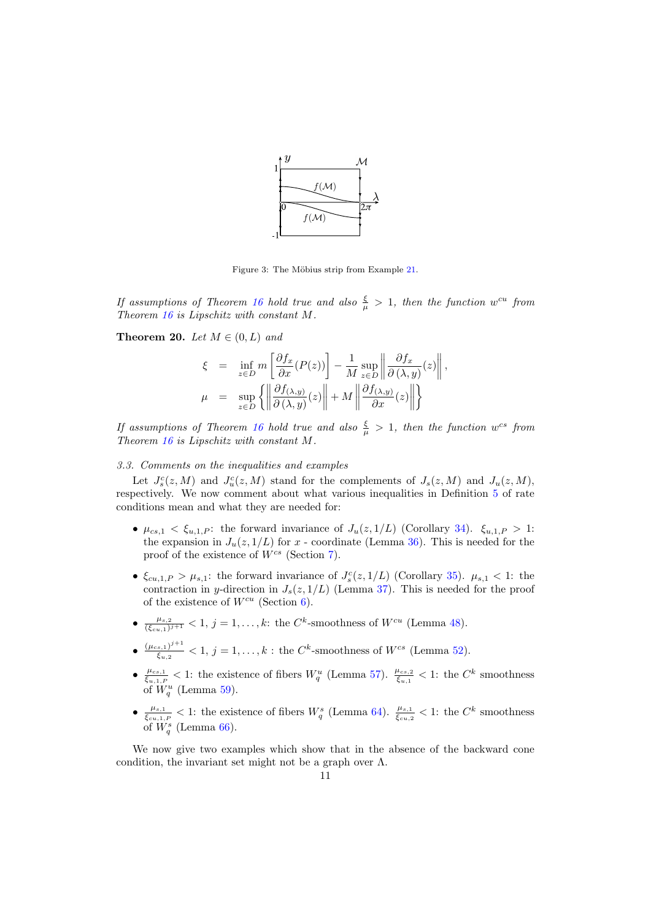Figure 3: The Möbius strip from Example 21.

*If assumptions of Theorem 16 hold true and also $\frac{\xi}{\mu} > 1$, then the function $w^{cu}$ from Theorem 16 is Lipschitz with constant $M$.*

**Theorem 20.** *Let $M \in (0, L)$ and*

$$
\begin{aligned}
\xi &= \inf_{z \in D} m\left[\frac{\partial f_x}{\partial x}(P(z))\right] - \frac{1}{M}\sup_{z\in D}\left\|\frac{\partial f_x}{\partial(\lambda, y)}(z)\right\|, \\
\mu &= \sup_{z\in D}\left\{\left\|\frac{\partial f_{(\lambda,y)}}{\partial(\lambda,y)}(z)\right\| + M\left\|\frac{\partial f_{(\lambda,y)}}{\partial x}(z)\right\|\right\}
\end{aligned}
$$

*If assumptions of Theorem 16 hold true and also $\frac{\xi}{\mu} > 1$, then the function $w^{cs}$ from Theorem 16 is Lipschitz with constant $M$.*

### 3.3. Comments on the inequalities and examples

Let $J_s^c(z, M)$ and $J_u^c(z, M)$ stand for the complements of $J_s(z, M)$ and $J_u(z, M)$, respectively. We now comment about what various inequalities in Definition 5 of rate conditions mean and what they are needed for:

- $\mu_{cs,1} < \xi_{u,1,P}$: the forward invariance of $J_u(z, 1/L)$ (Corollary 34). $\xi_{u,1,P} > 1$: the expansion in $J_u(z, 1/L)$ for $x$ - coordinate (Lemma 36). This is needed for the proof of the existence of $W^{cs}$ (Section 7).
- $\xi_{cu,1,P} > \mu_{s,1}$: the forward invariance of $J_s^c(z, 1/L)$ (Corollary 35). $\mu_{s,1} < 1$: the contraction in $y$-direction in $J_s(z, 1/L)$ (Lemma 37). This is needed for the proof of the existence of $W^{cu}$ (Section 6).
- $\frac{\mu_{s,2}}{(\xi_{cu,1})^{j+1}} < 1$, $j = 1, \ldots, k$: the $C^k$-smoothness of $W^{cu}$ (Lemma 48).
- $\frac{(\mu_{cs,1})^{j+1}}{\xi_{u,2}} < 1$, $j = 1, \ldots, k$ : the $C^k$-smoothness of $W^{cs}$ (Lemma 52).
- $\frac{\mu_{cs,1}}{\xi_{u,1,P}} < 1$: the existence of fibers $W_q^u$ (Lemma 57). $\frac{\mu_{cs,2}}{\xi_{u,1}} < 1$: the $C^k$ smoothness of $W_q^u$ (Lemma 59).
- $\frac{\mu_{s,1}}{\xi_{cu,1,P}} < 1$: the existence of fibers $W_q^s$ (Lemma 64). $\frac{\mu_{s,1}}{\xi_{cu,2}} < 1$: the $C^k$ smoothness of $W_q^s$ (Lemma 66).

We now give two examples which show that in the absence of the backward cone condition, the invariant set might not be a graph over $\Lambda$.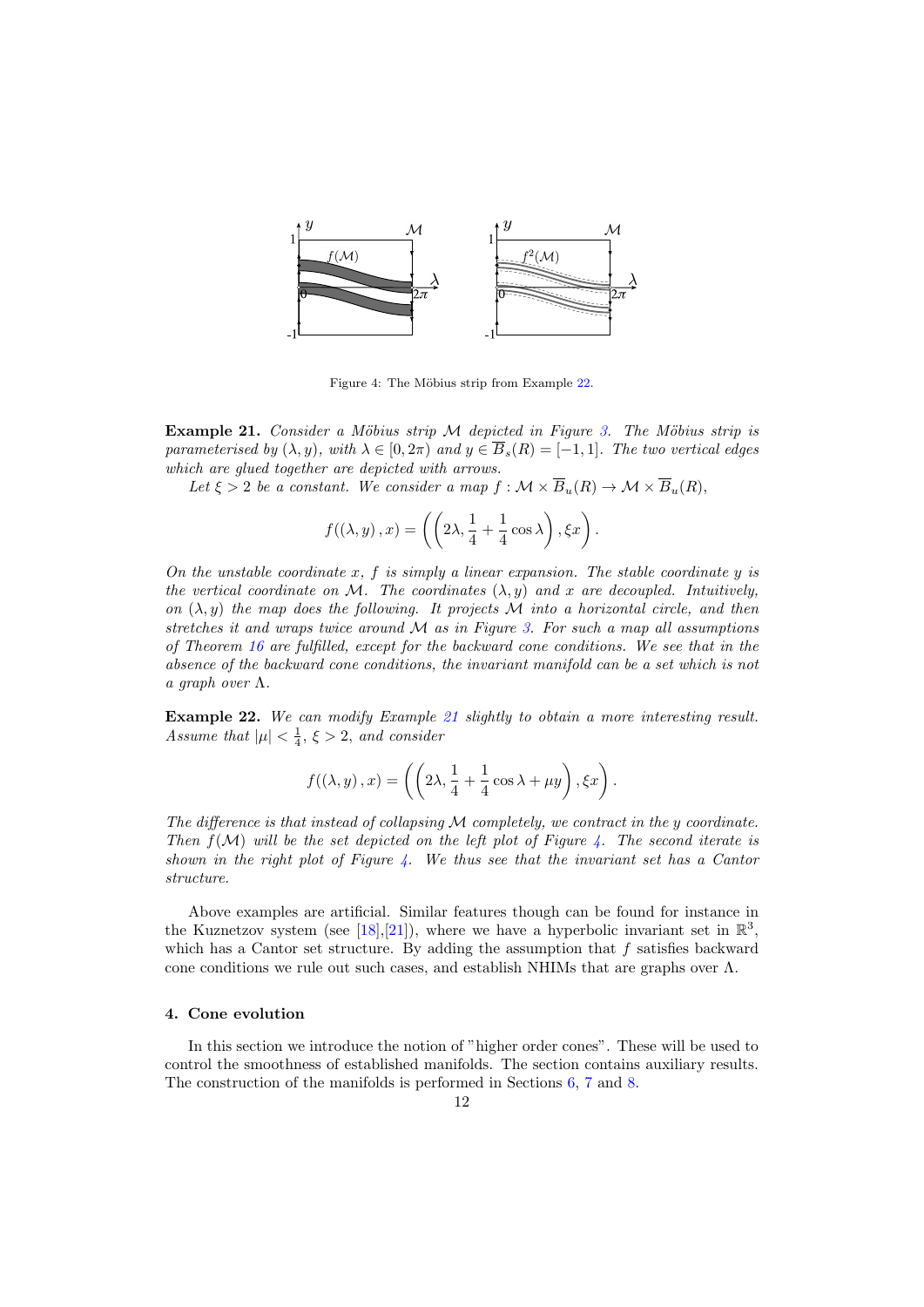Figure 4: The Möbius strip from Example 22.

**Example 21.** *Consider a Möbius strip $\mathcal{M}$ depicted in Figure 3. The Möbius strip is parameterised by $(\lambda, y)$, with $\lambda \in [0, 2\pi)$ and $y \in \overline{B}_s(R) = [-1, 1]$. The two vertical edges which are glued together are depicted with arrows.*

*Let $\xi > 2$ be a constant. We consider a map $f : \mathcal{M} \times \overline{B}_u(R) \to \mathcal{M} \times \overline{B}_u(R)$,*

$$f((\lambda, y), x) = \left( \left( 2\lambda, \frac{1}{4} + \frac{1}{4}\cos\lambda \right), \xi x \right).$$

*On the unstable coordinate $x$, $f$ is simply a linear expansion. The stable coordinate $y$ is the vertical coordinate on $\mathcal{M}$. The coordinates $(\lambda, y)$ and $x$ are decoupled. Intuitively, on $(\lambda, y)$ the map does the following. It projects $\mathcal{M}$ into a horizontal circle, and then stretches it and wraps twice around $\mathcal{M}$ as in Figure 3. For such a map all assumptions of Theorem 16 are fulfilled, except for the backward cone conditions. We see that in the absence of the backward cone conditions, the invariant manifold can be a set which is not a graph over $\Lambda$.*

**Example 22.** *We can modify Example 21 slightly to obtain a more interesting result. Assume that $|\mu| < \frac{1}{4}$, $\xi > 2$, and consider*

$$f((\lambda, y), x) = \left( \left( 2\lambda, \frac{1}{4} + \frac{1}{4}\cos\lambda + \mu y \right), \xi x \right).$$

*The difference is that instead of collapsing $\mathcal{M}$ completely, we contract in the $y$ coordinate. Then $f(\mathcal{M})$ will be the set depicted on the left plot of Figure 4. The second iterate is shown in the right plot of Figure 4. We thus see that the invariant set has a Cantor structure.*

Above examples are artificial. Similar features though can be found for instance in the Kuznetzov system (see [18],[21]), where we have a hyperbolic invariant set in $\mathbb{R}^3$, which has a Cantor set structure. By adding the assumption that $f$ satisfies backward cone conditions we rule out such cases, and establish NHIMs that are graphs over $\Lambda$.

## 4. Cone evolution

In this section we introduce the notion of "higher order cones". These will be used to control the smoothness of established manifolds. The section contains auxiliary results. The construction of the manifolds is performed in Sections 6, 7 and 8.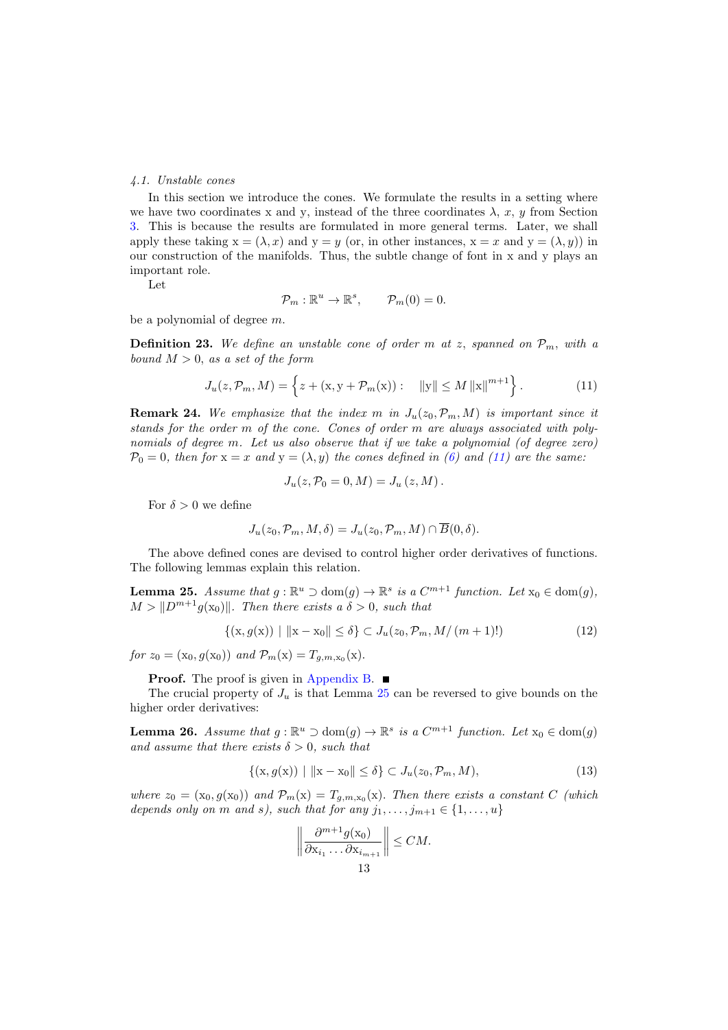### 4.1. Unstable cones

In this section we introduce the cones. We formulate the results in a setting where we have two coordinates $\mathrm{x}$ and $\mathrm{y}$, instead of the three coordinates $\lambda$, $x$, $y$ from Section 3. This is because the results are formulated in more general terms. Later, we shall apply these taking $\mathrm{x} = (\lambda, x)$ and $\mathrm{y} = y$ (or, in other instances, $\mathrm{x} = x$ and $\mathrm{y} = (\lambda, y)$) in our construction of the manifolds. Thus, the subtle change of font in $\mathrm{x}$ and $\mathrm{y}$ plays an important role.

Let

$$\mathcal{P}_m : \mathbb{R}^u \to \mathbb{R}^s, \qquad \mathcal{P}_m(0) = 0.$$

be a polynomial of degree $m$.

**Definition 23.** *We define an unstable cone of order $m$ at $z$, spanned on $\mathcal{P}_m$, with a bound $M > 0$, as a set of the form*

$$J_u(z, \mathcal{P}_m, M) = \left\{ z + (\mathrm{x}, \mathrm{y} + \mathcal{P}_m(\mathrm{x})) : \quad \|\mathrm{y}\| \leq M \|\mathrm{x}\|^{m+1} \right\}. \tag{11}$$

**Remark 24.** *We emphasize that the index $m$ in $J_u(z_0, \mathcal{P}_m, M)$ is important since it stands for the order of the cone. Cones of order $m$ are always associated with polynomials of degree $m$. Let us also observe that if we take a polynomial (of degree zero) $\mathcal{P}_0 = 0$, then for $\mathrm{x} = x$ and $\mathrm{y} = (\lambda, y)$ the cones defined in (6) and (11) are the same:*

$$J_u(z, \mathcal{P}_0 = 0, M) = J_u(z, M).$$

For $\delta > 0$ we define

$$J_u(z_0, \mathcal{P}_m, M, \delta) = J_u(z_0, \mathcal{P}_m, M) \cap \overline{B}(0, \delta).$$

The above defined cones are devised to control higher order derivatives of functions. The following lemmas explain this relation.

**Lemma 25.** *Assume that $g : \mathbb{R}^u \supset \mathrm{dom}(g) \to \mathbb{R}^s$ is a $C^{m+1}$ function. Let $\mathrm{x}_0 \in \mathrm{dom}(g)$, $M > \|D^{m+1} g(\mathrm{x}_0)\|$. Then there exists a $\delta > 0$, such that*

$$\{(\mathrm{x}, g(\mathrm{x})) \mid \|\mathrm{x} - \mathrm{x}_0\| \leq \delta\} \subset J_u(z_0, \mathcal{P}_m, M/(m+1)!) \tag{12}$$

*for $z_0 = (\mathrm{x}_0, g(\mathrm{x}_0))$ and $\mathcal{P}_m(\mathrm{x}) = T_{g,m,\mathrm{x}_0}(\mathrm{x})$.*

**Proof.** The proof is given in Appendix B. ∎

The crucial property of $J_u$ is that Lemma 25 can be reversed to give bounds on the higher order derivatives:

**Lemma 26.** *Assume that $g : \mathbb{R}^u \supset \mathrm{dom}(g) \to \mathbb{R}^s$ is a $C^{m+1}$ function. Let $\mathrm{x}_0 \in \mathrm{dom}(g)$ and assume that there exists $\delta > 0$, such that*

$$\{(\mathrm{x}, g(\mathrm{x})) \mid \|\mathrm{x} - \mathrm{x}_0\| \leq \delta\} \subset J_u(z_0, \mathcal{P}_m, M), \tag{13}$$

*where $z_0 = (\mathrm{x}_0, g(\mathrm{x}_0))$ and $\mathcal{P}_m(\mathrm{x}) = T_{g,m,\mathrm{x}_0}(\mathrm{x})$. Then there exists a constant $C$ (which depends only on $m$ and $s$), such that for any $j_1, \ldots, j_{m+1} \in \{1, \ldots, u\}$*

$$\left\| \frac{\partial^{m+1} g(\mathrm{x}_0)}{\partial \mathrm{x}_{i_1} \ldots \partial \mathrm{x}_{i_{m+1}}} \right\| \leq CM.$$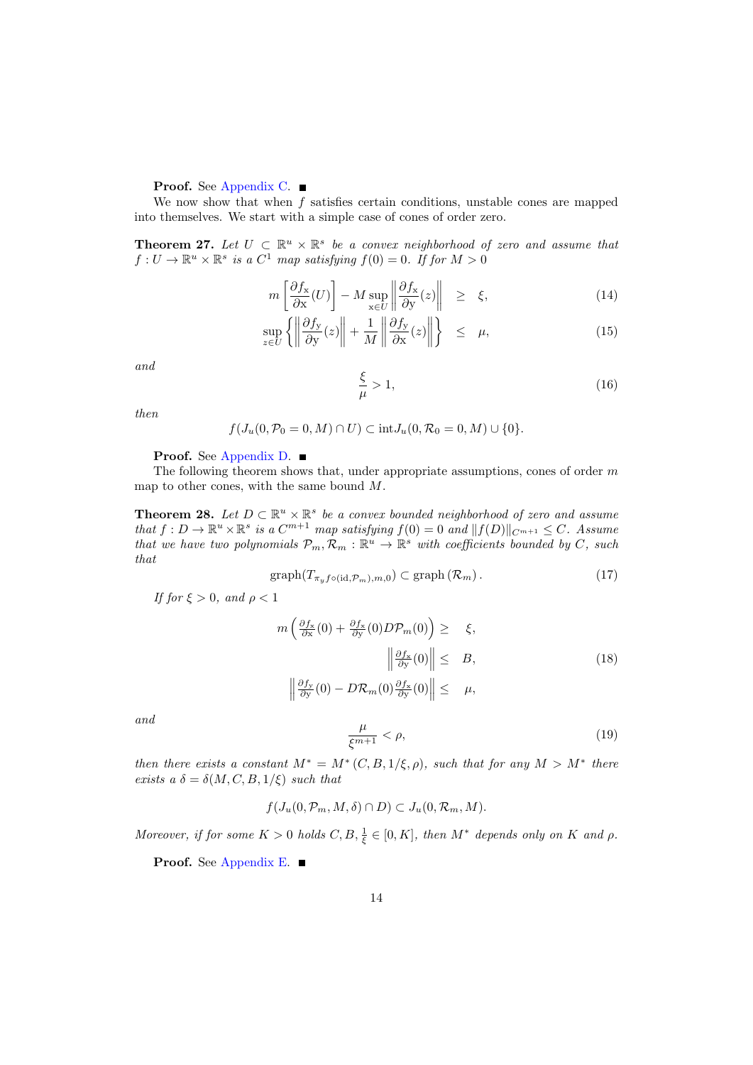**Proof.** See Appendix C. ■

We now show that when $f$ satisfies certain conditions, unstable cones are mapped into themselves. We start with a simple case of cones of order zero.

**Theorem 27.** *Let $U \subset \mathbb{R}^u \times \mathbb{R}^s$ be a convex neighborhood of zero and assume that $f : U \to \mathbb{R}^u \times \mathbb{R}^s$ is a $C^1$ map satisfying $f(0) = 0$. If for $M > 0$*

$$
m\left[\frac{\partial f_{\mathrm{x}}}{\partial \mathrm{x}}(U)\right] - M \sup_{\mathrm{x}\in U}\left\|\frac{\partial f_{\mathrm{x}}}{\partial \mathrm{y}}(z)\right\| \geq \xi, \tag{14}
$$

$$
\sup_{z\in U}\left\{\left\|\frac{\partial f_{\mathrm{y}}}{\partial \mathrm{y}}(z)\right\| + \frac{1}{M}\left\|\frac{\partial f_{\mathrm{y}}}{\partial \mathrm{x}}(z)\right\|\right\} \leq \mu, \tag{15}
$$

*and*

$$
\frac{\xi}{\mu} > 1, \tag{16}
$$

*then*

$$
f(J_u(0, \mathcal{P}_0 = 0, M) \cap U) \subset \mathrm{int} J_u(0, \mathcal{R}_0 = 0, M) \cup \{0\}.
$$

**Proof.** See Appendix D. ■

The following theorem shows that, under appropriate assumptions, cones of order $m$ map to other cones, with the same bound $M$.

**Theorem 28.** *Let $D \subset \mathbb{R}^u \times \mathbb{R}^s$ be a convex bounded neighborhood of zero and assume that $f : D \to \mathbb{R}^u \times \mathbb{R}^s$ is a $C^{m+1}$ map satisfying $f(0) = 0$ and $\|f(D)\|_{C^{m+1}} \leq C$. Assume that we have two polynomials $\mathcal{P}_m, \mathcal{R}_m : \mathbb{R}^u \to \mathbb{R}^s$ with coefficients bounded by $C$, such that*

$$
\mathrm{graph}(T_{\pi_y f\circ(\mathrm{id},\mathcal{P}_m),m,0}) \subset \mathrm{graph}\left(\mathcal{R}_m\right). \tag{17}
$$

*If for $\xi > 0$, and $\rho < 1$*

$$
\begin{aligned}
m\left(\tfrac{\partial f_{\mathrm{x}}}{\partial \mathrm{x}}(0) + \tfrac{\partial f_{\mathrm{x}}}{\partial \mathrm{y}}(0) D\mathcal{P}_m(0)\right) &\geq \xi, \\
\left\|\tfrac{\partial f_{\mathrm{x}}}{\partial \mathrm{y}}(0)\right\| &\leq B, \\
\left\|\tfrac{\partial f_{\mathrm{y}}}{\partial \mathrm{y}}(0) - D\mathcal{R}_m(0)\tfrac{\partial f_{\mathrm{x}}}{\partial \mathrm{y}}(0)\right\| &\leq \mu,
\end{aligned} \tag{18}
$$

*and*

$$
\frac{\mu}{\xi^{m+1}} < \rho, \tag{19}
$$

*then there exists a constant $M^* = M^*(C, B, 1/\xi, \rho)$, such that for any $M > M^*$ there exists a $\delta = \delta(M, C, B, 1/\xi)$ such that*

$$
f(J_u(0, \mathcal{P}_m, M, \delta) \cap D) \subset J_u(0, \mathcal{R}_m, M).
$$

*Moreover, if for some $K > 0$ holds $C, B, \frac{1}{\xi} \in [0, K]$, then $M^*$ depends only on $K$ and $\rho$.*

**Proof.** See Appendix E. ■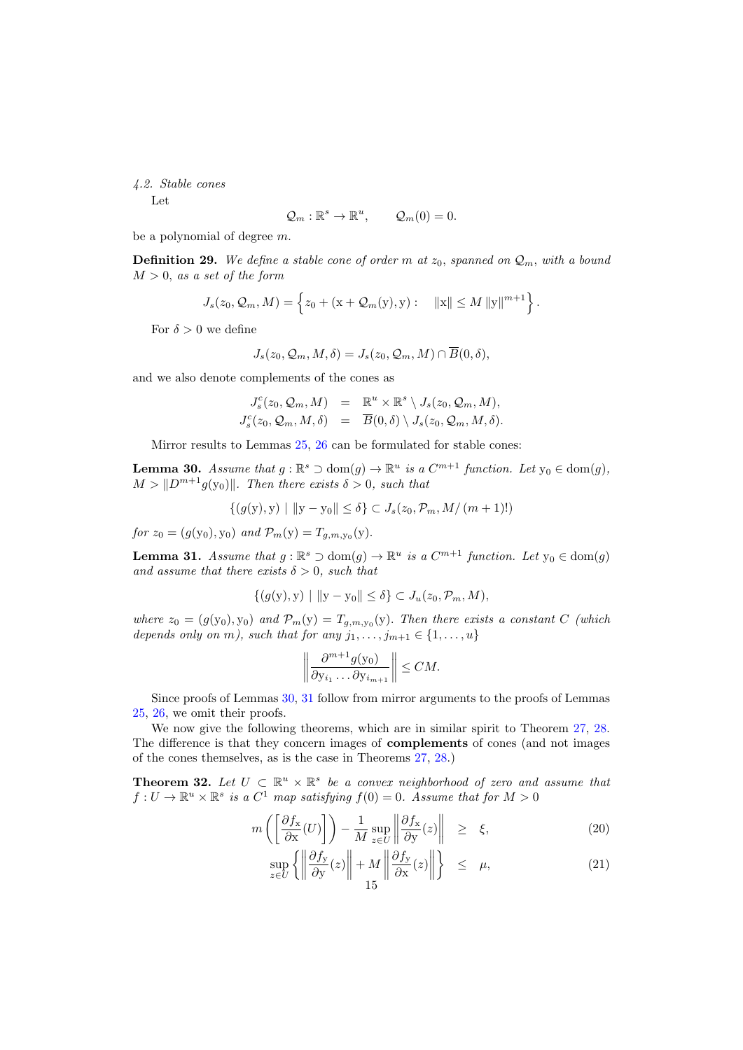*4.2. Stable cones*

Let

$$\mathcal{Q}_m : \mathbb{R}^s \to \mathbb{R}^u, \qquad \mathcal{Q}_m(0) = 0.$$

be a polynomial of degree $m$.

**Definition 29.** *We define a stable cone of order $m$ at $z_0$, spanned on $\mathcal{Q}_m$, with a bound $M > 0$, as a set of the form*

$$J_s(z_0, \mathcal{Q}_m, M) = \left\{ z_0 + (\mathrm{x} + \mathcal{Q}_m(\mathrm{y}), \mathrm{y}) : \quad \|\mathrm{x}\| \le M \|\mathrm{y}\|^{m+1} \right\}.$$

For $\delta > 0$ we define

$$J_s(z_0, \mathcal{Q}_m, M, \delta) = J_s(z_0, \mathcal{Q}_m, M) \cap \overline{B}(0, \delta),$$

and we also denote complements of the cones as

$$\begin{aligned} J_s^c(z_0, \mathcal{Q}_m, M) &= \mathbb{R}^u \times \mathbb{R}^s \setminus J_s(z_0, \mathcal{Q}_m, M), \\ J_s^c(z_0, \mathcal{Q}_m, M, \delta) &= \overline{B}(0, \delta) \setminus J_s(z_0, \mathcal{Q}_m, M, \delta). \end{aligned}$$

Mirror results to Lemmas 25, 26 can be formulated for stable cones:

**Lemma 30.** *Assume that $g : \mathbb{R}^s \supset \mathrm{dom}(g) \to \mathbb{R}^u$ is a $C^{m+1}$ function. Let $\mathrm{y}_0 \in \mathrm{dom}(g)$, $M > \|D^{m+1} g(\mathrm{y}_0)\|$. Then there exists $\delta > 0$, such that*

$$\{(g(\mathrm{y}), \mathrm{y}) \mid \|\mathrm{y} - \mathrm{y}_0\| \le \delta\} \subset J_s(z_0, \mathcal{P}_m, M/(m+1)!)$$

*for $z_0 = (g(\mathrm{y}_0), \mathrm{y}_0)$ and $\mathcal{P}_m(\mathrm{y}) = T_{g,m,\mathrm{y}_0}(\mathrm{y})$.*

**Lemma 31.** *Assume that $g : \mathbb{R}^s \supset \mathrm{dom}(g) \to \mathbb{R}^u$ is a $C^{m+1}$ function. Let $\mathrm{y}_0 \in \mathrm{dom}(g)$ and assume that there exists $\delta > 0$, such that*

$$\{(g(\mathrm{y}), \mathrm{y}) \mid \|\mathrm{y} - \mathrm{y}_0\| \le \delta\} \subset J_u(z_0, \mathcal{P}_m, M),$$

*where $z_0 = (g(\mathrm{y}_0), \mathrm{y}_0)$ and $\mathcal{P}_m(\mathrm{y}) = T_{g,m,\mathrm{y}_0}(\mathrm{y})$. Then there exists a constant $C$ (which depends only on $m$), such that for any $j_1, \ldots, j_{m+1} \in \{1, \ldots, u\}$*

$$\left\| \frac{\partial^{m+1} g(\mathrm{y}_0)}{\partial \mathrm{y}_{i_1} \ldots \partial \mathrm{y}_{i_{m+1}}} \right\| \le CM.$$

Since proofs of Lemmas 30, 31 follow from mirror arguments to the proofs of Lemmas 25, 26, we omit their proofs.

We now give the following theorems, which are in similar spirit to Theorem 27, 28. The difference is that they concern images of **complements** of cones (and not images of the cones themselves, as is the case in Theorems 27, 28.)

**Theorem 32.** *Let $U \subset \mathbb{R}^u \times \mathbb{R}^s$ be a convex neighborhood of zero and assume that $f : U \to \mathbb{R}^u \times \mathbb{R}^s$ is a $C^1$ map satisfying $f(0) = 0$. Assume that for $M > 0$*

$$m\left( \left[ \frac{\partial f_{\mathrm{x}}}{\partial \mathrm{x}}(U) \right] \right) - \frac{1}{M} \sup_{z \in U} \left\| \frac{\partial f_{\mathrm{x}}}{\partial \mathrm{y}}(z) \right\| \ge \xi, \tag{20}$$

$$\sup_{z \in U} \left\{ \left\| \frac{\partial f_{\mathrm{y}}}{\partial \mathrm{y}}(z) \right\| + M \left\| \frac{\partial f_{\mathrm{y}}}{\partial \mathrm{x}}(z) \right\| \right\} \le \mu, \tag{21}$$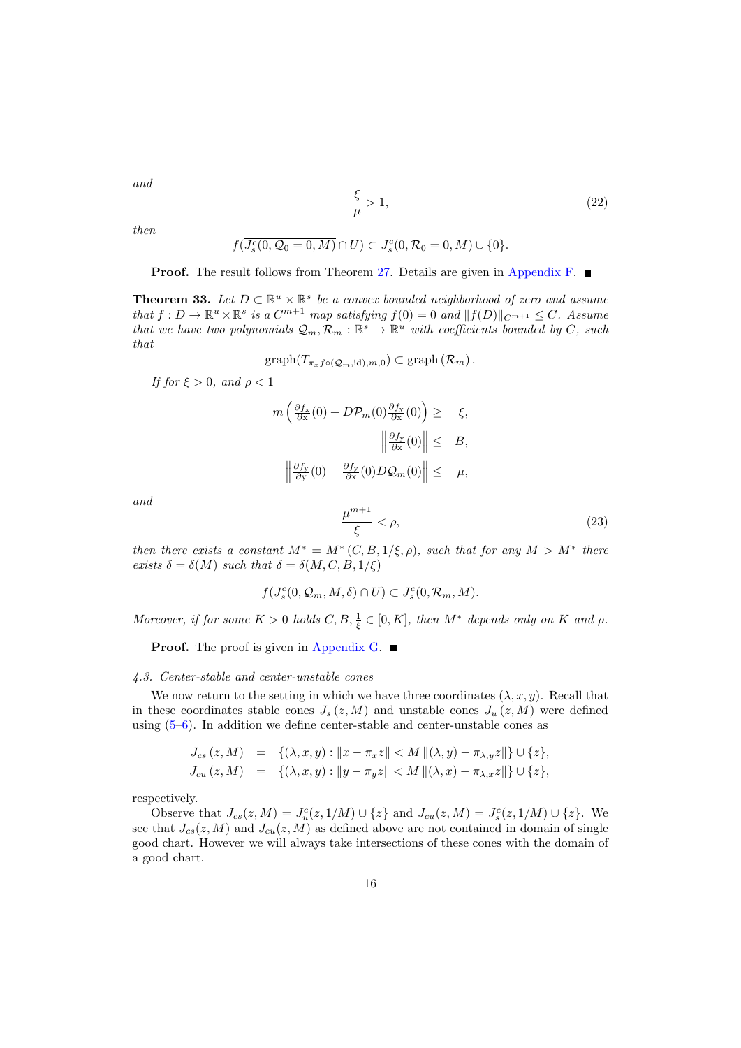*and*

$$\frac{\xi}{\mu} > 1, \tag{22}$$

*then*

$$f(\overline{J_s^c(0, \mathcal{Q}_0 = 0, M)} \cap U) \subset J_s^c(0, \mathcal{R}_0 = 0, M) \cup \{0\}.$$

**Proof.** The result follows from Theorem 27. Details are given in Appendix F. ■

**Theorem 33.** *Let $D \subset \mathbb{R}^u \times \mathbb{R}^s$ be a convex bounded neighborhood of zero and assume that $f : D \to \mathbb{R}^u \times \mathbb{R}^s$ is a $C^{m+1}$ map satisfying $f(0) = 0$ and $\|f(D)\|_{C^{m+1}} \leq C$. Assume that we have two polynomials $\mathcal{Q}_m, \mathcal{R}_m : \mathbb{R}^s \to \mathbb{R}^u$ with coefficients bounded by $C$, such that*

$$\mathrm{graph}(T_{\pi_x f \circ (\mathcal{Q}_m, \mathrm{id}), m, 0}) \subset \mathrm{graph}\left(\mathcal{R}_m\right).$$

*If for $\xi > 0$, and $\rho < 1$*

$$\begin{aligned} m\left(\tfrac{\partial f_x}{\partial x}(0) + D\mathcal{P}_m(0)\tfrac{\partial f_y}{\partial x}(0)\right) &\geq \quad \xi, \\ \left\|\tfrac{\partial f_y}{\partial x}(0)\right\| &\leq \quad B, \\ \left\|\tfrac{\partial f_y}{\partial y}(0) - \tfrac{\partial f_y}{\partial x}(0) D\mathcal{Q}_m(0)\right\| &\leq \quad \mu, \end{aligned}$$

*and*

$$\frac{\mu^{m+1}}{\xi} < \rho, \tag{23}$$

*then there exists a constant $M^* = M^*\left(C, B, 1/\xi, \rho\right)$, such that for any $M > M^*$ there exists $\delta = \delta(M)$ such that $\delta = \delta(M, C, B, 1/\xi)$*

$$f(J_s^c(0, \mathcal{Q}_m, M, \delta) \cap U) \subset J_s^c(0, \mathcal{R}_m, M).$$

*Moreover, if for some $K > 0$ holds $C, B, \frac{1}{\xi} \in [0, K]$, then $M^*$ depends only on $K$ and $\rho$.*

**Proof.** The proof is given in Appendix G. ■

*4.3. Center-stable and center-unstable cones*

We now return to the setting in which we have three coordinates $(\lambda, x, y)$. Recall that in these coordinates stable cones $J_s\left(z, M\right)$ and unstable cones $J_u\left(z, M\right)$ were defined using (5–6). In addition we define center-stable and center-unstable cones as

$$\begin{aligned} J_{cs}\left(z, M\right) &= \{(\lambda, x, y) : \|x - \pi_x z\| < M \left\|(\lambda, y) - \pi_{\lambda, y} z\right\|\} \cup \{z\}, \\ J_{cu}\left(z, M\right) &= \{(\lambda, x, y) : \|y - \pi_y z\| < M \left\|(\lambda, x) - \pi_{\lambda, x} z\right\|\} \cup \{z\}, \end{aligned}$$

respectively.

Observe that $J_{cs}(z, M) = J_u^c(z, 1/M) \cup \{z\}$ and $J_{cu}(z, M) = J_s^c(z, 1/M) \cup \{z\}$. We see that $J_{cs}(z, M)$ and $J_{cu}(z, M)$ as defined above are not contained in domain of single good chart. However we will always take intersections of these cones with the domain of a good chart.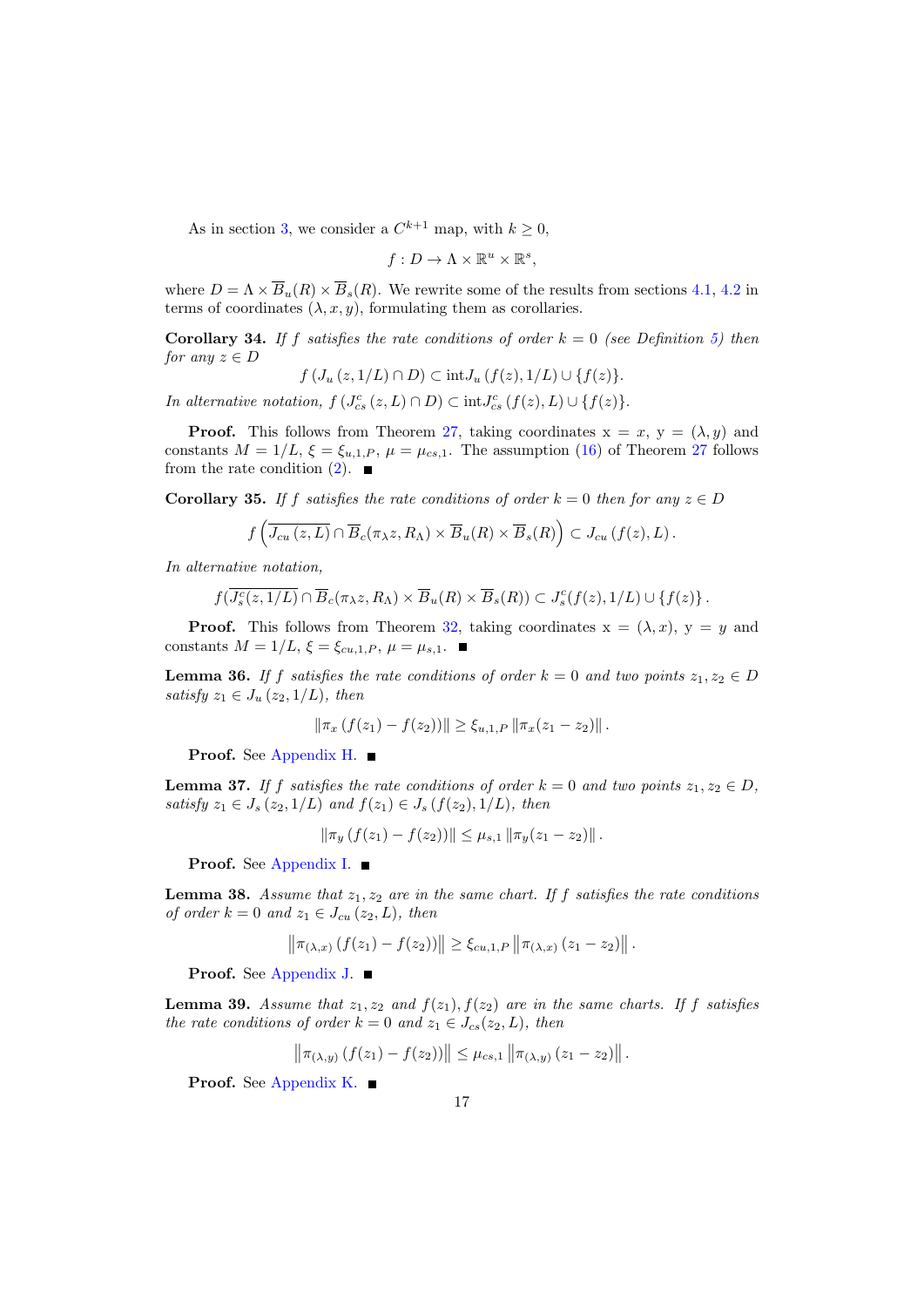As in section 3, we consider a $C^{k+1}$ map, with $k \geq 0$,

$$f : D \to \Lambda \times \mathbb{R}^u \times \mathbb{R}^s,$$

where $D = \Lambda \times \overline{B}_u(R) \times \overline{B}_s(R)$. We rewrite some of the results from sections 4.1, 4.2 in terms of coordinates $(\lambda, x, y)$, formulating them as corollaries.

**Corollary 34.** *If $f$ satisfies the rate conditions of order $k = 0$ (see Definition 5) then for any $z \in D$*

$$f\left(J_u\left(z, 1/L\right) \cap D\right) \subset \mathrm{int} J_u\left(f(z), 1/L\right) \cup \{f(z)\}.$$

*In alternative notation, $f\left(J_{cs}^c\left(z, L\right) \cap D\right) \subset \mathrm{int} J_{cs}^c\left(f(z), L\right) \cup \{f(z)\}$.*

**Proof.** This follows from Theorem 27, taking coordinates $\mathrm{x} = x$, $\mathrm{y} = (\lambda, y)$ and constants $M = 1/L$, $\xi = \xi_{u,1,P}$, $\mu = \mu_{cs,1}$. The assumption (16) of Theorem 27 follows from the rate condition (2). ∎

**Corollary 35.** *If $f$ satisfies the rate conditions of order $k = 0$ then for any $z \in D$*

$$f\left(\overline{J_{cu}\left(z, L\right)} \cap \overline{B}_c(\pi_\lambda z, R_\Lambda) \times \overline{B}_u(R) \times \overline{B}_s(R)\right) \subset J_{cu}\left(f(z), L\right).$$

*In alternative notation,*

$$f(\overline{J_s^c(z, 1/L)} \cap \overline{B}_c(\pi_\lambda z, R_\Lambda) \times \overline{B}_u(R) \times \overline{B}_s(R)) \subset J_s^c(f(z), 1/L) \cup \{f(z)\}.$$

**Proof.** This follows from Theorem 32, taking coordinates $\mathrm{x} = (\lambda, x)$, $\mathrm{y} = y$ and constants $M = 1/L$, $\xi = \xi_{cu,1,P}$, $\mu = \mu_{s,1}$. ∎

**Lemma 36.** *If $f$ satisfies the rate conditions of order $k = 0$ and two points $z_1, z_2 \in D$ satisfy $z_1 \in J_u\left(z_2, 1/L\right)$, then*

$$\left\|\pi_x\left(f(z_1) - f(z_2)\right)\right\| \geq \xi_{u,1,P}\left\|\pi_x(z_1 - z_2)\right\|.$$

**Proof.** See Appendix H. ∎

**Lemma 37.** *If $f$ satisfies the rate conditions of order $k = 0$ and two points $z_1, z_2 \in D$, satisfy $z_1 \in J_s\left(z_2, 1/L\right)$ and $f(z_1) \in J_s\left(f(z_2), 1/L\right)$, then*

$$\left\|\pi_y\left(f(z_1) - f(z_2)\right)\right\| \leq \mu_{s,1}\left\|\pi_y(z_1 - z_2)\right\|.$$

**Proof.** See Appendix I. ∎

**Lemma 38.** *Assume that $z_1, z_2$ are in the same chart. If $f$ satisfies the rate conditions of order $k = 0$ and $z_1 \in J_{cu}\left(z_2, L\right)$, then*

$$\left\|\pi_{(\lambda,x)}\left(f(z_1) - f(z_2)\right)\right\| \geq \xi_{cu,1,P}\left\|\pi_{(\lambda,x)}\left(z_1 - z_2\right)\right\|.$$

**Proof.** See Appendix J. ∎

**Lemma 39.** *Assume that $z_1, z_2$ and $f(z_1), f(z_2)$ are in the same charts. If $f$ satisfies the rate conditions of order $k = 0$ and $z_1 \in J_{cs}(z_2, L)$, then*

$$\left\|\pi_{(\lambda,y)}\left(f(z_1) - f(z_2)\right)\right\| \leq \mu_{cs,1}\left\|\pi_{(\lambda,y)}\left(z_1 - z_2\right)\right\|.$$

**Proof.** See Appendix K. ∎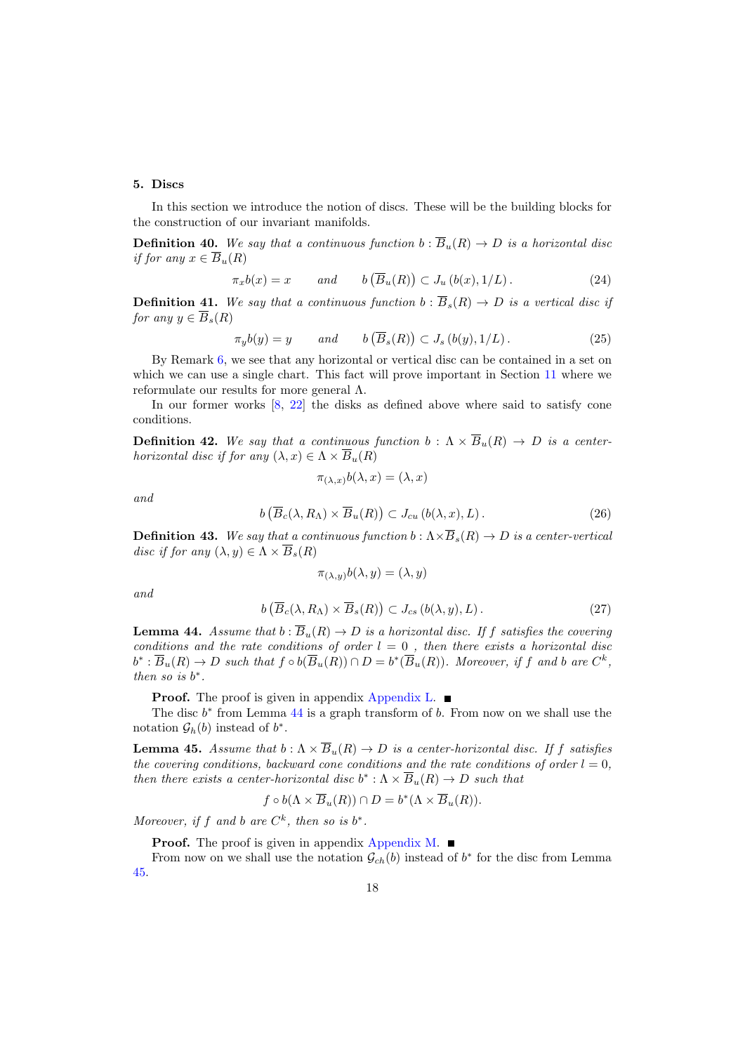## 5. Discs

In this section we introduce the notion of discs. These will be the building blocks for the construction of our invariant manifolds.

**Definition 40.** *We say that a continuous function $b : \overline{B}_u(R) \to D$ is a horizontal disc if for any $x \in \overline{B}_u(R)$*

$$\pi_x b(x) = x \qquad \text{and} \qquad b\left(\overline{B}_u(R)\right) \subset J_u\left(b(x), 1/L\right). \tag{24}$$

**Definition 41.** *We say that a continuous function $b : \overline{B}_s(R) \to D$ is a vertical disc if for any $y \in \overline{B}_s(R)$*

$$\pi_y b(y) = y \qquad \text{and} \qquad b\left(\overline{B}_s(R)\right) \subset J_s\left(b(y), 1/L\right). \tag{25}$$

By Remark 6, we see that any horizontal or vertical disc can be contained in a set on which we can use a single chart. This fact will prove important in Section 11 where we reformulate our results for more general $\Lambda$.

In our former works [8, 22] the disks as defined above where said to satisfy cone conditions.

**Definition 42.** *We say that a continuous function $b : \Lambda \times \overline{B}_u(R) \to D$ is a center-horizontal disc if for any $(\lambda, x) \in \Lambda \times \overline{B}_u(R)$*

$$\pi_{(\lambda,x)} b(\lambda, x) = (\lambda, x)$$

*and*

$$b\left(\overline{B}_c(\lambda, R_\Lambda) \times \overline{B}_u(R)\right) \subset J_{cu}\left(b(\lambda, x), L\right). \tag{26}$$

**Definition 43.** *We say that a continuous function $b : \Lambda \times \overline{B}_s(R) \to D$ is a center-vertical disc if for any $(\lambda, y) \in \Lambda \times \overline{B}_s(R)$*

$$\pi_{(\lambda,y)} b(\lambda, y) = (\lambda, y)$$

*and*

$$b\left(\overline{B}_c(\lambda, R_\Lambda) \times \overline{B}_s(R)\right) \subset J_{cs}\left(b(\lambda, y), L\right). \tag{27}$$

**Lemma 44.** *Assume that $b : \overline{B}_u(R) \to D$ is a horizontal disc. If $f$ satisfies the covering conditions and the rate conditions of order $l = 0$ , then there exists a horizontal disc $b^* : \overline{B}_u(R) \to D$ such that $f \circ b(\overline{B}_u(R)) \cap D = b^*(\overline{B}_u(R))$. Moreover, if $f$ and $b$ are $C^k$, then so is $b^*$.*

**Proof.** The proof is given in appendix Appendix L. ■

The disc $b^*$ from Lemma 44 is a graph transform of $b$. From now on we shall use the notation $\mathcal{G}_h(b)$ instead of $b^*$.

**Lemma 45.** *Assume that $b : \Lambda \times \overline{B}_u(R) \to D$ is a center-horizontal disc. If $f$ satisfies the covering conditions, backward cone conditions and the rate conditions of order $l = 0$, then there exists a center-horizontal disc $b^* : \Lambda \times \overline{B}_u(R) \to D$ such that*

$$f \circ b(\Lambda \times \overline{B}_u(R)) \cap D = b^*(\Lambda \times \overline{B}_u(R)).$$

*Moreover, if $f$ and $b$ are $C^k$, then so is $b^*$.*

**Proof.** The proof is given in appendix Appendix M. ■

From now on we shall use the notation $\mathcal{G}_{ch}(b)$ instead of $b^*$ for the disc from Lemma 45.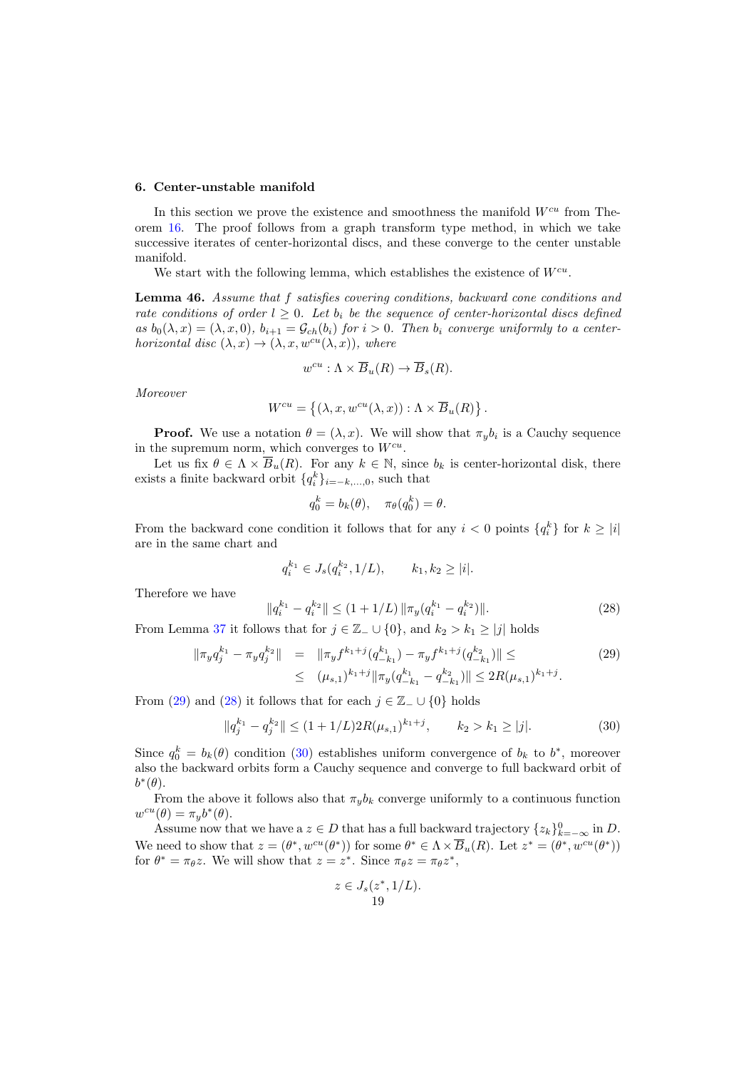## 6. Center-unstable manifold

In this section we prove the existence and smoothness the manifold $W^{cu}$ from Theorem 16. The proof follows from a graph transform type method, in which we take successive iterates of center-horizontal discs, and these converge to the center unstable manifold.

We start with the following lemma, which establishes the existence of $W^{cu}$.

**Lemma 46.** *Assume that $f$ satisfies covering conditions, backward cone conditions and rate conditions of order $l \geq 0$. Let $b_i$ be the sequence of center-horizontal discs defined as $b_0(\lambda, x) = (\lambda, x, 0)$, $b_{i+1} = \mathcal{G}_{ch}(b_i)$ for $i > 0$. Then $b_i$ converge uniformly to a center-horizontal disc $(\lambda, x) \to (\lambda, x, w^{cu}(\lambda, x))$, where*

$$w^{cu} : \Lambda \times \overline{B}_u(R) \to \overline{B}_s(R).$$

*Moreover*

$$W^{cu} = \left\{(\lambda, x, w^{cu}(\lambda, x)) : \Lambda \times \overline{B}_u(R)\right\}.$$

**Proof.** We use a notation $\theta = (\lambda, x)$. We will show that $\pi_y b_i$ is a Cauchy sequence in the supremum norm, which converges to $W^{cu}$.

Let us fix $\theta \in \Lambda \times \overline{B}_u(R)$. For any $k \in \mathbb{N}$, since $b_k$ is center-horizontal disk, there exists a finite backward orbit $\{q_i^k\}_{i=-k,\ldots,0}$, such that

$$q_0^k = b_k(\theta), \quad \pi_\theta(q_0^k) = \theta.$$

From the backward cone condition it follows that for any $i < 0$ points $\{q_i^k\}$ for $k \geq |i|$ are in the same chart and

$$q_i^{k_1} \in J_s(q_i^{k_2}, 1/L), \qquad k_1, k_2 \geq |i|.$$

Therefore we have

$$\|q_i^{k_1} - q_i^{k_2}\| \leq (1 + 1/L)\, \|\pi_y(q_i^{k_1} - q_i^{k_2})\|. \tag{28}$$

From Lemma 37 it follows that for $j \in \mathbb{Z}_- \cup \{0\}$, and $k_2 > k_1 \geq |j|$ holds

$$\begin{aligned} \|\pi_y q_j^{k_1} - \pi_y q_j^{k_2}\| &= \|\pi_y f^{k_1+j}(q_{-k_1}^{k_1}) - \pi_y f^{k_1+j}(q_{-k_1}^{k_2})\| \leq \\ &\leq (\mu_{s,1})^{k_1+j}\|\pi_y(q_{-k_1}^{k_1} - q_{-k_1}^{k_2})\| \leq 2R(\mu_{s,1})^{k_1+j}. \end{aligned} \tag{29}$$

From (29) and (28) it follows that for each $j \in \mathbb{Z}_- \cup \{0\}$ holds

$$\|q_j^{k_1} - q_j^{k_2}\| \leq (1 + 1/L)2R(\mu_{s,1})^{k_1+j}, \qquad k_2 > k_1 \geq |j|. \tag{30}$$

Since $q_0^k = b_k(\theta)$ condition (30) establishes uniform convergence of $b_k$ to $b^*$, moreover also the backward orbits form a Cauchy sequence and converge to full backward orbit of $b^*(\theta)$.

From the above it follows also that $\pi_y b_k$ converge uniformly to a continuous function $w^{cu}(\theta) = \pi_y b^*(\theta)$.

Assume now that we have a $z \in D$ that has a full backward trajectory $\{z_k\}_{k=-\infty}^0$ in $D$. We need to show that $z = (\theta^*, w^{cu}(\theta^*))$ for some $\theta^* \in \Lambda \times \overline{B}_u(R)$. Let $z^* = (\theta^*, w^{cu}(\theta^*))$ for $\theta^* = \pi_\theta z$. We will show that $z = z^*$. Since $\pi_\theta z = \pi_\theta z^*$,

$$z \in J_s(z^*, 1/L).$$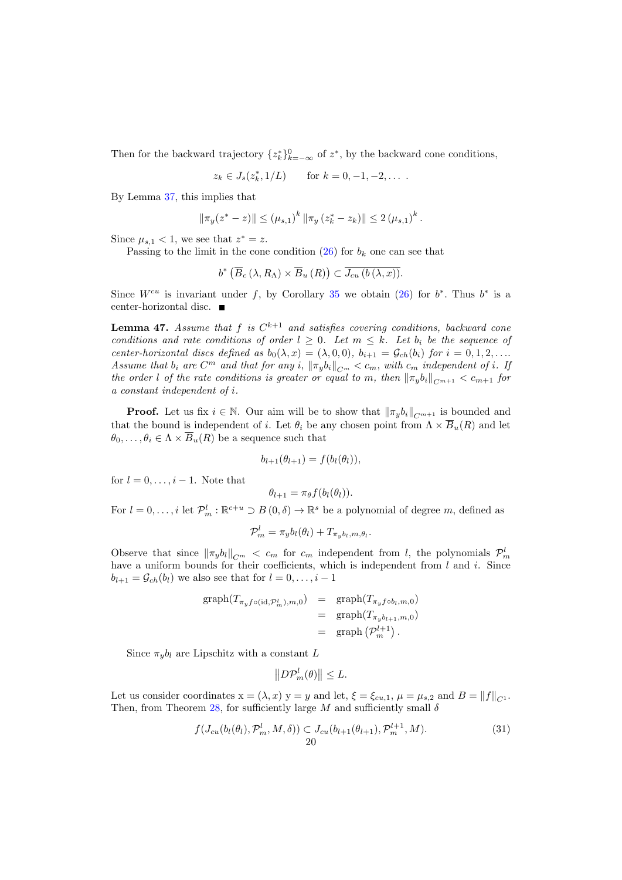Then for the backward trajectory $\{z_k^*\}_{k=-\infty}^{0}$ of $z^*$, by the backward cone conditions,

$$z_k \in J_s(z_k^*, 1/L) \qquad \text{for } k = 0, -1, -2, \dots .$$

By Lemma 37, this implies that

$$\|\pi_y(z^* - z)\| \leq (\mu_{s,1})^k \|\pi_y(z_k^* - z_k)\| \leq 2(\mu_{s,1})^k.$$

Since $\mu_{s,1} < 1$, we see that $z^* = z$.

Passing to the limit in the cone condition (26) for $b_k$ one can see that

$$b^*\left(\overline{B}_c(\lambda, R_\Lambda) \times \overline{B}_u(R)\right) \subset \overline{J_{cu}(b(\lambda, x))}.$$

Since $W^{cu}$ is invariant under $f$, by Corollary 35 we obtain (26) for $b^*$. Thus $b^*$ is a center-horizontal disc. ∎

**Lemma 47.** *Assume that $f$ is $C^{k+1}$ and satisfies covering conditions, backward cone conditions and rate conditions of order $l \geq 0$. Let $m \leq k$. Let $b_i$ be the sequence of center-horizontal discs defined as $b_0(\lambda, x) = (\lambda, 0, 0)$, $b_{i+1} = \mathcal{G}_{ch}(b_i)$ for $i = 0, 1, 2, \dots$. Assume that $b_i$ are $C^m$ and that for any $i$, $\|\pi_y b_i\|_{C^m} < c_m$, with $c_m$ independent of $i$. If the order $l$ of the rate conditions is greater or equal to $m$, then $\|\pi_y b_i\|_{C^{m+1}} < c_{m+1}$ for a constant independent of $i$.*

**Proof.** Let us fix $i \in \mathbb{N}$. Our aim will be to show that $\|\pi_y b_i\|_{C^{m+1}}$ is bounded and that the bound is independent of $i$. Let $\theta_i$ be any chosen point from $\Lambda \times \overline{B}_u(R)$ and let $\theta_0, \dots, \theta_i \in \Lambda \times \overline{B}_u(R)$ be a sequence such that

$$b_{l+1}(\theta_{l+1}) = f(b_l(\theta_l)),$$

for $l = 0, \dots, i-1$. Note that

$$\theta_{l+1} = \pi_\theta f(b_l(\theta_l)).$$

For $l = 0, \dots, i$ let $\mathcal{P}_m^l : \mathbb{R}^{c+u} \supset B(0, \delta) \to \mathbb{R}^s$ be a polynomial of degree $m$, defined as

$$\mathcal{P}_m^l = \pi_y b_l(\theta_l) + T_{\pi_y b_l, m, \theta_l}.$$

Observe that since $\|\pi_y b_l\|_{C^m} < c_m$ for $c_m$ independent from $l$, the polynomials $\mathcal{P}_m^l$ have a uniform bounds for their coefficients, which is independent from $l$ and $i$. Since $b_{l+1} = \mathcal{G}_{ch}(b_l)$ we also see that for $l = 0, \dots, i-1$

$$\begin{aligned}
\operatorname{graph}(T_{\pi_y f \circ (\mathrm{id}, \mathcal{P}_m^l), m, 0}) &= \operatorname{graph}(T_{\pi_y f \circ b_l, m, 0}) \\
&= \operatorname{graph}(T_{\pi_y b_{l+1}, m, 0}) \\
&= \operatorname{graph}\left(\mathcal{P}_m^{l+1}\right).
\end{aligned}$$

Since $\pi_y b_l$ are Lipschitz with a constant $L$

$$\left\|D\mathcal{P}_m^l(\theta)\right\| \leq L.$$

Let us consider coordinates $\mathrm{x} = (\lambda, x)$ $\mathrm{y} = y$ and let, $\xi = \xi_{cu,1}$, $\mu = \mu_{s,2}$ and $B = \|f\|_{C^1}$. Then, from Theorem 28, for sufficiently large $M$ and sufficiently small $\delta$

$$f(J_{cu}(b_l(\theta_l), \mathcal{P}_m^l, M, \delta)) \subset J_{cu}(b_{l+1}(\theta_{l+1}), \mathcal{P}_m^{l+1}, M). \tag{31}$$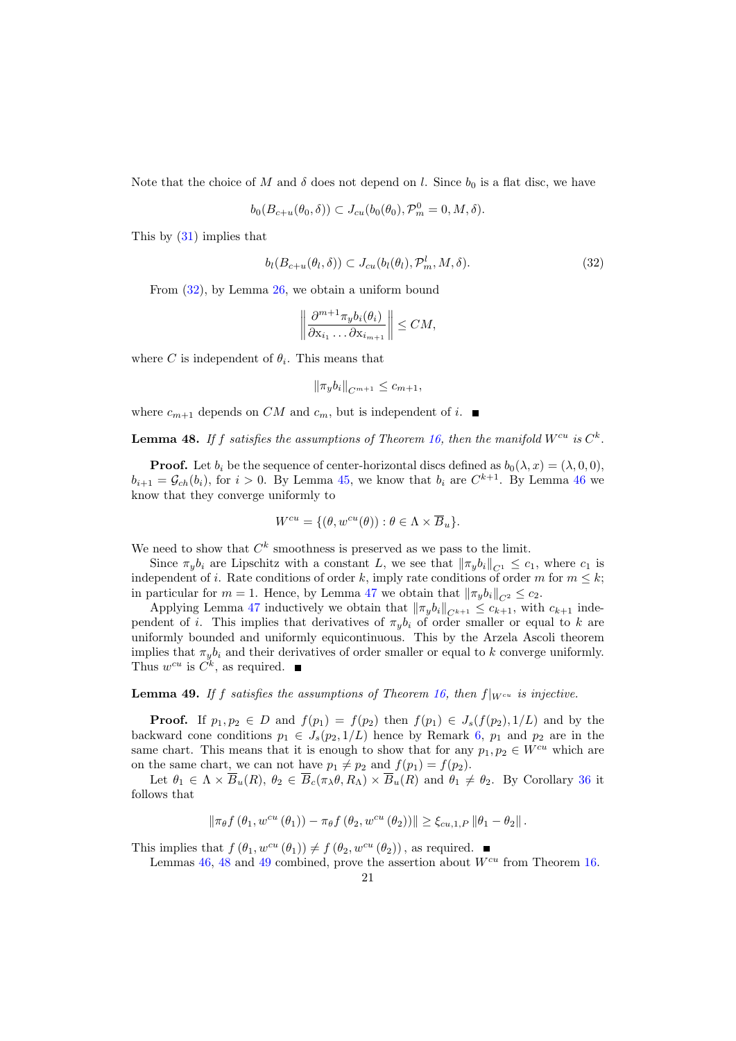Note that the choice of $M$ and $\delta$ does not depend on $l$. Since $b_0$ is a flat disc, we have

$$b_0(B_{c+u}(\theta_0,\delta)) \subset J_{cu}(b_0(\theta_0), \mathcal{P}_m^0 = 0, M, \delta).$$

This by (31) implies that

$$b_l(B_{c+u}(\theta_l,\delta)) \subset J_{cu}(b_l(\theta_l), \mathcal{P}_m^l, M, \delta). \tag{32}$$

From (32), by Lemma 26, we obtain a uniform bound

$$\left\| \frac{\partial^{m+1} \pi_y b_i(\theta_i)}{\partial \mathrm{x}_{i_1} \ldots \partial \mathrm{x}_{i_{m+1}}} \right\| \leq CM,$$

where $C$ is independent of $\theta_i$. This means that

$$\|\pi_y b_i\|_{C^{m+1}} \leq c_{m+1},$$

where $c_{m+1}$ depends on $CM$ and $c_m$, but is independent of $i$. ■

**Lemma 48.** *If $f$ satisfies the assumptions of Theorem 16, then the manifold $W^{cu}$ is $C^k$.*

**Proof.** Let $b_i$ be the sequence of center-horizontal discs defined as $b_0(\lambda, x) = (\lambda, 0, 0)$, $b_{i+1} = \mathcal{G}_{ch}(b_i)$, for $i > 0$. By Lemma 45, we know that $b_i$ are $C^{k+1}$. By Lemma 46 we know that they converge uniformly to

$$W^{cu} = \{(\theta, w^{cu}(\theta)) : \theta \in \Lambda \times \overline{B}_u\}.$$

We need to show that $C^k$ smoothness is preserved as we pass to the limit.

Since $\pi_y b_i$ are Lipschitz with a constant $L$, we see that $\|\pi_y b_i\|_{C^1} \leq c_1$, where $c_1$ is independent of $i$. Rate conditions of order $k$, imply rate conditions of order $m$ for $m \leq k$; in particular for $m = 1$. Hence, by Lemma 47 we obtain that $\|\pi_y b_i\|_{C^2} \leq c_2$.

Applying Lemma 47 inductively we obtain that $\|\pi_y b_i\|_{C^{k+1}} \leq c_{k+1}$, with $c_{k+1}$ independent of $i$. This implies that derivatives of $\pi_y b_i$ of order smaller or equal to $k$ are uniformly bounded and uniformly equicontinuous. This by the Arzela Ascoli theorem implies that $\pi_y b_i$ and their derivatives of order smaller or equal to $k$ converge uniformly. Thus $w^{cu}$ is $C^k$, as required. ■

**Lemma 49.** *If $f$ satisfies the assumptions of Theorem 16, then $f|_{W^{cu}}$ is injective.*

**Proof.** If $p_1, p_2 \in D$ and $f(p_1) = f(p_2)$ then $f(p_1) \in J_s(f(p_2), 1/L)$ and by the backward cone conditions $p_1 \in J_s(p_2, 1/L)$ hence by Remark 6, $p_1$ and $p_2$ are in the same chart. This means that it is enough to show that for any $p_1, p_2 \in W^{cu}$ which are on the same chart, we can not have $p_1 \neq p_2$ and $f(p_1) = f(p_2)$.

Let $\theta_1 \in \Lambda \times \overline{B}_u(R)$, $\theta_2 \in \overline{B}_c(\pi_\lambda \theta, R_\Lambda) \times \overline{B}_u(R)$ and $\theta_1 \neq \theta_2$. By Corollary 36 it follows that

$$\|\pi_\theta f(\theta_1, w^{cu}(\theta_1)) - \pi_\theta f(\theta_2, w^{cu}(\theta_2))\| \geq \xi_{cu,1,P} \|\theta_1 - \theta_2\|.$$

This implies that $f(\theta_1, w^{cu}(\theta_1)) \neq f(\theta_2, w^{cu}(\theta_2))$, as required. ■

Lemmas 46, 48 and 49 combined, prove the assertion about $W^{cu}$ from Theorem 16.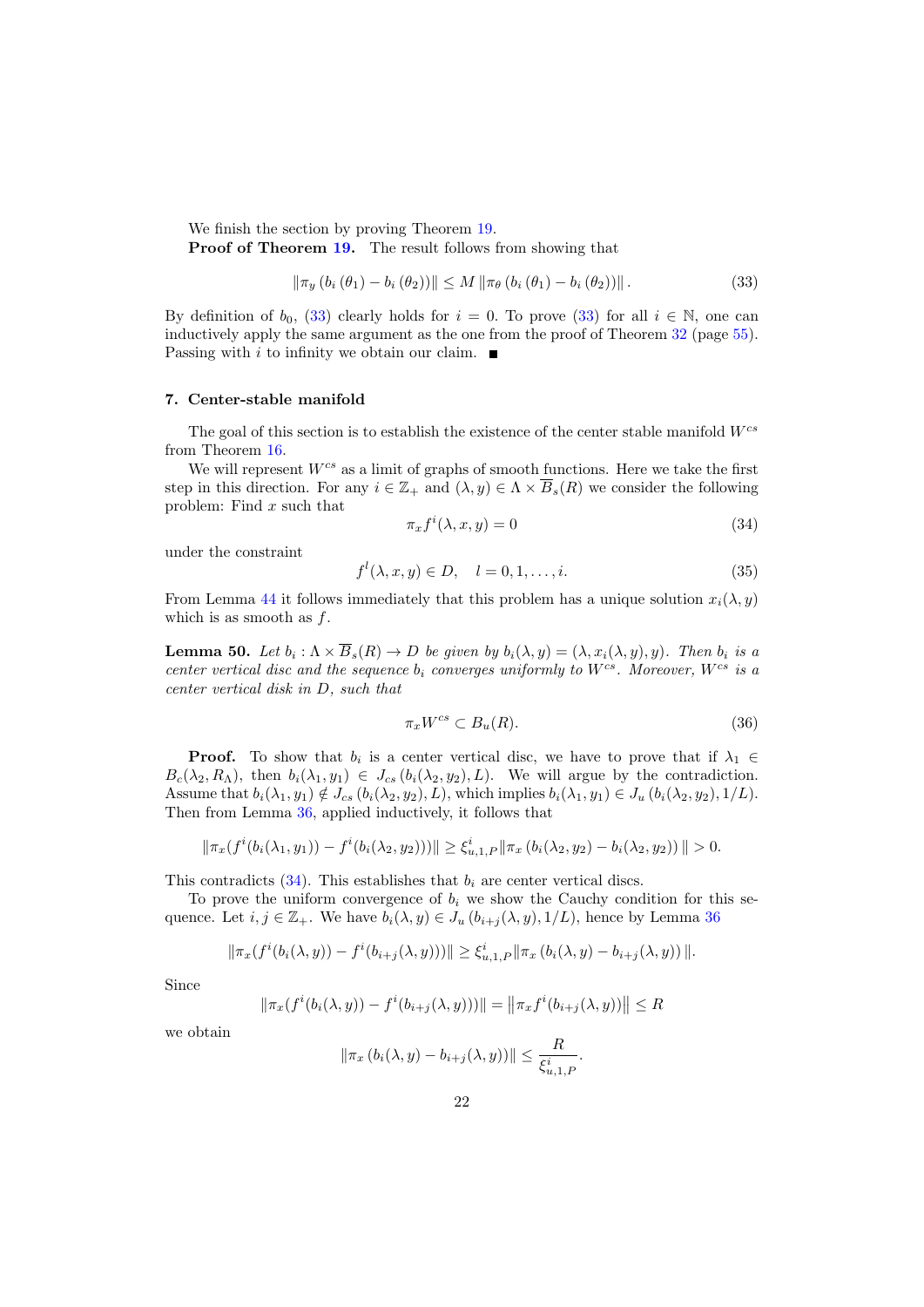We finish the section by proving Theorem 19.

**Proof of Theorem 19.** The result follows from showing that

$$\|\pi_y (b_i(\theta_1) - b_i(\theta_2))\| \leq M \|\pi_\theta (b_i(\theta_1) - b_i(\theta_2))\|. \tag{33}$$

By definition of $b_0$, (33) clearly holds for $i = 0$. To prove (33) for all $i \in \mathbb{N}$, one can inductively apply the same argument as the one from the proof of Theorem 32 (page 55). Passing with $i$ to infinity we obtain our claim. ■

## 7. Center-stable manifold

The goal of this section is to establish the existence of the center stable manifold $W^{cs}$ from Theorem 16.

We will represent $W^{cs}$ as a limit of graphs of smooth functions. Here we take the first step in this direction. For any $i \in \mathbb{Z}_+$ and $(\lambda, y) \in \Lambda \times \overline{B}_s(R)$ we consider the following problem: Find $x$ such that

$$\pi_x f^i(\lambda, x, y) = 0 \tag{34}$$

under the constraint

$$f^l(\lambda, x, y) \in D, \quad l = 0, 1, \ldots, i. \tag{35}$$

From Lemma 44 it follows immediately that this problem has a unique solution $x_i(\lambda, y)$ which is as smooth as $f$.

**Lemma 50.** *Let $b_i : \Lambda \times \overline{B}_s(R) \to D$ be given by $b_i(\lambda, y) = (\lambda, x_i(\lambda, y), y)$. Then $b_i$ is a center vertical disc and the sequence $b_i$ converges uniformly to $W^{cs}$. Moreover, $W^{cs}$ is a center vertical disk in $D$, such that*

$$\pi_x W^{cs} \subset B_u(R). \tag{36}$$

**Proof.** To show that $b_i$ is a center vertical disc, we have to prove that if $\lambda_1 \in B_c(\lambda_2, R_\Lambda)$, then $b_i(\lambda_1, y_1) \in J_{cs}(b_i(\lambda_2, y_2), L)$. We will argue by the contradiction. Assume that $b_i(\lambda_1, y_1) \notin J_{cs}(b_i(\lambda_2, y_2), L)$, which implies $b_i(\lambda_1, y_1) \in J_u(b_i(\lambda_2, y_2), 1/L)$. Then from Lemma 36, applied inductively, it follows that

$$\|\pi_x(f^i(b_i(\lambda_1, y_1)) - f^i(b_i(\lambda_2, y_2)))\| \geq \xi^i_{u,1,P} \|\pi_x (b_i(\lambda_2, y_2) - b_i(\lambda_2, y_2))\| > 0.$$

This contradicts (34). This establishes that $b_i$ are center vertical discs.

To prove the uniform convergence of $b_i$ we show the Cauchy condition for this sequence. Let $i, j \in \mathbb{Z}_+$. We have $b_i(\lambda, y) \in J_u(b_{i+j}(\lambda, y), 1/L)$, hence by Lemma 36

$$\|\pi_x(f^i(b_i(\lambda, y)) - f^i(b_{i+j}(\lambda, y)))\| \geq \xi^i_{u,1,P} \|\pi_x (b_i(\lambda, y) - b_{i+j}(\lambda, y))\|.$$

Since

$$\|\pi_x(f^i(b_i(\lambda, y)) - f^i(b_{i+j}(\lambda, y)))\| = \|\pi_x f^i(b_{i+j}(\lambda, y))\| \leq R$$

we obtain

$$\|\pi_x (b_i(\lambda, y) - b_{i+j}(\lambda, y))\| \leq \frac{R}{\xi^i_{u,1,P}}.$$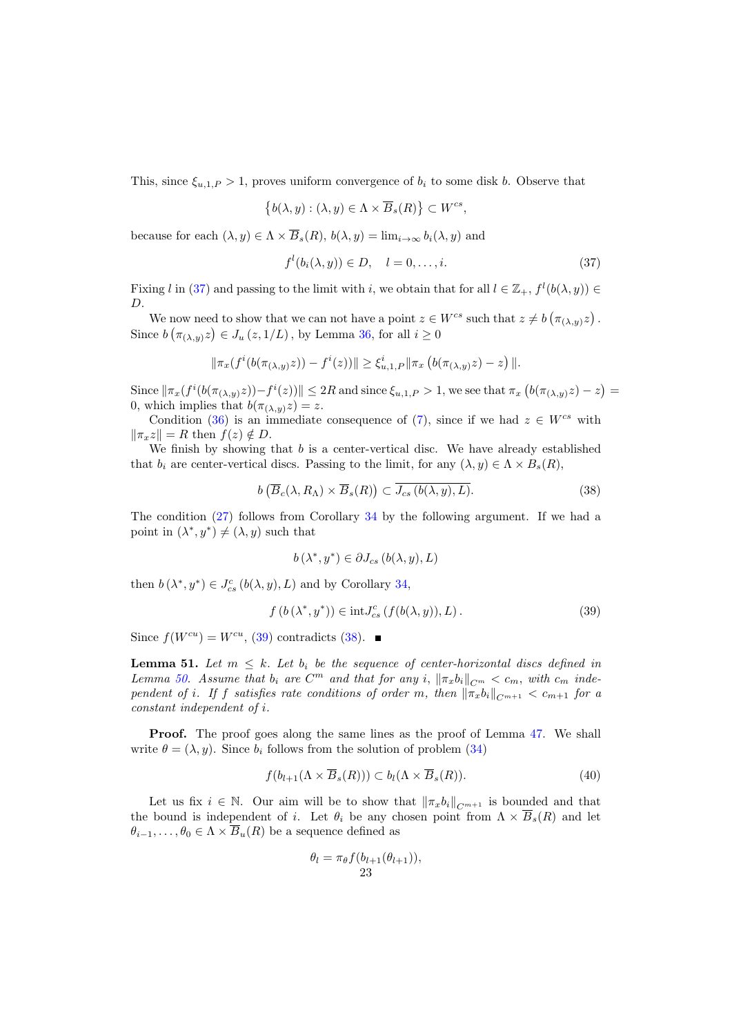This, since $\xi_{u,1,P} > 1$, proves uniform convergence of $b_i$ to some disk $b$. Observe that

$$\left\{ b(\lambda, y) : (\lambda, y) \in \Lambda \times \overline{B}_s(R) \right\} \subset W^{cs},$$

because for each $(\lambda, y) \in \Lambda \times \overline{B}_s(R)$, $b(\lambda, y) = \lim_{i\to\infty} b_i(\lambda, y)$ and

$$f^l(b_i(\lambda, y)) \in D, \quad l = 0, \ldots, i. \tag{37}$$

Fixing $l$ in (37) and passing to the limit with $i$, we obtain that for all $l \in \mathbb{Z}_+$, $f^l(b(\lambda, y)) \in D$.

We now need to show that we can not have a point $z \in W^{cs}$ such that $z \neq b\left(\pi_{(\lambda,y)}z\right)$. Since $b\left(\pi_{(\lambda,y)}z\right) \in J_u\left(z, 1/L\right)$, by Lemma 36, for all $i \geq 0$

$$\|\pi_x(f^i(b(\pi_{(\lambda,y)}z)) - f^i(z))\| \geq \xi_{u,1,P}^i \|\pi_x\left(b(\pi_{(\lambda,y)}z) - z\right)\|.$$

Since $\|\pi_x(f^i(b(\pi_{(\lambda,y)}z)) - f^i(z))\| \leq 2R$ and since $\xi_{u,1,P} > 1$, we see that $\pi_x\left(b(\pi_{(\lambda,y)}z) - z\right) = 0$, which implies that $b(\pi_{(\lambda,y)}z) = z$.

Condition (36) is an immediate consequence of (7), since if we had $z \in W^{cs}$ with $\|\pi_x z\| = R$ then $f(z) \notin D$.

We finish by showing that $b$ is a center-vertical disc. We have already established that $b_i$ are center-vertical discs. Passing to the limit, for any $(\lambda, y) \in \Lambda \times B_s(R)$,

$$b\left(\overline{B}_c(\lambda, R_\Lambda) \times \overline{B}_s(R)\right) \subset \overline{J_{cs}\left(b(\lambda, y), L\right)}. \tag{38}$$

The condition (27) follows from Corollary 34 by the following argument. If we had a point in $(\lambda^*, y^*) \neq (\lambda, y)$ such that

$$b\left(\lambda^*, y^*\right) \in \partial J_{cs}\left(b(\lambda, y), L\right)$$

then $b\left(\lambda^*, y^*\right) \in J_{cs}^c\left(b(\lambda, y), L\right)$ and by Corollary 34,

$$f\left(b\left(\lambda^*, y^*\right)\right) \in \operatorname{int} J_{cs}^c\left(f(b(\lambda, y)), L\right). \tag{39}$$

Since $f(W^{cu}) = W^{cu}$, (39) contradicts (38). ∎

**Lemma 51.** *Let $m \leq k$. Let $b_i$ be the sequence of center-horizontal discs defined in Lemma 50. Assume that $b_i$ are $C^m$ and that for any $i$, $\|\pi_x b_i\|_{C^m} < c_m$, with $c_m$ independent of $i$. If $f$ satisfies rate conditions of order $m$, then $\|\pi_x b_i\|_{C^{m+1}} < c_{m+1}$ for a constant independent of $i$.*

**Proof.** The proof goes along the same lines as the proof of Lemma 47. We shall write $\theta = (\lambda, y)$. Since $b_i$ follows from the solution of problem (34)

$$f(b_{l+1}(\Lambda \times \overline{B}_s(R))) \subset b_l(\Lambda \times \overline{B}_s(R)). \tag{40}$$

Let us fix $i \in \mathbb{N}$. Our aim will be to show that $\|\pi_x b_i\|_{C^{m+1}}$ is bounded and that the bound is independent of $i$. Let $\theta_i$ be any chosen point from $\Lambda \times \overline{B}_s(R)$ and let $\theta_{i-1}, \ldots, \theta_0 \in \Lambda \times \overline{B}_u(R)$ be a sequence defined as

$$\theta_l = \pi_\theta f(b_{l+1}(\theta_{l+1})),$$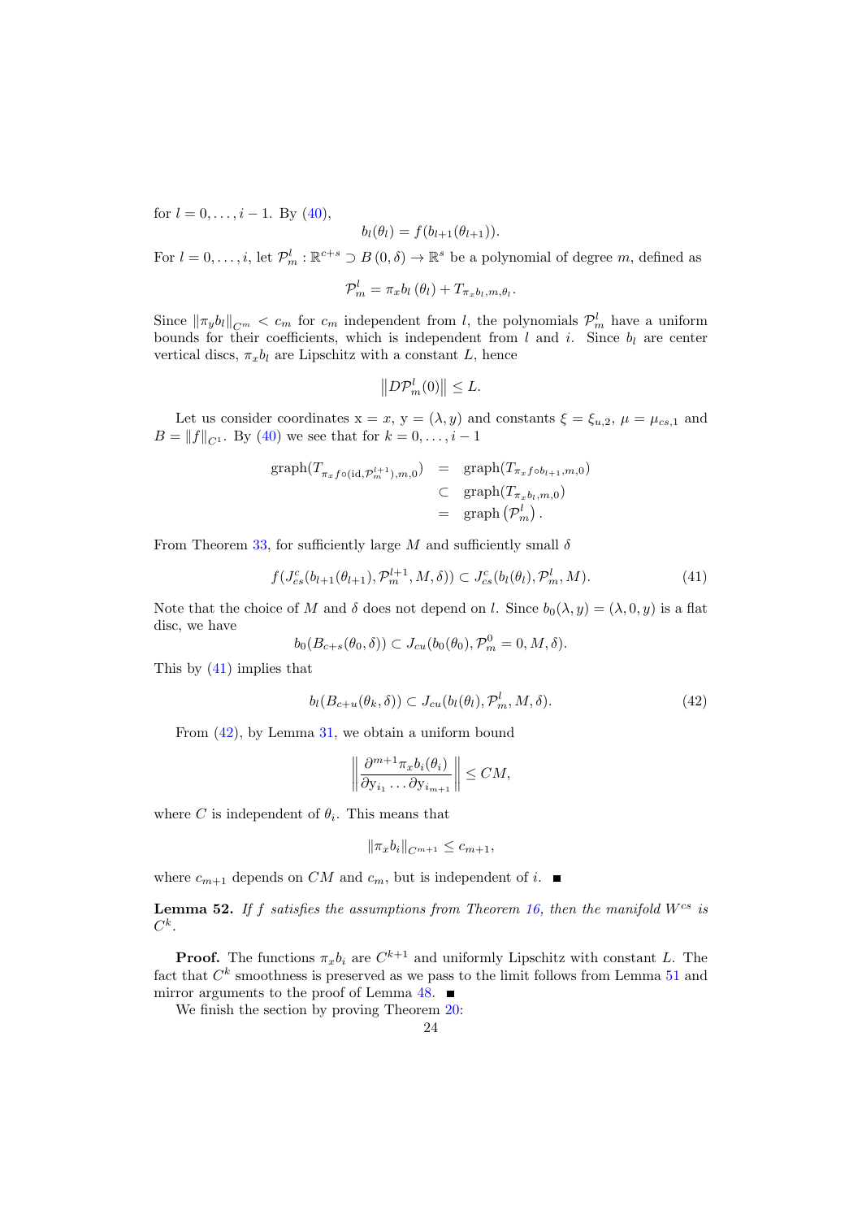for $l = 0, \ldots, i-1$. By (40),

$$b_l(\theta_l) = f(b_{l+1}(\theta_{l+1})).$$

For $l = 0, \ldots, i$, let $\mathcal{P}^l_m : \mathbb{R}^{c+s} \supset B(0, \delta) \to \mathbb{R}^s$ be a polynomial of degree $m$, defined as

$$\mathcal{P}^l_m = \pi_x b_l(\theta_l) + T_{\pi_x b_l, m, \theta_l}.$$

Since $\|\pi_y b_l\|_{C^m} < c_m$ for $c_m$ independent from $l$, the polynomials $\mathcal{P}^l_m$ have a uniform bounds for their coefficients, which is independent from $l$ and $i$. Since $b_l$ are center vertical discs, $\pi_x b_l$ are Lipschitz with a constant $L$, hence

$$\left\| D\mathcal{P}^l_m(0) \right\| \leq L.$$

Let us consider coordinates $\mathrm{x} = x$, $\mathrm{y} = (\lambda, y)$ and constants $\xi = \xi_{u,2}$, $\mu = \mu_{cs,1}$ and $B = \|f\|_{C^1}$. By (40) we see that for $k = 0, \ldots, i-1$

$$\begin{aligned}
\mathrm{graph}(T_{\pi_x f \circ (\mathrm{id}, \mathcal{P}^{l+1}_m), m, 0}) &= \mathrm{graph}(T_{\pi_x f \circ b_{l+1}, m, 0}) \\
&\subset \mathrm{graph}(T_{\pi_x b_l, m, 0}) \\
&= \mathrm{graph}\left(\mathcal{P}^l_m\right).
\end{aligned}$$

From Theorem 33, for sufficiently large $M$ and sufficiently small $\delta$

$$f(J^c_{cs}(b_{l+1}(\theta_{l+1}), \mathcal{P}^{l+1}_m, M, \delta)) \subset J^c_{cs}(b_l(\theta_l), \mathcal{P}^l_m, M). \tag{41}$$

Note that the choice of $M$ and $\delta$ does not depend on $l$. Since $b_0(\lambda, y) = (\lambda, 0, y)$ is a flat disc, we have

$$b_0(B_{c+s}(\theta_0, \delta)) \subset J_{cu}(b_0(\theta_0), \mathcal{P}^0_m = 0, M, \delta).$$

This by (41) implies that

$$b_l(B_{c+u}(\theta_k, \delta)) \subset J_{cu}(b_l(\theta_l), \mathcal{P}^l_m, M, \delta). \tag{42}$$

From (42), by Lemma 31, we obtain a uniform bound

$$\left\| \frac{\partial^{m+1} \pi_x b_i(\theta_i)}{\partial \mathrm{y}_{i_1} \ldots \partial \mathrm{y}_{i_{m+1}}} \right\| \leq CM,$$

where $C$ is independent of $\theta_i$. This means that

$$\|\pi_x b_i\|_{C^{m+1}} \leq c_{m+1},$$

where $c_{m+1}$ depends on $CM$ and $c_m$, but is independent of $i$. ■

**Lemma 52.** *If $f$ satisfies the assumptions from Theorem 16, then the manifold $W^{cs}$ is $C^k$.*

**Proof.** The functions $\pi_x b_i$ are $C^{k+1}$ and uniformly Lipschitz with constant $L$. The fact that $C^k$ smoothness is preserved as we pass to the limit follows from Lemma 51 and mirror arguments to the proof of Lemma 48. ■

We finish the section by proving Theorem 20: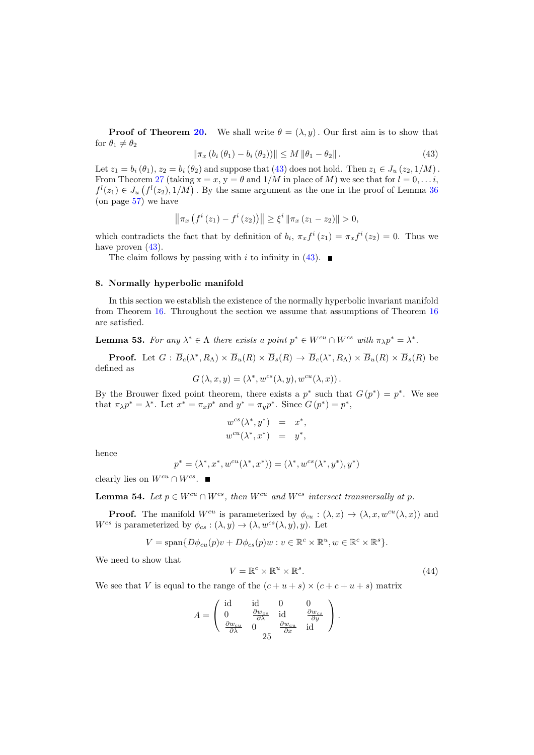**Proof of Theorem 20.** We shall write $\theta = (\lambda, y)$. Our first aim is to show that for $\theta_1 \neq \theta_2$

$$\|\pi_x (b_i(\theta_1) - b_i(\theta_2))\| \leq M \|\theta_1 - \theta_2\|. \tag{43}$$

Let $z_1 = b_i(\theta_1)$, $z_2 = b_i(\theta_2)$ and suppose that (43) does not hold. Then $z_1 \in J_u(z_2, 1/M)$. From Theorem 27 (taking $\mathrm{x} = x$, $\mathrm{y} = \theta$ and $1/M$ in place of $M$) we see that for $l = 0, \dots i$, $f^l(z_1) \in J_u(f^l(z_2), 1/M)$. By the same argument as the one in the proof of Lemma 36 (on page 57) we have

$$\left\|\pi_x \left(f^i(z_1) - f^i(z_2)\right)\right\| \geq \xi^i \|\pi_x(z_1 - z_2)\| > 0,$$

which contradicts the fact that by definition of $b_i$, $\pi_x f^i(z_1) = \pi_x f^i(z_2) = 0$. Thus we have proven (43).

The claim follows by passing with $i$ to infinity in (43). ∎

## 8. Normally hyperbolic manifold

In this section we establish the existence of the normally hyperbolic invariant manifold from Theorem 16. Throughout the section we assume that assumptions of Theorem 16 are satisfied.

**Lemma 53.** *For any $\lambda^* \in \Lambda$ there exists a point $p^* \in W^{cu} \cap W^{cs}$ with $\pi_\lambda p^* = \lambda^*$.*

**Proof.** Let $G : \overline{B}_c(\lambda^*, R_\Lambda) \times \overline{B}_u(R) \times \overline{B}_s(R) \to \overline{B}_c(\lambda^*, R_\Lambda) \times \overline{B}_u(R) \times \overline{B}_s(R)$ be defined as

$$G(\lambda, x, y) = (\lambda^*, w^{cs}(\lambda, y), w^{cu}(\lambda, x)).$$

By the Brouwer fixed point theorem, there exists a $p^*$ such that $G(p^*) = p^*$. We see that $\pi_\lambda p^* = \lambda^*$. Let $x^* = \pi_x p^*$ and $y^* = \pi_y p^*$. Since $G(p^*) = p^*$,

$$\begin{aligned} w^{cs}(\lambda^*, y^*) &= x^*, \\ w^{cu}(\lambda^*, x^*) &= y^*, \end{aligned}$$

hence

$$p^* = (\lambda^*, x^*, w^{cu}(\lambda^*, x^*)) = (\lambda^*, w^{cs}(\lambda^*, y^*), y^*)$$

clearly lies on $W^{cu} \cap W^{cs}$. ∎

**Lemma 54.** *Let $p \in W^{cu} \cap W^{cs}$, then $W^{cu}$ and $W^{cs}$ intersect transversally at $p$.*

**Proof.** The manifold $W^{cu}$ is parameterized by $\phi_{cu} : (\lambda, x) \to (\lambda, x, w^{cu}(\lambda, x))$ and $W^{cs}$ is parameterized by $\phi_{cs} : (\lambda, y) \to (\lambda, w^{cs}(\lambda, y), y)$. Let

$$V = \mathrm{span}\{D\phi_{cu}(p)v + D\phi_{cs}(p)w : v \in \mathbb{R}^c \times \mathbb{R}^u, w \in \mathbb{R}^c \times \mathbb{R}^s\}.$$

We need to show that

$$V = \mathbb{R}^c \times \mathbb{R}^u \times \mathbb{R}^s. \tag{44}$$

We see that $V$ is equal to the range of the $(c+u+s) \times (c+c+u+s)$ matrix

$$A = \begin{pmatrix} \mathrm{id} & \mathrm{id} & 0 & 0 \\ 0 & \frac{\partial w_{cs}}{\partial \lambda} & \mathrm{id} & \frac{\partial w_{cs}}{\partial y} \\ \frac{\partial w_{cu}}{\partial \lambda} & 0 & \frac{\partial w_{cu}}{\partial x} & \mathrm{id} \end{pmatrix}.$$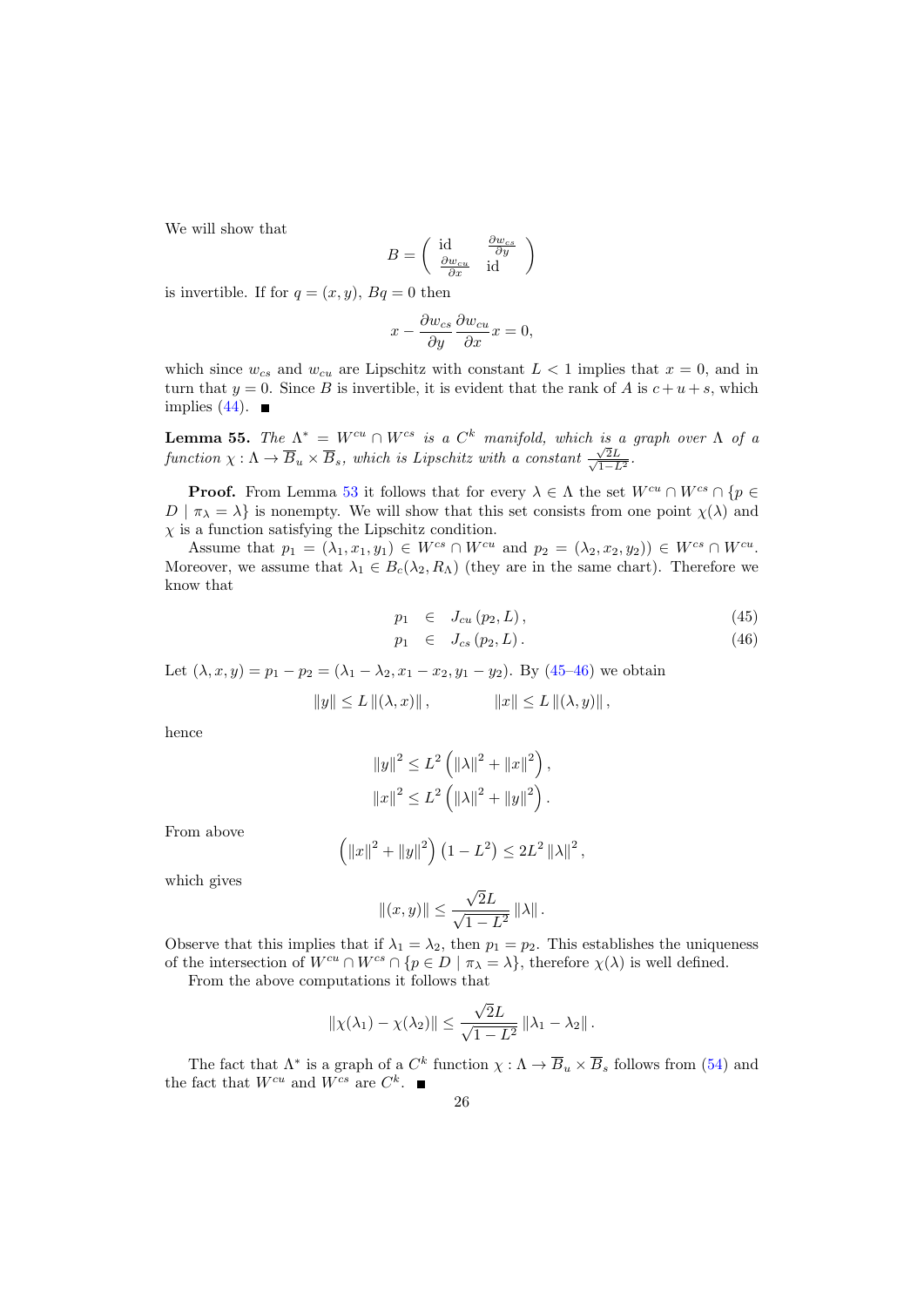We will show that

$$B = \begin{pmatrix} \mathrm{id} & \frac{\partial w_{cs}}{\partial y} \\ \frac{\partial w_{cu}}{\partial x} & \mathrm{id} \end{pmatrix}$$

is invertible. If for $q = (x, y)$, $Bq = 0$ then

$$x - \frac{\partial w_{cs}}{\partial y} \frac{\partial w_{cu}}{\partial x} x = 0,$$

which since $w_{cs}$ and $w_{cu}$ are Lipschitz with constant $L < 1$ implies that $x = 0$, and in turn that $y = 0$. Since $B$ is invertible, it is evident that the rank of $A$ is $c + u + s$, which implies (44). ■

**Lemma 55.** *The $\Lambda^* = W^{cu} \cap W^{cs}$ is a $C^k$ manifold, which is a graph over $\Lambda$ of a function $\chi : \Lambda \to \overline{B}_u \times \overline{B}_s$, which is Lipschitz with a constant $\frac{\sqrt{2}L}{\sqrt{1-L^2}}$.*

**Proof.** From Lemma 53 it follows that for every $\lambda \in \Lambda$ the set $W^{cu} \cap W^{cs} \cap \{p \in D \mid \pi_\lambda = \lambda\}$ is nonempty. We will show that this set consists from one point $\chi(\lambda)$ and $\chi$ is a function satisfying the Lipschitz condition.

Assume that $p_1 = (\lambda_1, x_1, y_1) \in W^{cs} \cap W^{cu}$ and $p_2 = (\lambda_2, x_2, y_2)) \in W^{cs} \cap W^{cu}$. Moreover, we assume that $\lambda_1 \in B_c(\lambda_2, R_\Lambda)$ (they are in the same chart). Therefore we know that

$$p_1 \in J_{cu}(p_2, L), \tag{45}$$

$$p_1 \in J_{cs}(p_2, L). \tag{46}$$

Let $(\lambda, x, y) = p_1 - p_2 = (\lambda_1 - \lambda_2, x_1 - x_2, y_1 - y_2)$. By (45–46) we obtain

$$\|y\| \le L \|(\lambda, x)\|, \qquad \|x\| \le L \|(\lambda, y)\|,$$

hence

$$\|y\|^2 \le L^2 \left( \|\lambda\|^2 + \|x\|^2 \right),$$

$$\|x\|^2 \le L^2 \left( \|\lambda\|^2 + \|y\|^2 \right).$$

From above

$$\left( \|x\|^2 + \|y\|^2 \right) \left( 1 - L^2 \right) \le 2L^2 \|\lambda\|^2,$$

which gives

$$\|(x, y)\| \le \frac{\sqrt{2}L}{\sqrt{1 - L^2}} \|\lambda\|.$$

Observe that this implies that if $\lambda_1 = \lambda_2$, then $p_1 = p_2$. This establishes the uniqueness of the intersection of $W^{cu} \cap W^{cs} \cap \{p \in D \mid \pi_\lambda = \lambda\}$, therefore $\chi(\lambda)$ is well defined.

From the above computations it follows that

$$\|\chi(\lambda_1) - \chi(\lambda_2)\| \le \frac{\sqrt{2}L}{\sqrt{1 - L^2}} \|\lambda_1 - \lambda_2\|.$$

The fact that $\Lambda^*$ is a graph of a $C^k$ function $\chi : \Lambda \to \overline{B}_u \times \overline{B}_s$ follows from (54) and the fact that $W^{cu}$ and $W^{cs}$ are $C^k$. ■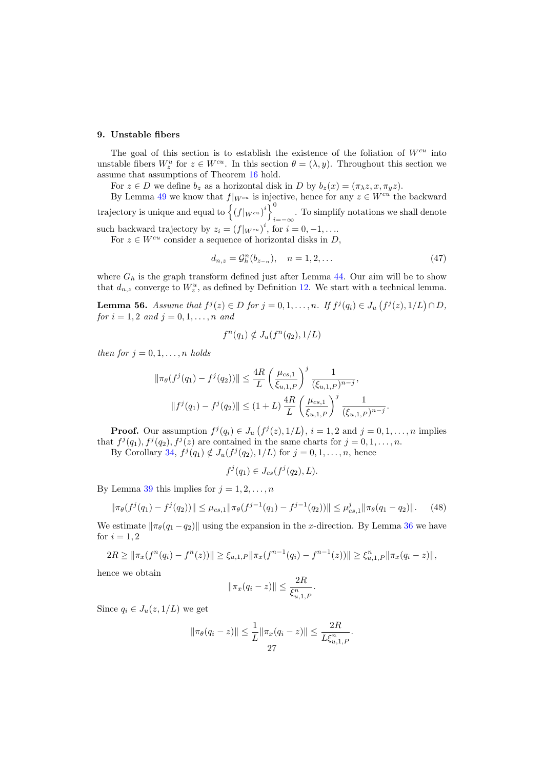## 9. Unstable fibers

The goal of this section is to establish the existence of the foliation of $W^{cu}$ into unstable fibers $W^u_z$ for $z \in W^{cu}$. In this section $\theta = (\lambda, y)$. Throughout this section we assume that assumptions of Theorem 16 hold.

For $z \in D$ we define $b_z$ as a horizontal disk in $D$ by $b_z(x) = (\pi_\lambda z, x, \pi_y z)$.

By Lemma 49 we know that $f|_{W^{cu}}$ is injective, hence for any $z \in W^{cu}$ the backward trajectory is unique and equal to $\left\{ (f|_{W^{cu}})^i \right\}_{i=-\infty}^{0}$. To simplify notations we shall denote such backward trajectory by $z_i = (f|_{W^{cu}})^i$, for $i = 0, -1, \ldots$.

For $z \in W^{cu}$ consider a sequence of horizontal disks in $D$,

$$d_{n,z} = \mathcal{G}_h^n(b_{z_{-n}}), \quad n = 1, 2, \ldots \tag{47}$$

where $G_h$ is the graph transform defined just after Lemma 44. Our aim will be to show that $d_{n,z}$ converge to $W^u_z$, as defined by Definition 12. We start with a technical lemma.

**Lemma 56.** *Assume that $f^j(z) \in D$ for $j = 0, 1, \ldots, n$. If $f^j(q_i) \in J_u\left(f^j(z), 1/L\right) \cap D$, for $i = 1, 2$ and $j = 0, 1, \ldots, n$ and*

$$f^n(q_1) \notin J_u(f^n(q_2), 1/L)$$

*then for $j = 0, 1, \ldots, n$ holds*

$$\|\pi_\theta(f^j(q_1) - f^j(q_2))\| \leq \frac{4R}{L} \left(\frac{\mu_{cs,1}}{\xi_{u,1,P}}\right)^j \frac{1}{(\xi_{u,1,P})^{n-j}},$$

$$\|f^j(q_1) - f^j(q_2)\| \leq (1 + L) \frac{4R}{L} \left(\frac{\mu_{cs,1}}{\xi_{u,1,P}}\right)^j \frac{1}{(\xi_{u,1,P})^{n-j}}.$$

**Proof.** Our assumption $f^j(q_i) \in J_u\left(f^j(z), 1/L\right)$, $i = 1, 2$ and $j = 0, 1, \ldots, n$ implies that $f^j(q_1), f^j(q_2), f^j(z)$ are contained in the same charts for $j = 0, 1, \ldots, n$.

By Corollary 34, $f^j(q_1) \notin J_u(f^j(q_2), 1/L)$ for $j = 0, 1, \ldots, n$, hence

$$f^j(q_1) \in J_{cs}(f^j(q_2), L).$$

By Lemma 39 this implies for $j = 1, 2, \ldots, n$

$$\|\pi_\theta(f^j(q_1) - f^j(q_2))\| \leq \mu_{cs,1} \|\pi_\theta(f^{j-1}(q_1) - f^{j-1}(q_2))\| \leq \mu_{cs,1}^j \|\pi_\theta(q_1 - q_2)\|. \tag{48}$$

We estimate $\|\pi_\theta(q_1 - q_2)\|$ using the expansion in the $x$-direction. By Lemma 36 we have for $i = 1, 2$

$$2R \geq \|\pi_x(f^n(q_i) - f^n(z))\| \geq \xi_{u,1,P} \|\pi_x(f^{n-1}(q_i) - f^{n-1}(z))\| \geq \xi_{u,1,P}^n \|\pi_x(q_i - z)\|,$$

hence we obtain

$$\|\pi_x(q_i - z)\| \leq \frac{2R}{\xi_{u,1,P}^n}.$$

Since $q_i \in J_u(z, 1/L)$ we get

$$\|\pi_\theta(q_i - z)\| \leq \frac{1}{L} \|\pi_x(q_i - z)\| \leq \frac{2R}{L \xi_{u,1,P}^n}.$$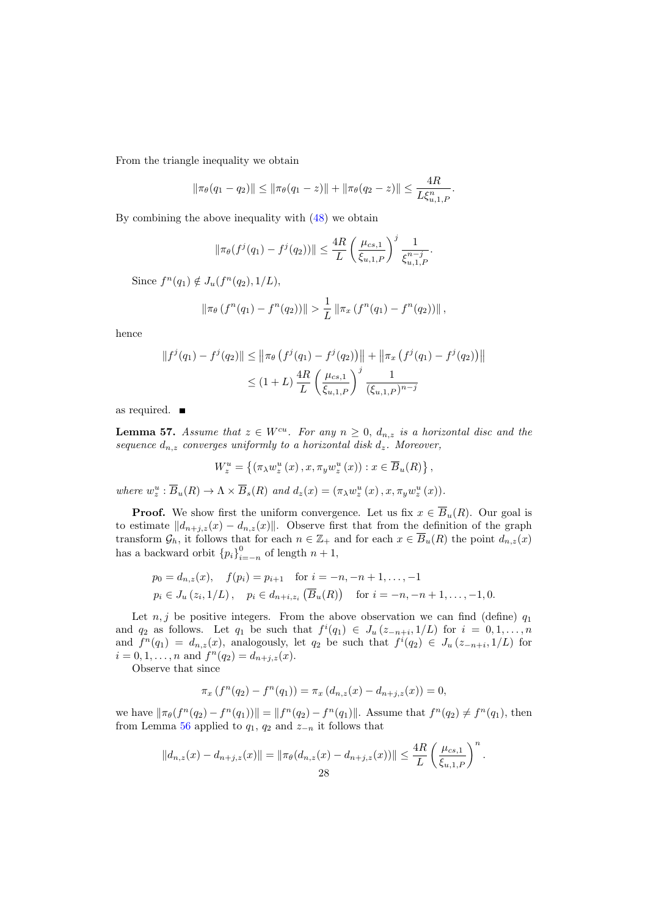From the triangle inequality we obtain

$$\|\pi_\theta(q_1 - q_2)\| \leq \|\pi_\theta(q_1 - z)\| + \|\pi_\theta(q_2 - z)\| \leq \frac{4R}{L\xi_{u,1,P}^n}.$$

By combining the above inequality with (48) we obtain

$$\|\pi_\theta(f^j(q_1) - f^j(q_2))\| \leq \frac{4R}{L}\left(\frac{\mu_{cs,1}}{\xi_{u,1,P}}\right)^j \frac{1}{\xi_{u,1,P}^{n-j}}.$$

Since $f^n(q_1) \notin J_u(f^n(q_2), 1/L)$,

$$\|\pi_\theta\left(f^n(q_1) - f^n(q_2)\right)\| > \frac{1}{L}\|\pi_x\left(f^n(q_1) - f^n(q_2)\right)\|,$$

hence

$$\begin{aligned}\|f^j(q_1) - f^j(q_2)\| &\leq \left\|\pi_\theta\left(f^j(q_1) - f^j(q_2)\right)\right\| + \left\|\pi_x\left(f^j(q_1) - f^j(q_2)\right)\right\| \\ &\leq (1+L)\frac{4R}{L}\left(\frac{\mu_{cs,1}}{\xi_{u,1,P}}\right)^j \frac{1}{(\xi_{u,1,P})^{n-j}}\end{aligned}$$

as required. ■

**Lemma 57.** *Assume that $z \in W^{cu}$. For any $n \geq 0$, $d_{n,z}$ is a horizontal disc and the sequence $d_{n,z}$ converges uniformly to a horizontal disk $d_z$. Moreover,*

$$W_z^u = \left\{\left(\pi_\lambda w_z^u(x), x, \pi_y w_z^u(x)\right) : x \in \overline{B}_u(R)\right\},$$

*where $w_z^u : \overline{B}_u(R) \to \Lambda \times \overline{B}_s(R)$ and $d_z(x) = (\pi_\lambda w_z^u(x), x, \pi_y w_z^u(x))$.*

**Proof.** We show first the uniform convergence. Let us fix $x \in \overline{B}_u(R)$. Our goal is to estimate $\|d_{n+j,z}(x) - d_{n,z}(x)\|$. Observe first that from the definition of the graph transform $\mathcal{G}_h$, it follows that for each $n \in \mathbb{Z}_+$ and for each $x \in \overline{B}_u(R)$ the point $d_{n,z}(x)$ has a backward orbit $\{p_i\}_{i=-n}^0$ of length $n+1$,

$$\begin{aligned}&p_0 = d_{n,z}(x), \quad f(p_i) = p_{i+1} \quad \text{for } i = -n, -n+1, \ldots, -1 \\ &p_i \in J_u\left(z_i, 1/L\right), \quad p_i \in d_{n+i,z_i}\left(\overline{B}_u(R)\right) \quad \text{for } i = -n, -n+1, \ldots, -1, 0.\end{aligned}$$

Let $n, j$ be positive integers. From the above observation we can find (define) $q_1$ and $q_2$ as follows. Let $q_1$ be such that $f^i(q_1) \in J_u\left(z_{-n+i}, 1/L\right)$ for $i = 0, 1, \ldots, n$ and $f^n(q_1) = d_{n,z}(x)$, analogously, let $q_2$ be such that $f^i(q_2) \in J_u\left(z_{-n+i}, 1/L\right)$ for $i = 0, 1, \ldots, n$ and $f^n(q_2) = d_{n+j,z}(x)$.

Observe that since

$$\pi_x\left(f^n(q_2) - f^n(q_1)\right) = \pi_x\left(d_{n,z}(x) - d_{n+j,z}(x)\right) = 0,$$

we have $\|\pi_\theta(f^n(q_2) - f^n(q_1))\| = \|f^n(q_2) - f^n(q_1)\|$. Assume that $f^n(q_2) \neq f^n(q_1)$, then from Lemma 56 applied to $q_1$, $q_2$ and $z_{-n}$ it follows that

$$\|d_{n,z}(x) - d_{n+j,z}(x)\| = \|\pi_\theta(d_{n,z}(x) - d_{n+j,z}(x))\| \leq \frac{4R}{L}\left(\frac{\mu_{cs,1}}{\xi_{u,1,P}}\right)^n.$$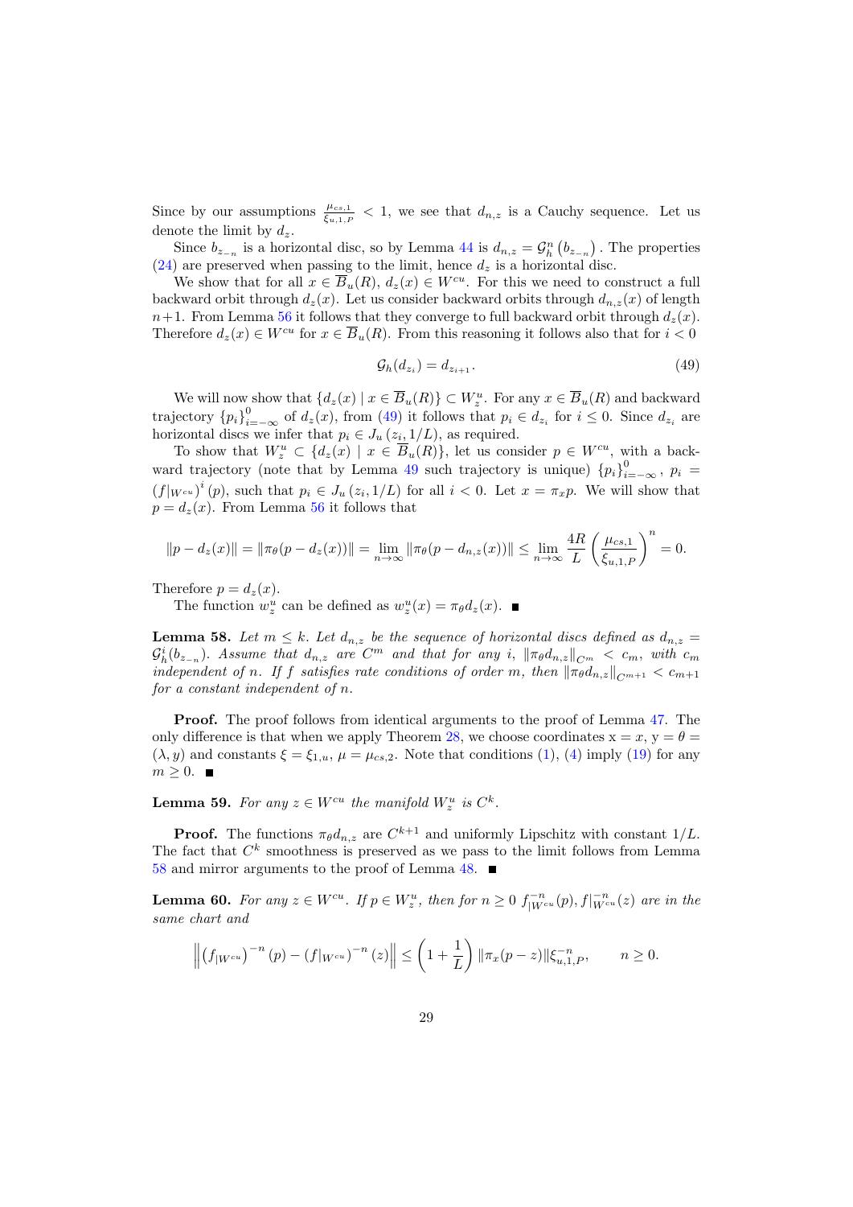Since by our assumptions $\frac{\mu_{cs,1}}{\xi_{u,1,P}} < 1$, we see that $d_{n,z}$ is a Cauchy sequence. Let us denote the limit by $d_z$.

Since $b_{z_{-n}}$ is a horizontal disc, so by Lemma 44 is $d_{n,z} = \mathcal{G}_h^n \left(b_{z_{-n}}\right)$. The properties (24) are preserved when passing to the limit, hence $d_z$ is a horizontal disc.

We show that for all $x \in \overline{B}_u(R)$, $d_z(x) \in W^{cu}$. For this we need to construct a full backward orbit through $d_z(x)$. Let us consider backward orbits through $d_{n,z}(x)$ of length $n+1$. From Lemma 56 it follows that they converge to full backward orbit through $d_z(x)$. Therefore $d_z(x) \in W^{cu}$ for $x \in \overline{B}_u(R)$. From this reasoning it follows also that for $i < 0$

$$\mathcal{G}_h(d_{z_i}) = d_{z_{i+1}}. \tag{49}$$

We will now show that $\{d_z(x) \mid x \in \overline{B}_u(R)\} \subset W_z^u$. For any $x \in \overline{B}_u(R)$ and backward trajectory $\{p_i\}_{i=-\infty}^0$ of $d_z(x)$, from (49) it follows that $p_i \in d_{z_i}$ for $i \leq 0$. Since $d_{z_i}$ are horizontal discs we infer that $p_i \in J_u(z_i, 1/L)$, as required.

To show that $W_z^u \subset \{d_z(x) \mid x \in \overline{B}_u(R)\}$, let us consider $p \in W^{cu}$, with a backward trajectory (note that by Lemma 49 such trajectory is unique) $\{p_i\}_{i=-\infty}^0$, $p_i = (f|_{W^{cu}})^i(p)$, such that $p_i \in J_u(z_i, 1/L)$ for all $i < 0$. Let $x = \pi_x p$. We will show that $p = d_z(x)$. From Lemma 56 it follows that

$$\|p - d_z(x)\| = \|\pi_\theta(p - d_z(x))\| = \lim_{n\to\infty} \|\pi_\theta(p - d_{n,z}(x))\| \leq \lim_{n\to\infty} \frac{4R}{L}\left(\frac{\mu_{cs,1}}{\xi_{u,1,P}}\right)^n = 0.$$

Therefore $p = d_z(x)$.

The function $w_z^u$ can be defined as $w_z^u(x) = \pi_\theta d_z(x)$. ■

**Lemma 58.** *Let $m \leq k$. Let $d_{n,z}$ be the sequence of horizontal discs defined as $d_{n,z} = \mathcal{G}_h^i(b_{z_{-n}})$. Assume that $d_{n,z}$ are $C^m$ and that for any $i$, $\|\pi_\theta d_{n,z}\|_{C^m} < c_m$, with $c_m$ independent of $n$. If $f$ satisfies rate conditions of order $m$, then $\|\pi_\theta d_{n,z}\|_{C^{m+1}} < c_{m+1}$ for a constant independent of $n$.*

**Proof.** The proof follows from identical arguments to the proof of Lemma 47. The only difference is that when we apply Theorem 28, we choose coordinates $\mathrm{x} = x$, $\mathrm{y} = \theta = (\lambda, y)$ and constants $\xi = \xi_{1,u}$, $\mu = \mu_{cs,2}$. Note that conditions (1), (4) imply (19) for any $m \geq 0$. ■

**Lemma 59.** *For any $z \in W^{cu}$ the manifold $W_z^u$ is $C^k$.*

**Proof.** The functions $\pi_\theta d_{n,z}$ are $C^{k+1}$ and uniformly Lipschitz with constant $1/L$. The fact that $C^k$ smoothness is preserved as we pass to the limit follows from Lemma 58 and mirror arguments to the proof of Lemma 48. ■

**Lemma 60.** *For any $z \in W^{cu}$. If $p \in W_z^u$, then for $n \geq 0$ $f_{|W^{cu}}^{-n}(p), f|_{W^{cu}}^{-n}(z)$ are in the same chart and*

$$\left\| \left(f_{|W^{cu}}\right)^{-n}(p) - \left(f|_{W^{cu}}\right)^{-n}(z) \right\| \leq \left(1 + \frac{1}{L}\right) \|\pi_x(p - z)\| \xi_{u,1,P}^{-n}, \qquad n \geq 0.$$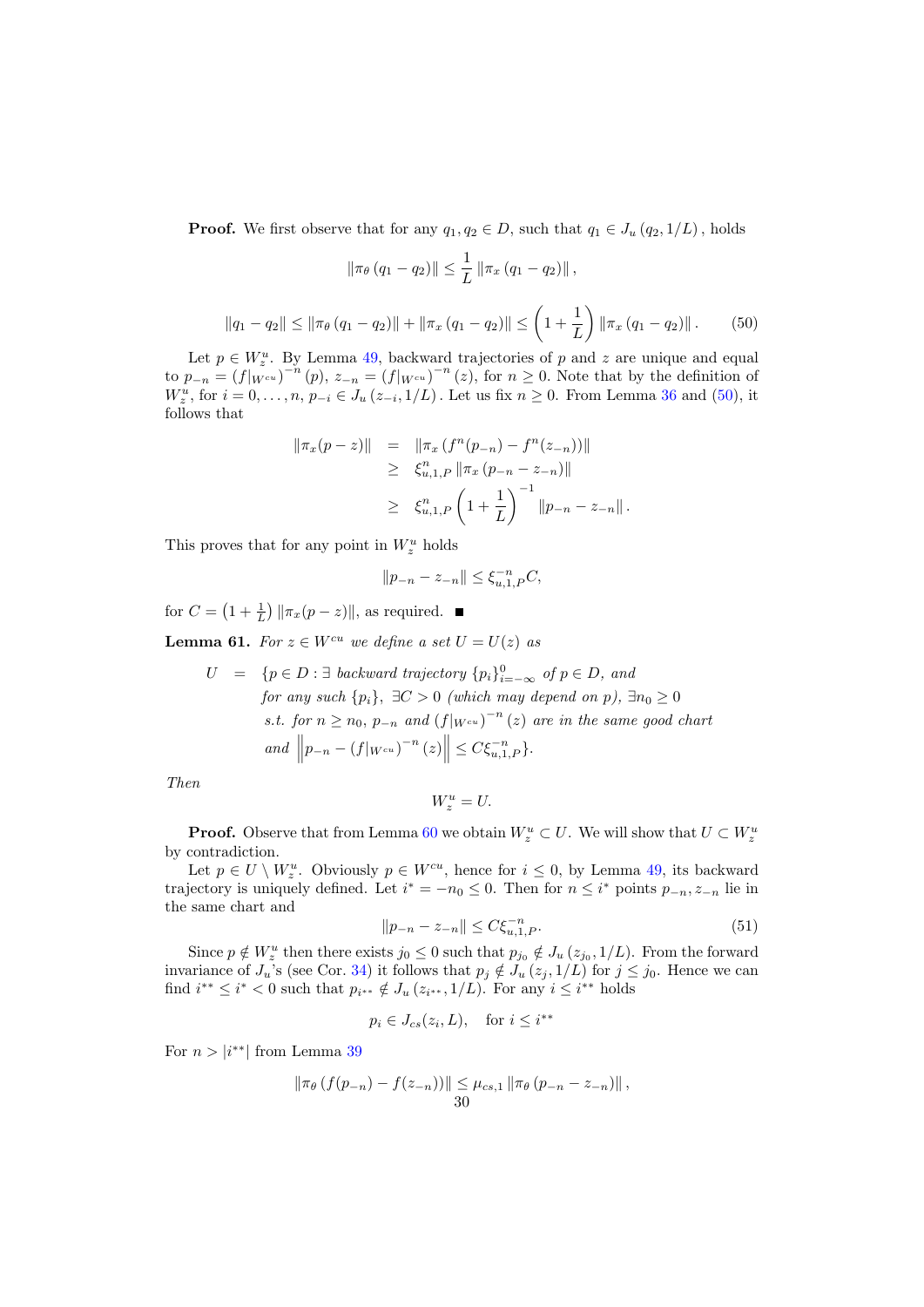**Proof.** We first observe that for any $q_1, q_2 \in D$, such that $q_1 \in J_u(q_2, 1/L)$, holds

$$\|\pi_\theta(q_1 - q_2)\| \leq \frac{1}{L}\|\pi_x(q_1 - q_2)\|,$$

$$\|q_1 - q_2\| \leq \|\pi_\theta(q_1 - q_2)\| + \|\pi_x(q_1 - q_2)\| \leq \left(1 + \frac{1}{L}\right)\|\pi_x(q_1 - q_2)\|. \tag{50}$$

Let $p \in W_z^u$. By Lemma 49, backward trajectories of $p$ and $z$ are unique and equal to $p_{-n} = (f|_{W^{cu}})^{-n}(p)$, $z_{-n} = (f|_{W^{cu}})^{-n}(z)$, for $n \geq 0$. Note that by the definition of $W_z^u$, for $i = 0, \ldots, n$, $p_{-i} \in J_u(z_{-i}, 1/L)$. Let us fix $n \geq 0$. From Lemma 36 and (50), it follows that

$$\begin{aligned}
\|\pi_x(p - z)\| &= \|\pi_x(f^n(p_{-n}) - f^n(z_{-n}))\| \\
&\geq \xi_{u,1,P}^n \|\pi_x(p_{-n} - z_{-n})\| \\
&\geq \xi_{u,1,P}^n \left(1 + \frac{1}{L}\right)^{-1}\|p_{-n} - z_{-n}\|.
\end{aligned}$$

This proves that for any point in $W_z^u$ holds

$$\|p_{-n} - z_{-n}\| \leq \xi_{u,1,P}^{-n} C,$$

for $C = \left(1 + \frac{1}{L}\right)\|\pi_x(p - z)\|$, as required. ■

**Lemma 61.** *For $z \in W^{cu}$ we define a set $U = U(z)$ as*

$$\begin{aligned}
U \;=\; \{p \in D :\; & \exists \text{ backward trajectory } \{p_i\}_{i=-\infty}^0 \text{ of } p \in D, \text{ and} \\
& \text{for any such } \{p_i\},\ \exists C > 0 \text{ (which may depend on } p\text{)}, \exists n_0 \geq 0 \\
& \text{s.t. for } n \geq n_0,\ p_{-n} \text{ and } (f|_{W^{cu}})^{-n}(z) \text{ are in the same good chart} \\
& \text{and } \left\|p_{-n} - (f|_{W^{cu}})^{-n}(z)\right\| \leq C\xi_{u,1,P}^{-n}\}.
\end{aligned}$$

*Then*

$$W_z^u = U.$$

**Proof.** Observe that from Lemma 60 we obtain $W_z^u \subset U$. We will show that $U \subset W_z^u$ by contradiction.

Let $p \in U \setminus W_z^u$. Obviously $p \in W^{cu}$, hence for $i \leq 0$, by Lemma 49, its backward trajectory is uniquely defined. Let $i^* = -n_0 \leq 0$. Then for $n \leq i^*$ points $p_{-n}, z_{-n}$ lie in the same chart and

$$\|p_{-n} - z_{-n}\| \leq C\xi_{u,1,P}^{-n}. \tag{51}$$

Since $p \notin W_z^u$ then there exists $j_0 \leq 0$ such that $p_{j_0} \notin J_u(z_{j_0}, 1/L)$. From the forward invariance of $J_u$'s (see Cor. 34) it follows that $p_j \notin J_u(z_j, 1/L)$ for $j \leq j_0$. Hence we can find $i^{**} \leq i^* < 0$ such that $p_{i^{**}} \notin J_u(z_{i^{**}}, 1/L)$. For any $i \leq i^{**}$ holds

$$p_i \in J_{cs}(z_i, L), \quad \text{for } i \leq i^{**}$$

For $n > |i^{**}|$ from Lemma 39

$$\|\pi_\theta(f(p_{-n}) - f(z_{-n}))\| \leq \mu_{cs,1}\|\pi_\theta(p_{-n} - z_{-n})\|,$$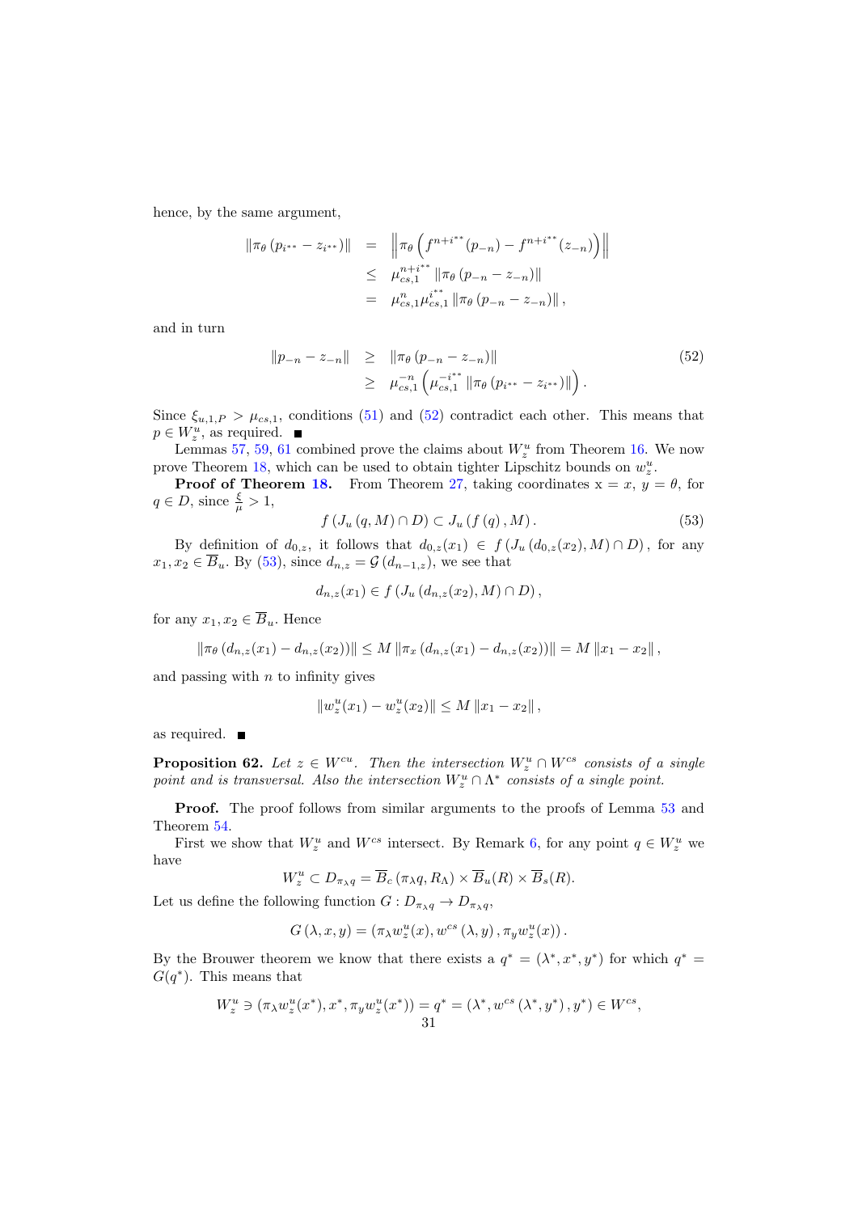hence, by the same argument,

$$
\begin{aligned}
\left\|\pi_\theta\left(p_{i^{**}} - z_{i^{**}}\right)\right\| &= \left\|\pi_\theta\left(f^{n+i^{**}}(p_{-n}) - f^{n+i^{**}}(z_{-n})\right)\right\| \\
&\leq \mu_{cs,1}^{n+i^{**}} \left\|\pi_\theta\left(p_{-n} - z_{-n}\right)\right\| \\
&= \mu_{cs,1}^{n} \mu_{cs,1}^{i^{**}} \left\|\pi_\theta\left(p_{-n} - z_{-n}\right)\right\|,
\end{aligned}
$$

and in turn

$$
\begin{aligned}
\left\|p_{-n} - z_{-n}\right\| &\geq \left\|\pi_\theta\left(p_{-n} - z_{-n}\right)\right\| \\
&\geq \mu_{cs,1}^{-n}\left(\mu_{cs,1}^{-i^{**}} \left\|\pi_\theta\left(p_{i^{**}} - z_{i^{**}}\right)\right\|\right).
\end{aligned} \tag{52}
$$

Since $\xi_{u,1,P} > \mu_{cs,1}$, conditions (51) and (52) contradict each other. This means that $p \in W_z^u$, as required. ■

Lemmas 57, 59, 61 combined prove the claims about $W_z^u$ from Theorem 16. We now prove Theorem 18, which can be used to obtain tighter Lipschitz bounds on $w_z^u$.

**Proof of Theorem 18.** From Theorem 27, taking coordinates $\mathrm{x} = x$, $y = \theta$, for $q \in D$, since $\frac{\xi}{\mu} > 1$,

$$
f\left(J_u\left(q, M\right) \cap D\right) \subset J_u\left(f\left(q\right), M\right). \tag{53}
$$

By definition of $d_{0,z}$, it follows that $d_{0,z}(x_1) \in f\left(J_u\left(d_{0,z}(x_2), M\right) \cap D\right)$, for any $x_1, x_2 \in \overline{B}_u$. By (53), since $d_{n,z} = \mathcal{G}\left(d_{n-1,z}\right)$, we see that

$$
d_{n,z}(x_1) \in f\left(J_u\left(d_{n,z}(x_2), M\right) \cap D\right),
$$

for any $x_1, x_2 \in \overline{B}_u$. Hence

$$
\left\|\pi_\theta\left(d_{n,z}(x_1) - d_{n,z}(x_2)\right)\right\| \leq M\left\|\pi_x\left(d_{n,z}(x_1) - d_{n,z}(x_2)\right)\right\| = M\left\|x_1 - x_2\right\|,
$$

and passing with $n$ to infinity gives

$$
\left\|w_z^u(x_1) - w_z^u(x_2)\right\| \leq M\left\|x_1 - x_2\right\|,
$$

as required. ■

**Proposition 62.** *Let $z \in W^{cu}$. Then the intersection $W_z^u \cap W^{cs}$ consists of a single point and is transversal. Also the intersection $W_z^u \cap \Lambda^*$ consists of a single point.*

**Proof.** The proof follows from similar arguments to the proofs of Lemma 53 and Theorem 54.

First we show that $W_z^u$ and $W^{cs}$ intersect. By Remark 6, for any point $q \in W_z^u$ we have

$$
W_z^u \subset D_{\pi_\lambda q} = \overline{B}_c\left(\pi_\lambda q, R_\Lambda\right) \times \overline{B}_u(R) \times \overline{B}_s(R).
$$

Let us define the following function $G : D_{\pi_\lambda q} \to D_{\pi_\lambda q}$,

$$
G\left(\lambda, x, y\right) = \left(\pi_\lambda w_z^u(x), w^{cs}\left(\lambda, y\right), \pi_y w_z^u(x)\right).
$$

By the Brouwer theorem we know that there exists a $q^* = (\lambda^*, x^*, y^*)$ for which $q^* = G(q^*)$. This means that

$$
W_z^u \ni \left(\pi_\lambda w_z^u(x^*), x^*, \pi_y w_z^u(x^*)\right) = q^* = \left(\lambda^*, w^{cs}\left(\lambda^*, y^*\right), y^*\right) \in W^{cs},
$$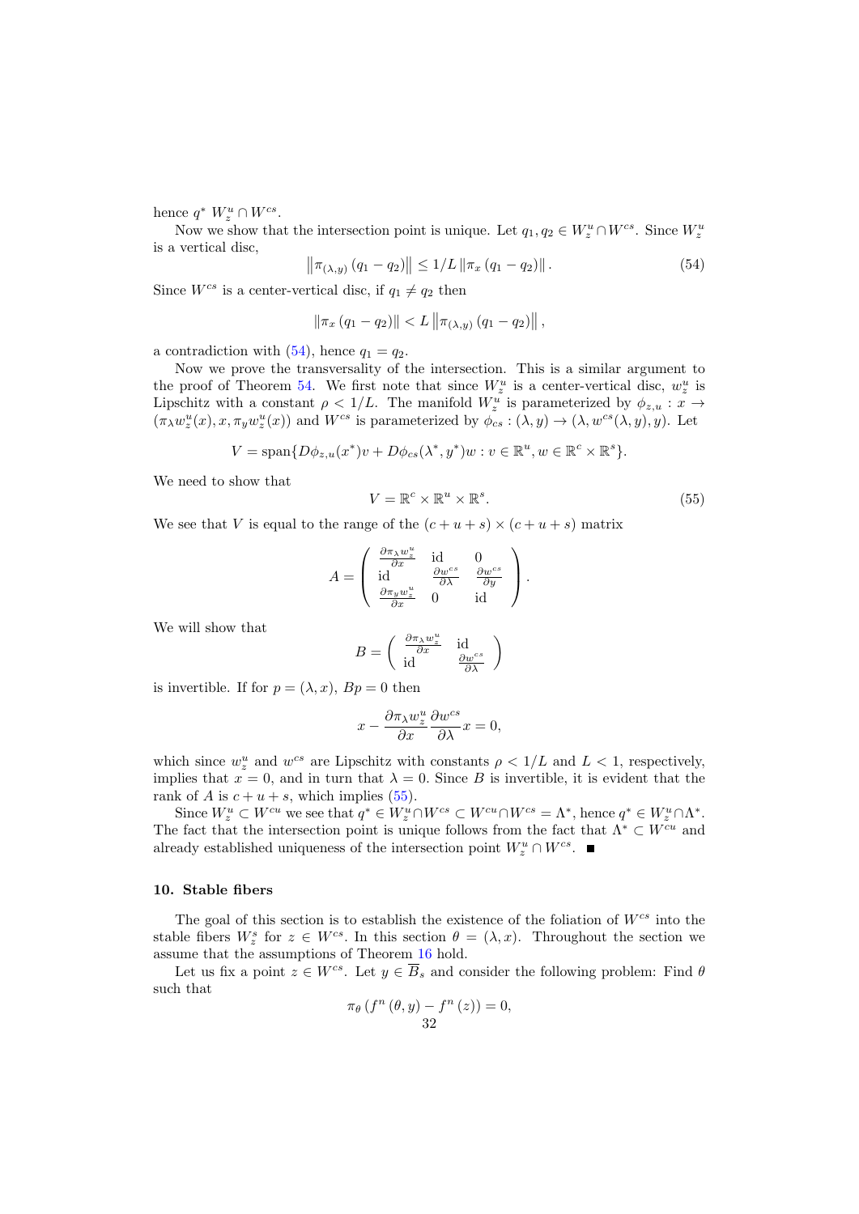hence $q^* \; W_z^u \cap W^{cs}$.

Now we show that the intersection point is unique. Let $q_1, q_2 \in W_z^u \cap W^{cs}$. Since $W_z^u$ is a vertical disc,

$$\left\| \pi_{(\lambda,y)} (q_1 - q_2) \right\| \leq 1/L \left\| \pi_x (q_1 - q_2) \right\|. \tag{54}$$

Since $W^{cs}$ is a center-vertical disc, if $q_1 \neq q_2$ then

$$\left\| \pi_x (q_1 - q_2) \right\| < L \left\| \pi_{(\lambda,y)} (q_1 - q_2) \right\|,$$

a contradiction with (54), hence $q_1 = q_2$.

Now we prove the transversality of the intersection. This is a similar argument to the proof of Theorem 54. We first note that since $W_z^u$ is a center-vertical disc, $w_z^u$ is Lipschitz with a constant $\rho < 1/L$. The manifold $W_z^u$ is parameterized by $\phi_{z,u} : x \to (\pi_\lambda w_z^u(x), x, \pi_y w_z^u(x))$ and $W^{cs}$ is parameterized by $\phi_{cs} : (\lambda, y) \to (\lambda, w^{cs}(\lambda, y), y)$. Let

$$V = \operatorname{span}\{D\phi_{z,u}(x^*)v + D\phi_{cs}(\lambda^*, y^*)w : v \in \mathbb{R}^u, w \in \mathbb{R}^c \times \mathbb{R}^s\}.$$

We need to show that

$$V = \mathbb{R}^c \times \mathbb{R}^u \times \mathbb{R}^s. \tag{55}$$

We see that $V$ is equal to the range of the $(c+u+s) \times (c+u+s)$ matrix

$$A = \begin{pmatrix} \frac{\partial \pi_\lambda w_z^u}{\partial x} & \mathrm{id} & 0 \\ \mathrm{id} & \frac{\partial w^{cs}}{\partial \lambda} & \frac{\partial w^{cs}}{\partial y} \\ \frac{\partial \pi_y w_z^u}{\partial x} & 0 & \mathrm{id} \end{pmatrix}.$$

We will show that

$$B = \begin{pmatrix} \frac{\partial \pi_\lambda w_z^u}{\partial x} & \mathrm{id} \\ \mathrm{id} & \frac{\partial w^{cs}}{\partial \lambda} \end{pmatrix}$$

is invertible. If for $p = (\lambda, x)$, $Bp = 0$ then

$$x - \frac{\partial \pi_\lambda w_z^u}{\partial x} \frac{\partial w^{cs}}{\partial \lambda} x = 0,$$

which since $w_z^u$ and $w^{cs}$ are Lipschitz with constants $\rho < 1/L$ and $L < 1$, respectively, implies that $x = 0$, and in turn that $\lambda = 0$. Since $B$ is invertible, it is evident that the rank of $A$ is $c + u + s$, which implies (55).

Since $W_z^u \subset W^{cu}$ we see that $q^* \in W_z^u \cap W^{cs} \subset W^{cu} \cap W^{cs} = \Lambda^*$, hence $q^* \in W_z^u \cap \Lambda^*$. The fact that the intersection point is unique follows from the fact that $\Lambda^* \subset W^{cu}$ and already established uniqueness of the intersection point $W_z^u \cap W^{cs}$. ■

## 10. Stable fibers

The goal of this section is to establish the existence of the foliation of $W^{cs}$ into the stable fibers $W_z^s$ for $z \in W^{cs}$. In this section $\theta = (\lambda, x)$. Throughout the section we assume that the assumptions of Theorem 16 hold.

Let us fix a point $z \in W^{cs}$. Let $y \in \overline{B}_s$ and consider the following problem: Find $\theta$ such that

$$\pi_\theta \left( f^n(\theta, y) - f^n(z) \right) = 0,$$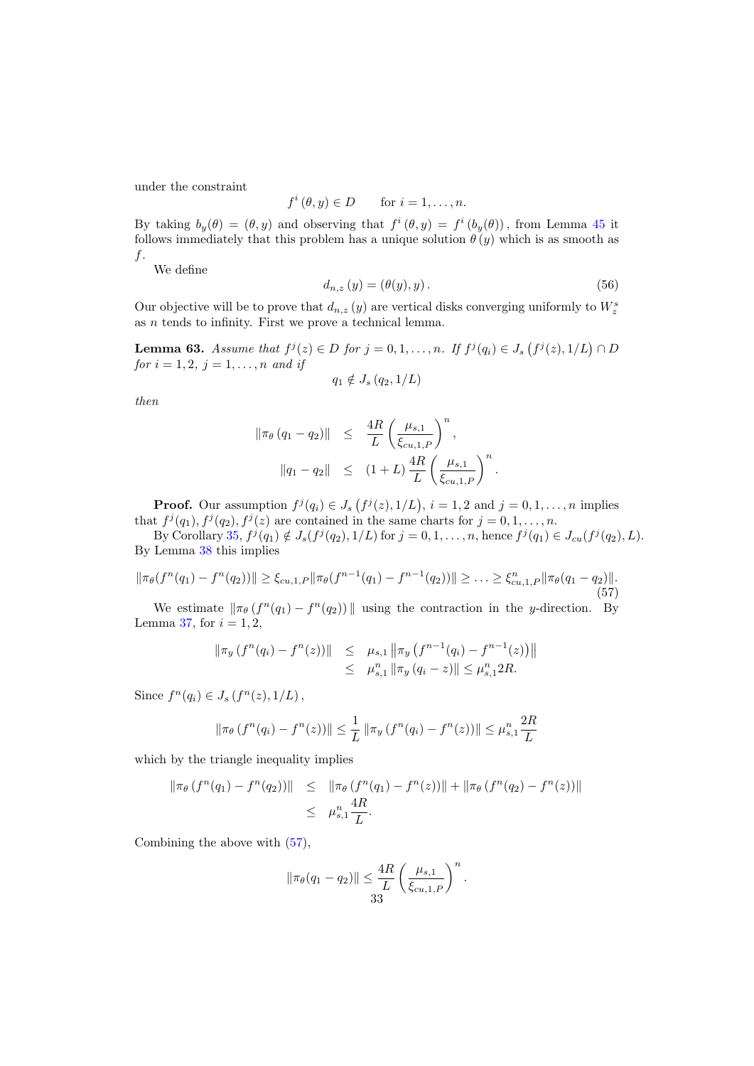under the constraint

$$f^i(\theta, y) \in D \qquad \text{for } i = 1, \ldots, n.$$

By taking $b_y(\theta) = (\theta, y)$ and observing that $f^i(\theta, y) = f^i(b_y(\theta))$, from Lemma 45 it follows immediately that this problem has a unique solution $\theta(y)$ which is as smooth as $f$.

We define

$$d_{n,z}(y) = (\theta(y), y). \tag{56}$$

Our objective will be to prove that $d_{n,z}(y)$ are vertical disks converging uniformly to $W_z^s$ as $n$ tends to infinity. First we prove a technical lemma.

**Lemma 63.** *Assume that $f^j(z) \in D$ for $j = 0, 1, \ldots, n$. If $f^j(q_i) \in J_s(f^j(z), 1/L) \cap D$ for $i = 1, 2$, $j = 1, \ldots, n$ and if*

$$q_1 \notin J_s(q_2, 1/L)$$

*then*

$$\begin{aligned}
\|\pi_\theta(q_1 - q_2)\| &\leq \frac{4R}{L}\left(\frac{\mu_{s,1}}{\xi_{cu,1,P}}\right)^n, \\
\|q_1 - q_2\| &\leq (1 + L)\frac{4R}{L}\left(\frac{\mu_{s,1}}{\xi_{cu,1,P}}\right)^n.
\end{aligned}$$

**Proof.** Our assumption $f^j(q_i) \in J_s(f^j(z), 1/L)$, $i = 1, 2$ and $j = 0, 1, \ldots, n$ implies that $f^j(q_1), f^j(q_2), f^j(z)$ are contained in the same charts for $j = 0, 1, \ldots, n$.

By Corollary 35, $f^j(q_1) \notin J_s(f^j(q_2), 1/L)$ for $j = 0, 1, \ldots, n$, hence $f^j(q_1) \in J_{cu}(f^j(q_2), L)$. By Lemma 38 this implies

$$\|\pi_\theta(f^n(q_1) - f^n(q_2))\| \geq \xi_{cu,1,P}\|\pi_\theta(f^{n-1}(q_1) - f^{n-1}(q_2))\| \geq \ldots \geq \xi_{cu,1,P}^n\|\pi_\theta(q_1 - q_2)\|. \tag{57}$$

We estimate $\|\pi_\theta(f^n(q_1) - f^n(q_2))\|$ using the contraction in the $y$-direction. By Lemma 37, for $i = 1, 2$,

$$\begin{aligned}
\|\pi_y(f^n(q_i) - f^n(z))\| &\leq \mu_{s,1}\left\|\pi_y\left(f^{n-1}(q_i) - f^{n-1}(z)\right)\right\| \\
&\leq \mu_{s,1}^n\|\pi_y(q_i - z)\| \leq \mu_{s,1}^n 2R.
\end{aligned}$$

Since $f^n(q_i) \in J_s(f^n(z), 1/L)$,

$$\|\pi_\theta(f^n(q_i) - f^n(z))\| \leq \frac{1}{L}\|\pi_y(f^n(q_i) - f^n(z))\| \leq \mu_{s,1}^n\frac{2R}{L}$$

which by the triangle inequality implies

$$\begin{aligned}
\|\pi_\theta(f^n(q_1) - f^n(q_2))\| &\leq \|\pi_\theta(f^n(q_1) - f^n(z))\| + \|\pi_\theta(f^n(q_2) - f^n(z))\| \\
&\leq \mu_{s,1}^n\frac{4R}{L}.
\end{aligned}$$

Combining the above with (57),

$$\|\pi_\theta(q_1 - q_2)\| \leq \frac{4R}{L}\left(\frac{\mu_{s,1}}{\xi_{cu,1,P}}\right)^n.$$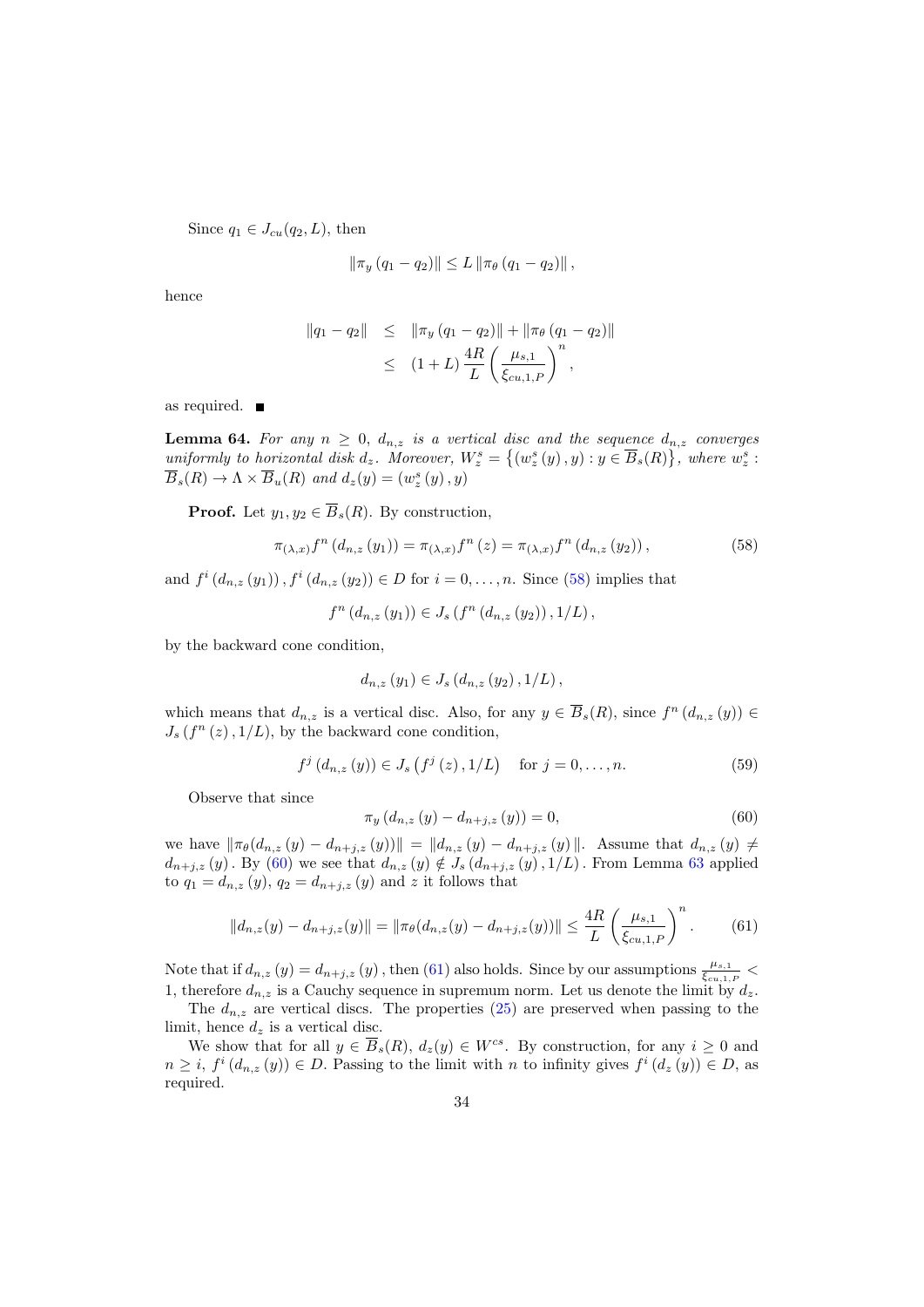Since $q_1 \in J_{cu}(q_2, L)$, then

$$\|\pi_y (q_1 - q_2)\| \leq L \|\pi_\theta (q_1 - q_2)\|,$$

hence

$$\begin{aligned}
\|q_1 - q_2\| &\leq \|\pi_y (q_1 - q_2)\| + \|\pi_\theta (q_1 - q_2)\| \\
&\leq (1 + L) \frac{4R}{L} \left( \frac{\mu_{s,1}}{\xi_{cu,1,P}} \right)^n,
\end{aligned}$$

as required. ∎

**Lemma 64.** *For any $n \geq 0$, $d_{n,z}$ is a vertical disc and the sequence $d_{n,z}$ converges uniformly to horizontal disk $d_z$. Moreover, $W_z^s = \left\{ (w_z^s(y), y) : y \in \overline{B}_s(R) \right\}$, where $w_z^s : \overline{B}_s(R) \to \Lambda \times \overline{B}_u(R)$ and $d_z(y) = (w_z^s(y), y)$*

**Proof.** Let $y_1, y_2 \in \overline{B}_s(R)$. By construction,

$$\pi_{(\lambda,x)} f^n (d_{n,z}(y_1)) = \pi_{(\lambda,x)} f^n (z) = \pi_{(\lambda,x)} f^n (d_{n,z}(y_2)), \tag{58}$$

and $f^i (d_{n,z}(y_1)), f^i (d_{n,z}(y_2)) \in D$ for $i = 0, \ldots, n$. Since (58) implies that

$$f^n (d_{n,z}(y_1)) \in J_s (f^n (d_{n,z}(y_2)), 1/L),$$

by the backward cone condition,

$$d_{n,z}(y_1) \in J_s (d_{n,z}(y_2), 1/L),$$

which means that $d_{n,z}$ is a vertical disc. Also, for any $y \in \overline{B}_s(R)$, since $f^n (d_{n,z}(y)) \in J_s (f^n (z), 1/L)$, by the backward cone condition,

$$f^j (d_{n,z}(y)) \in J_s \left( f^j (z), 1/L \right) \quad \text{for } j = 0, \ldots, n. \tag{59}$$

Observe that since

$$\pi_y (d_{n,z}(y) - d_{n+j,z}(y)) = 0, \tag{60}$$

we have $\|\pi_\theta(d_{n,z}(y) - d_{n+j,z}(y))\| = \|d_{n,z}(y) - d_{n+j,z}(y)\|$. Assume that $d_{n,z}(y) \neq d_{n+j,z}(y)$. By (60) we see that $d_{n,z}(y) \notin J_s (d_{n+j,z}(y), 1/L)$. From Lemma 63 applied to $q_1 = d_{n,z}(y)$, $q_2 = d_{n+j,z}(y)$ and $z$ it follows that

$$\|d_{n,z}(y) - d_{n+j,z}(y)\| = \|\pi_\theta(d_{n,z}(y) - d_{n+j,z}(y))\| \leq \frac{4R}{L} \left( \frac{\mu_{s,1}}{\xi_{cu,1,P}} \right)^n. \tag{61}$$

Note that if $d_{n,z}(y) = d_{n+j,z}(y)$, then (61) also holds. Since by our assumptions $\frac{\mu_{s,1}}{\xi_{cu,1,P}} < 1$, therefore $d_{n,z}$ is a Cauchy sequence in supremum norm. Let us denote the limit by $d_z$.

The $d_{n,z}$ are vertical discs. The properties (25) are preserved when passing to the limit, hence $d_z$ is a vertical disc.

We show that for all $y \in \overline{B}_s(R)$, $d_z(y) \in W^{cs}$. By construction, for any $i \geq 0$ and $n \geq i$, $f^i (d_{n,z}(y)) \in D$. Passing to the limit with $n$ to infinity gives $f^i (d_z(y)) \in D$, as required.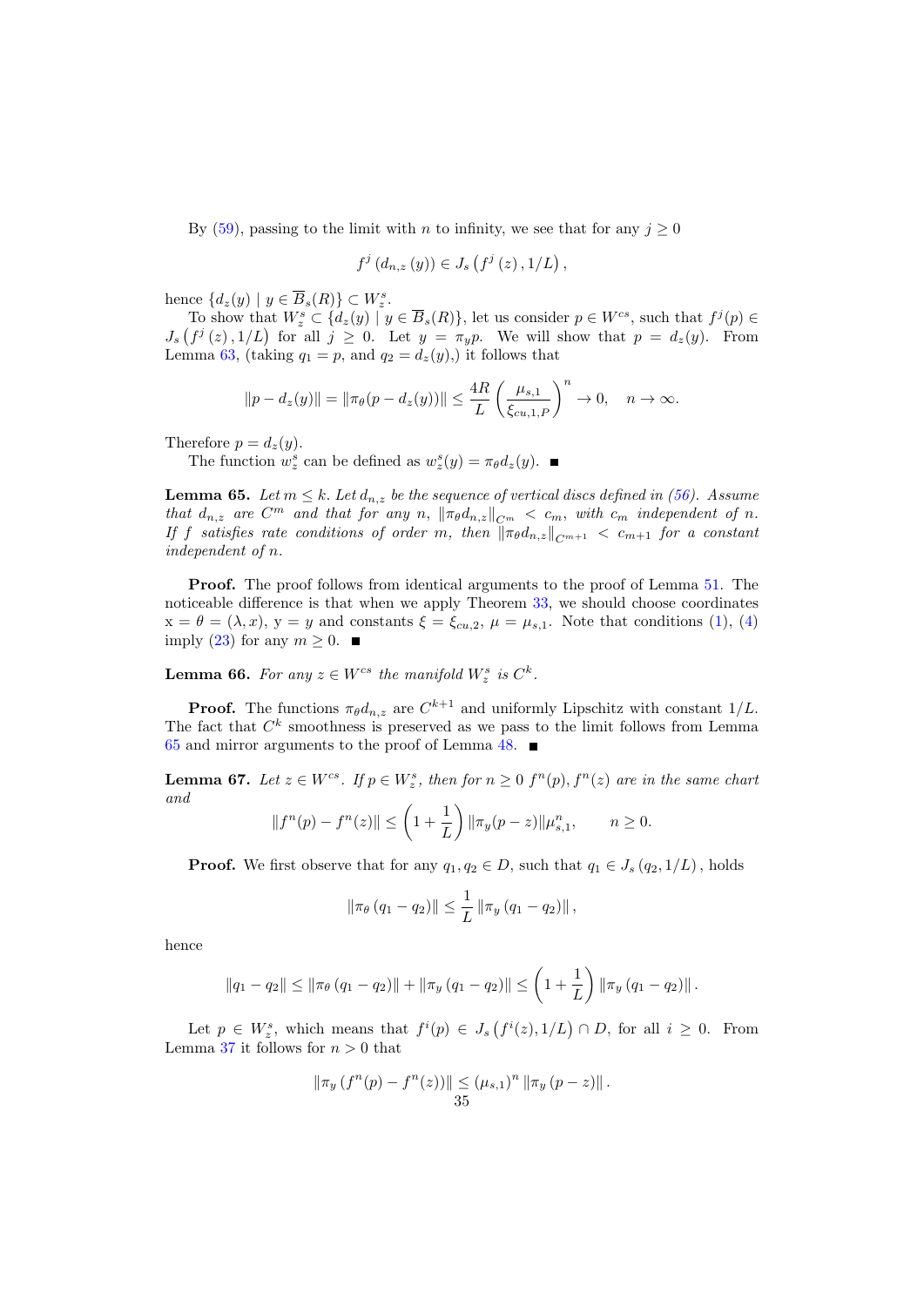By (59), passing to the limit with $n$ to infinity, we see that for any $j \geq 0$

$$f^j\left(d_{n,z}\left(y\right)\right) \in J_s\left(f^j\left(z\right), 1/L\right),$$

hence $\{d_z(y) \mid y \in \overline{B}_s(R)\} \subset W_z^s$.

To show that $W_z^s \subset \{d_z(y) \mid y \in \overline{B}_s(R)\}$, let us consider $p \in W^{cs}$, such that $f^j(p) \in J_s\left(f^j\left(z\right), 1/L\right)$ for all $j \geq 0$. Let $y = \pi_y p$. We will show that $p = d_z(y)$. From Lemma 63, (taking $q_1 = p$, and $q_2 = d_z(y)$,) it follows that

$$\|p - d_z(y)\| = \|\pi_\theta(p - d_z(y))\| \leq \frac{4R}{L}\left(\frac{\mu_{s,1}}{\xi_{cu,1,P}}\right)^n \to 0, \quad n \to \infty.$$

Therefore $p = d_z(y)$.

The function $w_z^s$ can be defined as $w_z^s(y) = \pi_\theta d_z(y)$. ■

**Lemma 65.** *Let $m \leq k$. Let $d_{n,z}$ be the sequence of vertical discs defined in (56). Assume that $d_{n,z}$ are $C^m$ and that for any $n$, $\|\pi_\theta d_{n,z}\|_{C^m} < c_m$, with $c_m$ independent of $n$. If $f$ satisfies rate conditions of order $m$, then $\|\pi_\theta d_{n,z}\|_{C^{m+1}} < c_{m+1}$ for a constant independent of $n$.*

**Proof.** The proof follows from identical arguments to the proof of Lemma 51. The noticeable difference is that when we apply Theorem 33, we should choose coordinates $\mathrm{x} = \theta = (\lambda, x)$, $\mathrm{y} = y$ and constants $\xi = \xi_{cu,2}$, $\mu = \mu_{s,1}$. Note that conditions (1), (4) imply (23) for any $m \geq 0$. ■

**Lemma 66.** *For any $z \in W^{cs}$ the manifold $W_z^s$ is $C^k$.*

**Proof.** The functions $\pi_\theta d_{n,z}$ are $C^{k+1}$ and uniformly Lipschitz with constant $1/L$. The fact that $C^k$ smoothness is preserved as we pass to the limit follows from Lemma 65 and mirror arguments to the proof of Lemma 48. ■

**Lemma 67.** *Let $z \in W^{cs}$. If $p \in W_z^s$, then for $n \geq 0$ $f^n(p), f^n(z)$ are in the same chart and*

$$\|f^n(p) - f^n(z)\| \leq \left(1 + \frac{1}{L}\right)\|\pi_y(p - z)\|\mu_{s,1}^n, \qquad n \geq 0.$$

**Proof.** We first observe that for any $q_1, q_2 \in D$, such that $q_1 \in J_s\left(q_2, 1/L\right)$, holds

$$\|\pi_\theta\left(q_1 - q_2\right)\| \leq \frac{1}{L}\|\pi_y\left(q_1 - q_2\right)\|,$$

hence

$$\|q_1 - q_2\| \leq \|\pi_\theta\left(q_1 - q_2\right)\| + \|\pi_y\left(q_1 - q_2\right)\| \leq \left(1 + \frac{1}{L}\right)\|\pi_y\left(q_1 - q_2\right)\|.$$

Let $p \in W_z^s$, which means that $f^i(p) \in J_s\left(f^i(z), 1/L\right) \cap D$, for all $i \geq 0$. From Lemma 37 it follows for $n > 0$ that

$$\|\pi_y\left(f^n(p) - f^n(z)\right)\| \leq \left(\mu_{s,1}\right)^n\|\pi_y\left(p - z\right)\|.$$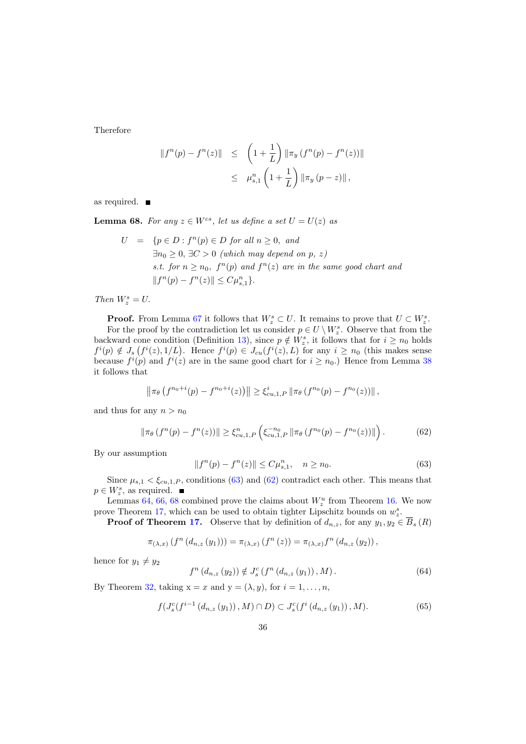Therefore

$$
\begin{aligned}
\|f^n(p) - f^n(z)\| &\leq \left(1 + \frac{1}{L}\right) \|\pi_y \left(f^n(p) - f^n(z)\right)\| \\
&\leq \mu_{s,1}^n \left(1 + \frac{1}{L}\right) \|\pi_y \left(p - z\right)\|,
\end{aligned}
$$

as required. ∎

**Lemma 68.** *For any $z \in W^{cs}$, let us define a set $U = U(z)$ as*

$$
\begin{aligned}
U \quad = \quad & \{p \in D : f^n(p) \in D \textit{ for all } n \geq 0, \textit{ and} \\
& \exists n_0 \geq 0, \exists C > 0 \textit{ (which may depend on } p, z) \\
& \textit{s.t. for } n \geq n_0, \ f^n(p) \textit{ and } f^n(z) \textit{ are in the same good chart and} \\
& \|f^n(p) - f^n(z)\| \leq C\mu_{s,1}^n\}.
\end{aligned}
$$

*Then $W_z^s = U$.*

**Proof.** From Lemma 67 it follows that $W_z^s \subset U$. It remains to prove that $U \subset W_z^s$.

For the proof by the contradiction let us consider $p \in U \setminus W_z^s$. Observe that from the backward cone condition (Definition 13), since $p \notin W_z^s$, it follows that for $i \geq n_0$ holds $f^i(p) \notin J_s\left(f^i(z), 1/L\right)$. Hence $f^i(p) \in J_{cu}(f^i(z), L)$ for any $i \geq n_0$ (this makes sense because $f^i(p)$ and $f^i(z)$ are in the same good chart for $i \geq n_0$.) Hence from Lemma 38 it follows that

$$
\left\|\pi_\theta \left(f^{n_0+i}(p) - f^{n_0+i}(z)\right)\right\| \geq \xi_{cu,1,P}^i \left\|\pi_\theta \left(f^{n_0}(p) - f^{n_0}(z)\right)\right\|,
$$

and thus for any $n > n_0$

$$
\|\pi_\theta \left(f^n(p) - f^n(z)\right)\| \geq \xi_{cu,1,P}^n \left(\xi_{cu,1,P}^{-n_0} \|\pi_\theta \left(f^{n_0}(p) - f^{n_0}(z)\right)\|\right). \tag{62}
$$

By our assumption

$$
\|f^n(p) - f^n(z)\| \leq C\mu_{s,1}^n, \quad n \geq n_0. \tag{63}
$$

Since $\mu_{s,1} < \xi_{cu,1,P}$, conditions (63) and (62) contradict each other. This means that $p \in W_z^s$, as required. ∎

Lemmas 64, 66, 68 combined prove the claims about $W_z^u$ from Theorem 16. We now prove Theorem 17, which can be used to obtain tighter Lipschitz bounds on $w_z^s$.

**Proof of Theorem 17.** Observe that by definition of $d_{n,z}$, for any $y_1, y_2 \in \overline{B}_s(R)$

$$
\pi_{(\lambda,x)} \left(f^n \left(d_{n,z}\left(y_1\right)\right)\right) = \pi_{(\lambda,x)} \left(f^n\left(z\right)\right) = \pi_{(\lambda,x)} f^n \left(d_{n,z}\left(y_2\right)\right),
$$

hence for $y_1 \neq y_2$

$$
f^n \left(d_{n,z}\left(y_2\right)\right) \notin J_s^c \left(f^n \left(d_{n,z}\left(y_1\right)\right), M\right). \tag{64}
$$

By Theorem 32, taking $\mathrm{x} = x$ and $\mathrm{y} = (\lambda, y)$, for $i = 1, \ldots, n$,

$$
f(J_s^c(f^{i-1}\left(d_{n,z}\left(y_1\right)\right), M) \cap D) \subset J_s^c(f^i\left(d_{n,z}\left(y_1\right)\right), M). \tag{65}
$$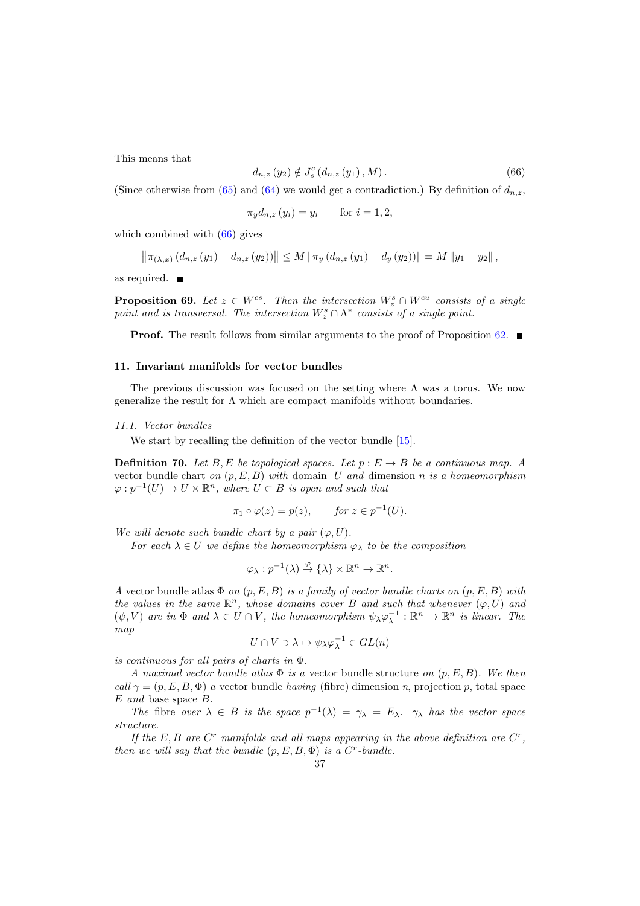This means that

$$d_{n,z}(y_2) \notin J_s^c(d_{n,z}(y_1), M). \tag{66}$$

(Since otherwise from (65) and (64) we would get a contradiction.) By definition of $d_{n,z}$,

$$\pi_y d_{n,z}(y_i) = y_i \qquad \text{for } i = 1, 2,$$

which combined with (66) gives

$$\left\| \pi_{(\lambda,x)}(d_{n,z}(y_1) - d_{n,z}(y_2)) \right\| \leq M \left\| \pi_y (d_{n,z}(y_1) - d_y(y_2)) \right\| = M \left\| y_1 - y_2 \right\|,$$

as required. ■

**Proposition 69.** *Let $z \in W^{cs}$. Then the intersection $W_z^s \cap W^{cu}$ consists of a single point and is transversal. The intersection $W_z^s \cap \Lambda^*$ consists of a single point.*

**Proof.** The result follows from similar arguments to the proof of Proposition 62. ■

## 11. Invariant manifolds for vector bundles

The previous discussion was focused on the setting where $\Lambda$ was a torus. We now generalize the result for $\Lambda$ which are compact manifolds without boundaries.

### 11.1. Vector bundles

We start by recalling the definition of the vector bundle [15].

**Definition 70.** *Let $B, E$ be topological spaces. Let $p : E \to B$ be a continuous map. A* vector bundle chart *on $(p, E, B)$ with* domain *$U$ and* dimension *$n$ is a homeomorphism $\varphi : p^{-1}(U) \to U \times \mathbb{R}^n$, where $U \subset B$ is open and such that*

$$\pi_1 \circ \varphi(z) = p(z), \qquad \text{for } z \in p^{-1}(U).$$

*We will denote such bundle chart by a pair $(\varphi, U)$.*

*For each $\lambda \in U$ we define the homeomorphism $\varphi_\lambda$ to be the composition*

$$\varphi_\lambda : p^{-1}(\lambda) \xrightarrow{\varphi} \{\lambda\} \times \mathbb{R}^n \to \mathbb{R}^n.$$

*A* vector bundle atlas *$\Phi$ on $(p, E, B)$ is a family of vector bundle charts on $(p, E, B)$ with the values in the same $\mathbb{R}^n$, whose domains cover $B$ and such that whenever $(\varphi, U)$ and $(\psi, V)$ are in $\Phi$ and $\lambda \in U \cap V$, the homeomorphism $\psi_\lambda \varphi_\lambda^{-1} : \mathbb{R}^n \to \mathbb{R}^n$ is linear. The map*

$$U \cap V \ni \lambda \mapsto \psi_\lambda \varphi_\lambda^{-1} \in GL(n)$$

*is continuous for all pairs of charts in $\Phi$.*

*A* maximal *vector bundle atlas $\Phi$ is a* vector bundle structure *on $(p, E, B)$. We then call $\gamma = (p, E, B, \Phi)$ a* vector bundle *having* (fibre) dimension *$n$,* projection *$p$,* total space *$E$ and* base space *$B$.*

*The* fibre *over $\lambda \in B$ is the space $p^{-1}(\lambda) = \gamma_\lambda = E_\lambda$. $\gamma_\lambda$ has the vector space structure.*

*If the $E, B$ are $C^r$ manifolds and all maps appearing in the above definition are $C^r$, then we will say that the bundle $(p, E, B, \Phi)$ is a $C^r$-bundle.*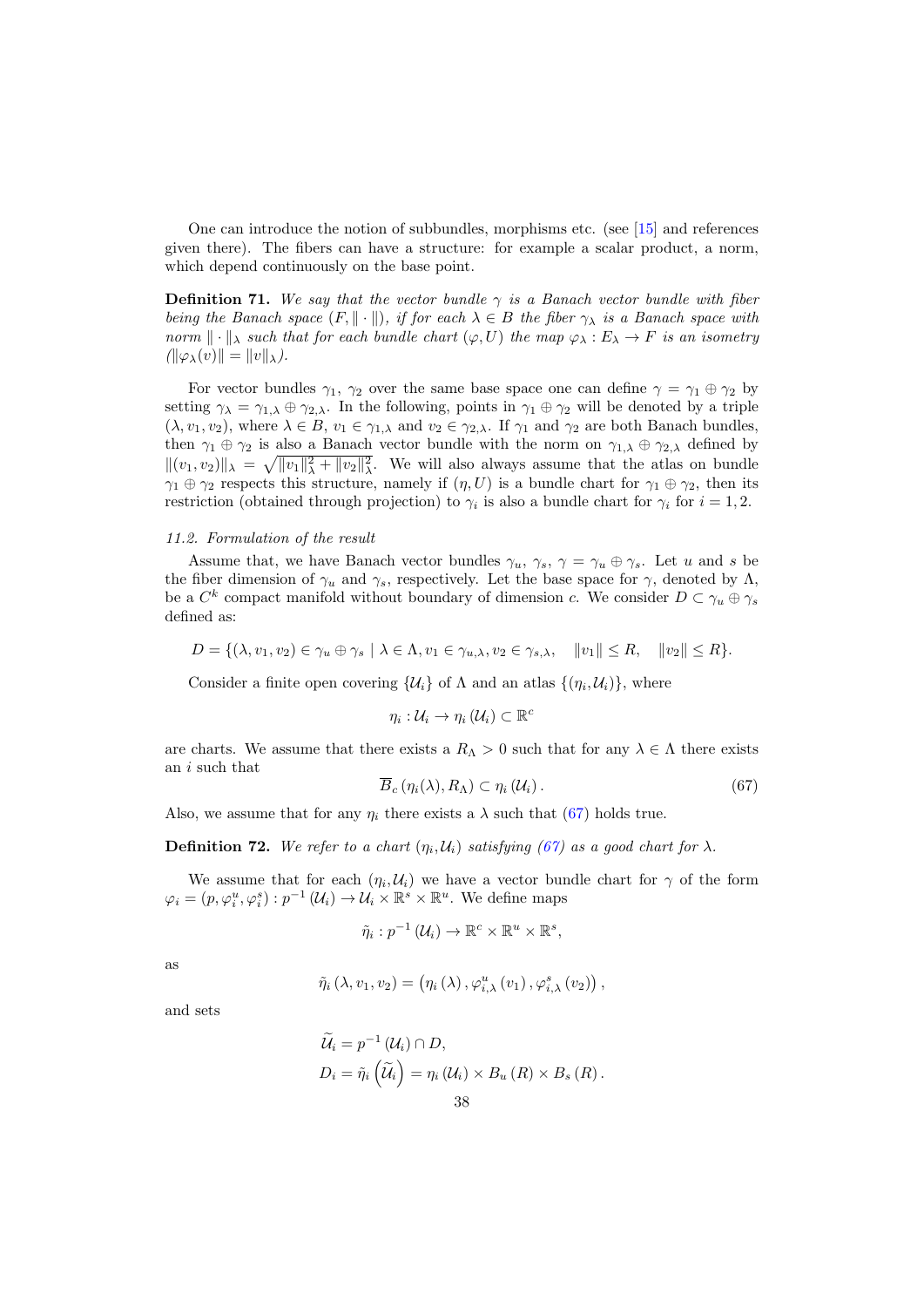One can introduce the notion of subbundles, morphisms etc. (see [15] and references given there). The fibers can have a structure: for example a scalar product, a norm, which depend continuously on the base point.

**Definition 71.** *We say that the vector bundle $\gamma$ is a Banach vector bundle with fiber being the Banach space $(F, \|\cdot\|)$, if for each $\lambda \in B$ the fiber $\gamma_\lambda$ is a Banach space with norm $\|\cdot\|_\lambda$ such that for each bundle chart $(\varphi, U)$ the map $\varphi_\lambda : E_\lambda \to F$ is an isometry ($\|\varphi_\lambda(v)\| = \|v\|_\lambda$).*

For vector bundles $\gamma_1$, $\gamma_2$ over the same base space one can define $\gamma = \gamma_1 \oplus \gamma_2$ by setting $\gamma_\lambda = \gamma_{1,\lambda} \oplus \gamma_{2,\lambda}$. In the following, points in $\gamma_1 \oplus \gamma_2$ will be denoted by a triple $(\lambda, v_1, v_2)$, where $\lambda \in B$, $v_1 \in \gamma_{1,\lambda}$ and $v_2 \in \gamma_{2,\lambda}$. If $\gamma_1$ and $\gamma_2$ are both Banach bundles, then $\gamma_1 \oplus \gamma_2$ is also a Banach vector bundle with the norm on $\gamma_{1,\lambda} \oplus \gamma_{2,\lambda}$ defined by $\|(v_1, v_2)\|_\lambda = \sqrt{\|v_1\|_\lambda^2 + \|v_2\|_\lambda^2}$. We will also always assume that the atlas on bundle $\gamma_1 \oplus \gamma_2$ respects this structure, namely if $(\eta, U)$ is a bundle chart for $\gamma_1 \oplus \gamma_2$, then its restriction (obtained through projection) to $\gamma_i$ is also a bundle chart for $\gamma_i$ for $i = 1, 2$.

*11.2. Formulation of the result*

Assume that, we have Banach vector bundles $\gamma_u$, $\gamma_s$, $\gamma = \gamma_u \oplus \gamma_s$. Let $u$ and $s$ be the fiber dimension of $\gamma_u$ and $\gamma_s$, respectively. Let the base space for $\gamma$, denoted by $\Lambda$, be a $C^k$ compact manifold without boundary of dimension $c$. We consider $D \subset \gamma_u \oplus \gamma_s$ defined as:

$$D = \{(\lambda, v_1, v_2) \in \gamma_u \oplus \gamma_s \mid \lambda \in \Lambda, v_1 \in \gamma_{u,\lambda}, v_2 \in \gamma_{s,\lambda}, \quad \|v_1\| \leq R, \quad \|v_2\| \leq R\}.$$

Consider a finite open covering $\{\mathcal{U}_i\}$ of $\Lambda$ and an atlas $\{(\eta_i, \mathcal{U}_i)\}$, where

$$\eta_i : \mathcal{U}_i \to \eta_i(\mathcal{U}_i) \subset \mathbb{R}^c$$

are charts. We assume that there exists a $R_\Lambda > 0$ such that for any $\lambda \in \Lambda$ there exists an $i$ such that

$$\overline{B}_c(\eta_i(\lambda), R_\Lambda) \subset \eta_i(\mathcal{U}_i). \tag{67}$$

Also, we assume that for any $\eta_i$ there exists a $\lambda$ such that (67) holds true.

**Definition 72.** *We refer to a chart $(\eta_i, \mathcal{U}_i)$ satisfying (67) as a good chart for $\lambda$.*

We assume that for each $(\eta_i, \mathcal{U}_i)$ we have a vector bundle chart for $\gamma$ of the form $\varphi_i = (p, \varphi_i^u, \varphi_i^s) : p^{-1}(\mathcal{U}_i) \to \mathcal{U}_i \times \mathbb{R}^s \times \mathbb{R}^u$. We define maps

$$\tilde{\eta}_i : p^{-1}(\mathcal{U}_i) \to \mathbb{R}^c \times \mathbb{R}^u \times \mathbb{R}^s,$$

as

$$\tilde{\eta}_i(\lambda, v_1, v_2) = \left(\eta_i(\lambda), \varphi_{i,\lambda}^u(v_1), \varphi_{i,\lambda}^s(v_2)\right),$$

and sets

$$\widetilde{\mathcal{U}}_i = p^{-1}(\mathcal{U}_i) \cap D,$$
$$D_i = \tilde{\eta}_i\left(\widetilde{\mathcal{U}}_i\right) = \eta_i(\mathcal{U}_i) \times B_u(R) \times B_s(R).$$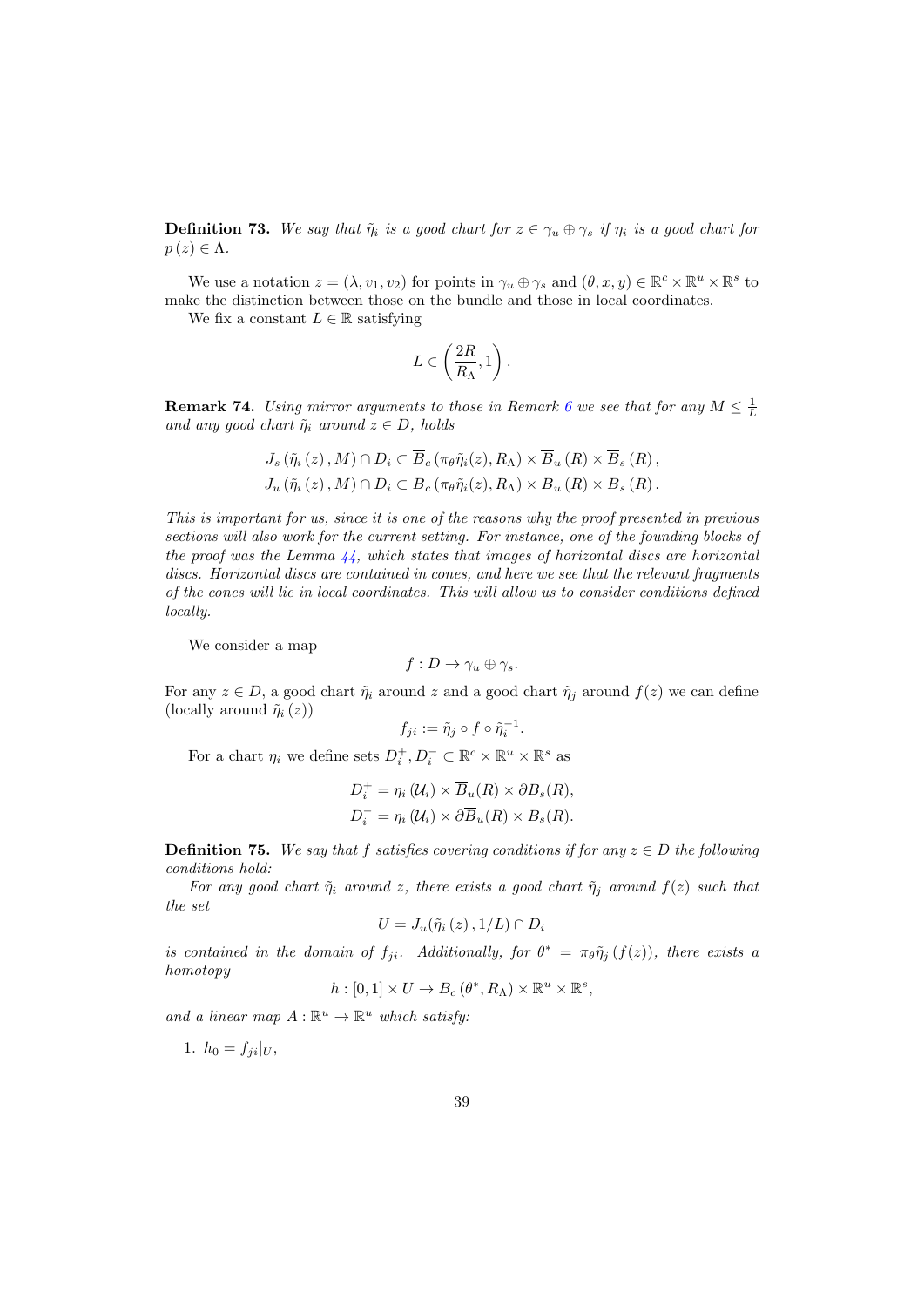**Definition 73.** *We say that $\tilde{\eta}_i$ is a good chart for $z \in \gamma_u \oplus \gamma_s$ if $\eta_i$ is a good chart for $p(z) \in \Lambda$.*

We use a notation $z = (\lambda, v_1, v_2)$ for points in $\gamma_u \oplus \gamma_s$ and $(\theta, x, y) \in \mathbb{R}^c \times \mathbb{R}^u \times \mathbb{R}^s$ to make the distinction between those on the bundle and those in local coordinates.

We fix a constant $L \in \mathbb{R}$ satisfying

$$L \in \left(\frac{2R}{R_\Lambda}, 1\right).$$

**Remark 74.** *Using mirror arguments to those in Remark 6 we see that for any $M \leq \frac{1}{L}$ and any good chart $\tilde{\eta}_i$ around $z \in D$, holds*

$$J_s\left(\tilde{\eta}_i\left(z\right), M\right) \cap D_i \subset \overline{B}_c\left(\pi_\theta \tilde{\eta}_i(z), R_\Lambda\right) \times \overline{B}_u\left(R\right) \times \overline{B}_s\left(R\right),$$
$$J_u\left(\tilde{\eta}_i\left(z\right), M\right) \cap D_i \subset \overline{B}_c\left(\pi_\theta \tilde{\eta}_i(z), R_\Lambda\right) \times \overline{B}_u\left(R\right) \times \overline{B}_s\left(R\right).$$

*This is important for us, since it is one of the reasons why the proof presented in previous sections will also work for the current setting. For instance, one of the founding blocks of the proof was the Lemma 44, which states that images of horizontal discs are horizontal discs. Horizontal discs are contained in cones, and here we see that the relevant fragments of the cones will lie in local coordinates. This will allow us to consider conditions defined locally.*

We consider a map

$$f : D \to \gamma_u \oplus \gamma_s.$$

For any $z \in D$, a good chart $\tilde{\eta}_i$ around $z$ and a good chart $\tilde{\eta}_j$ around $f(z)$ we can define (locally around $\tilde{\eta}_i(z)$)

$$f_{ji} := \tilde{\eta}_j \circ f \circ \tilde{\eta}_i^{-1}.$$

For a chart $\eta_i$ we define sets $D_i^+, D_i^- \subset \mathbb{R}^c \times \mathbb{R}^u \times \mathbb{R}^s$ as

$$D_i^+ = \eta_i\left(\mathcal{U}_i\right) \times \overline{B}_u(R) \times \partial B_s(R),$$
$$D_i^- = \eta_i\left(\mathcal{U}_i\right) \times \partial \overline{B}_u(R) \times B_s(R).$$

**Definition 75.** *We say that $f$ satisfies covering conditions if for any $z \in D$ the following conditions hold:*

*For any good chart $\tilde{\eta}_i$ around $z$, there exists a good chart $\tilde{\eta}_j$ around $f(z)$ such that the set*

$$U = J_u(\tilde{\eta}_i\left(z\right), 1/L) \cap D_i$$

*is contained in the domain of $f_{ji}$. Additionally, for $\theta^* = \pi_\theta \tilde{\eta}_j\left(f(z)\right)$, there exists a homotopy*

$$h : [0, 1] \times U \to B_c\left(\theta^*, R_\Lambda\right) \times \mathbb{R}^u \times \mathbb{R}^s,$$

*and a linear map $A : \mathbb{R}^u \to \mathbb{R}^u$ which satisfy:*

1. $h_0 = f_{ji}|_U$,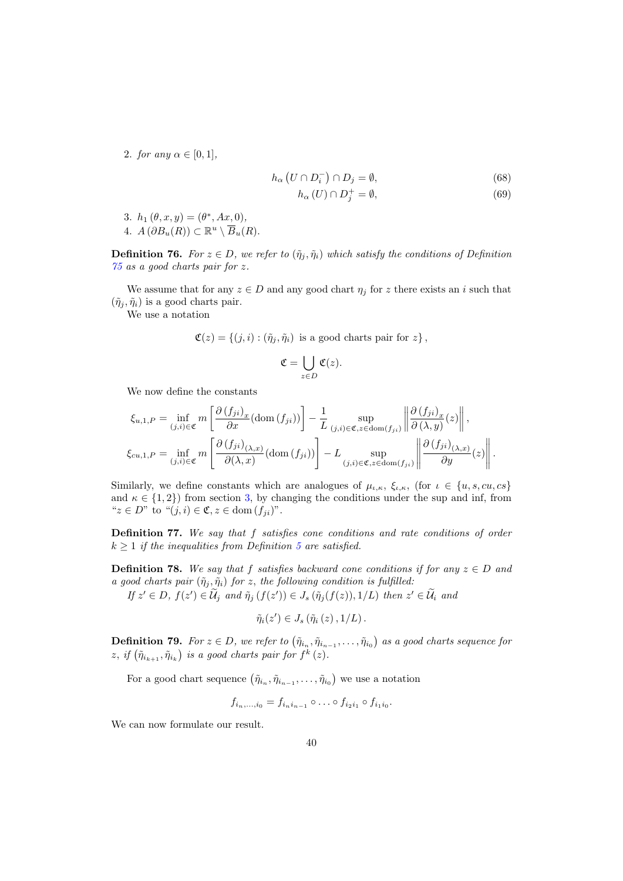2. *for any* $\alpha \in [0,1]$,

$$h_\alpha\left(U \cap D_i^-\right) \cap D_j = \emptyset, \tag{68}$$

$$h_\alpha\left(U\right) \cap D_j^+ = \emptyset, \tag{69}$$

3. $h_1(\theta, x, y) = (\theta^*, Ax, 0)$,
4. $A\left(\partial B_u(R)\right) \subset \mathbb{R}^u \setminus \overline{B}_u(R)$.

**Definition 76.** *For* $z \in D$, *we refer to* $(\tilde{\eta}_j, \tilde{\eta}_i)$ *which satisfy the conditions of Definition 75 as a good charts pair for* $z$.

We assume that for any $z \in D$ and any good chart $\eta_j$ for $z$ there exists an $i$ such that $(\tilde{\eta}_j, \tilde{\eta}_i)$ is a good charts pair.

We use a notation

$$\mathfrak{C}(z) = \left\{(j,i) : (\tilde{\eta}_j, \tilde{\eta}_i) \text{ is a good charts pair for } z\right\},$$

$$\mathfrak{C} = \bigcup_{z \in D} \mathfrak{C}(z).$$

We now define the constants

$$\xi_{u,1,P} = \inf_{(j,i)\in\mathfrak{C}} m\left[\frac{\partial \left(f_{ji}\right)_x}{\partial x}(\mathrm{dom}\left(f_{ji}\right))\right] - \frac{1}{L}\sup_{(j,i)\in\mathfrak{C}, z \in \mathrm{dom}(f_{ji})}\left\|\frac{\partial \left(f_{ji}\right)_x}{\partial\left(\lambda, y\right)}(z)\right\|,$$

$$\xi_{cu,1,P} = \inf_{(j,i)\in\mathfrak{C}} m\left[\frac{\partial \left(f_{ji}\right)_{(\lambda,x)}}{\partial(\lambda, x)}(\mathrm{dom}\left(f_{ji}\right))\right] - L\sup_{(j,i)\in\mathfrak{C}, z \in \mathrm{dom}(f_{ji})}\left\|\frac{\partial \left(f_{ji}\right)_{(\lambda,x)}}{\partial y}(z)\right\|.$$

Similarly, we define constants which are analogues of $\mu_{\iota,\kappa}$, $\xi_{\iota,\kappa}$, (for $\iota \in \{u, s, cu, cs\}$ and $\kappa \in \{1,2\}$) from section 3, by changing the conditions under the sup and inf, from "$z \in D$" to "$(j,i) \in \mathfrak{C}, z \in \mathrm{dom}\left(f_{ji}\right)$".

**Definition 77.** *We say that* $f$ *satisfies cone conditions and rate conditions of order* $k \geq 1$ *if the inequalities from Definition 5 are satisfied.*

**Definition 78.** *We say that* $f$ *satisfies backward cone conditions if for any* $z \in D$ *and a good charts pair* $(\tilde{\eta}_j, \tilde{\eta}_i)$ *for* $z$, *the following condition is fulfilled:*

*If* $z' \in D$, $f(z') \in \widetilde{\mathcal{U}}_j$ *and* $\tilde{\eta}_j\left(f(z')\right) \in J_s\left(\tilde{\eta}_j(f(z)), 1/L\right)$ *then* $z' \in \widetilde{\mathcal{U}}_i$ *and*

$$\tilde{\eta}_i(z') \in J_s\left(\tilde{\eta}_i\left(z\right), 1/L\right).$$

**Definition 79.** *For* $z \in D$, *we refer to* $\left(\tilde{\eta}_{i_n}, \tilde{\eta}_{i_{n-1}}, \ldots, \tilde{\eta}_{i_0}\right)$ *as a good charts sequence for* $z$, *if* $\left(\tilde{\eta}_{i_{k+1}}, \tilde{\eta}_{i_k}\right)$ *is a good charts pair for* $f^k\left(z\right)$.

For a good chart sequence $\left(\tilde{\eta}_{i_n}, \tilde{\eta}_{i_{n-1}}, \ldots, \tilde{\eta}_{i_0}\right)$ we use a notation

$$f_{i_n,\ldots,i_0} = f_{i_n i_{n-1}} \circ \ldots \circ f_{i_2 i_1} \circ f_{i_1 i_0}.$$

We can now formulate our result.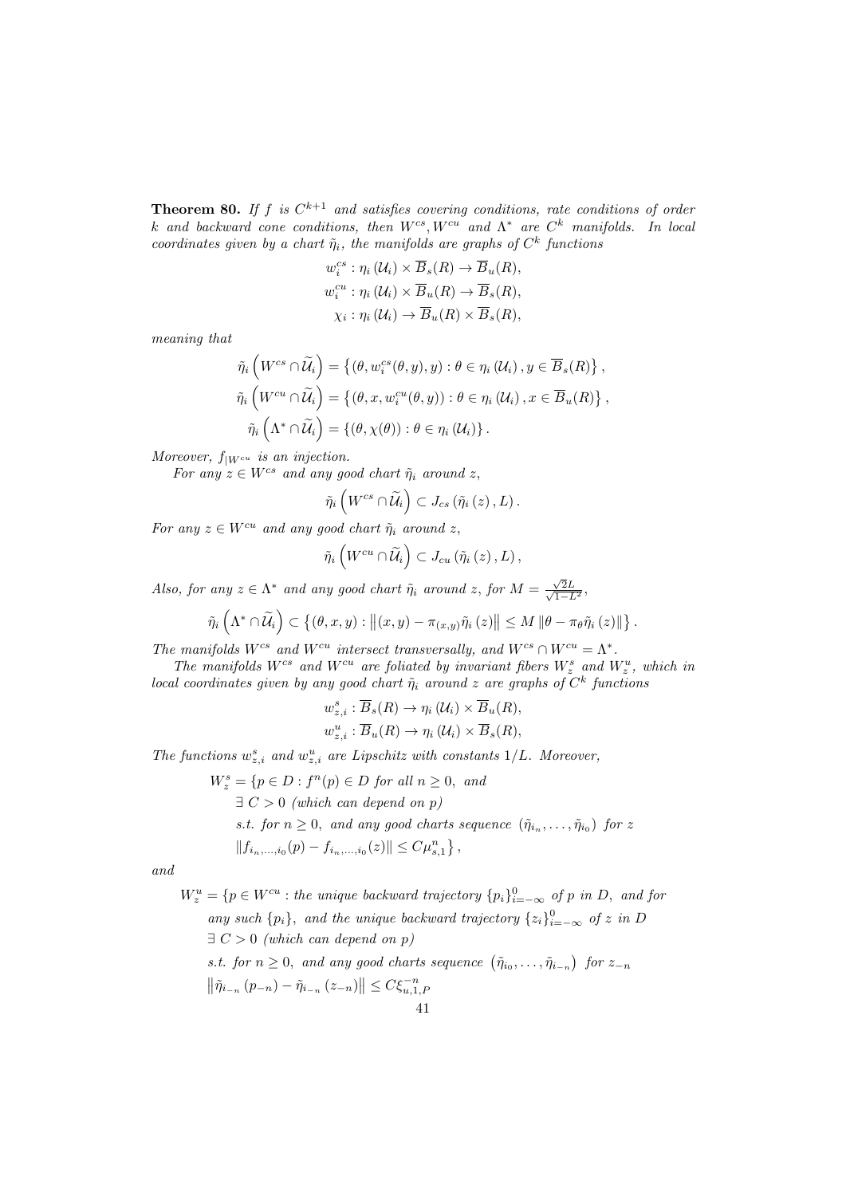**Theorem 80.** *If $f$ is $C^{k+1}$ and satisfies covering conditions, rate conditions of order $k$ and backward cone conditions, then $W^{cs}, W^{cu}$ and $\Lambda^*$ are $C^k$ manifolds. In local coordinates given by a chart $\tilde{\eta}_i$, the manifolds are graphs of $C^k$ functions*

$$
\begin{aligned}
w_i^{cs} &: \eta_i(\mathcal{U}_i) \times \overline{B}_s(R) \to \overline{B}_u(R), \\
w_i^{cu} &: \eta_i(\mathcal{U}_i) \times \overline{B}_u(R) \to \overline{B}_s(R), \\
\chi_i &: \eta_i(\mathcal{U}_i) \to \overline{B}_u(R) \times \overline{B}_s(R),
\end{aligned}
$$

*meaning that*

$$
\begin{aligned}
\tilde{\eta}_i\left(W^{cs} \cap \widetilde{\mathcal{U}}_i\right) &= \left\{(\theta, w_i^{cs}(\theta, y), y) : \theta \in \eta_i(\mathcal{U}_i), y \in \overline{B}_s(R)\right\}, \\
\tilde{\eta}_i\left(W^{cu} \cap \widetilde{\mathcal{U}}_i\right) &= \left\{(\theta, x, w_i^{cu}(\theta, y)) : \theta \in \eta_i(\mathcal{U}_i), x \in \overline{B}_u(R)\right\}, \\
\tilde{\eta}_i\left(\Lambda^* \cap \widetilde{\mathcal{U}}_i\right) &= \left\{(\theta, \chi(\theta)) : \theta \in \eta_i(\mathcal{U}_i)\right\}.
\end{aligned}
$$

*Moreover, $f_{|W^{cu}}$ is an injection.*

*For any $z \in W^{cs}$ and any good chart $\tilde{\eta}_i$ around $z$,*

$$
\tilde{\eta}_i\left(W^{cs} \cap \widetilde{\mathcal{U}}_i\right) \subset J_{cs}\left(\tilde{\eta}_i(z), L\right).
$$

*For any $z \in W^{cu}$ and any good chart $\tilde{\eta}_i$ around $z$,*

$$
\tilde{\eta}_i\left(W^{cu} \cap \widetilde{\mathcal{U}}_i\right) \subset J_{cu}\left(\tilde{\eta}_i(z), L\right),
$$

*Also, for any $z \in \Lambda^*$ and any good chart $\tilde{\eta}_i$ around $z$, for $M = \frac{\sqrt{2}L}{\sqrt{1-L^2}}$,*

$$
\tilde{\eta}_i\left(\Lambda^* \cap \widetilde{\mathcal{U}}_i\right) \subset \left\{(\theta, x, y) : \left\|(x,y) - \pi_{(x,y)}\tilde{\eta}_i(z)\right\| \leq M\left\|\theta - \pi_\theta \tilde{\eta}_i(z)\right\|\right\}.
$$

*The manifolds $W^{cs}$ and $W^{cu}$ intersect transversally, and $W^{cs} \cap W^{cu} = \Lambda^*$.*

*The manifolds $W^{cs}$ and $W^{cu}$ are foliated by invariant fibers $W_z^s$ and $W_z^u$, which in local coordinates given by any good chart $\tilde{\eta}_i$ around $z$ are graphs of $C^k$ functions*

$$
\begin{aligned}
w_{z,i}^s &: \overline{B}_s(R) \to \eta_i(\mathcal{U}_i) \times \overline{B}_u(R), \\
w_{z,i}^u &: \overline{B}_u(R) \to \eta_i(\mathcal{U}_i) \times \overline{B}_s(R),
\end{aligned}
$$

*The functions $w_{z,i}^s$ and $w_{z,i}^u$ are Lipschitz with constants $1/L$. Moreover,*

$$
\begin{aligned}
W_z^s = \{p \in D :\ & f^n(p) \in D \text{ for all } n \geq 0, \text{ and} \\
& \exists\, C > 0 \text{ (which can depend on } p) \\
& \text{s.t. for } n \geq 0, \text{ and any good charts sequence } (\tilde{\eta}_{i_n}, \ldots, \tilde{\eta}_{i_0}) \text{ for } z \\
& \|f_{i_n,\ldots,i_0}(p) - f_{i_n,\ldots,i_0}(z)\| \leq C\mu_{s,1}^n\},
\end{aligned}
$$

*and*

$$
\begin{aligned}
W_z^u = \{p \in W^{cu} :\ & \text{the unique backward trajectory } \{p_i\}_{i=-\infty}^0 \text{ of } p \text{ in } D, \text{ and for} \\
& \text{any such } \{p_i\}, \text{ and the unique backward trajectory } \{z_i\}_{i=-\infty}^0 \text{ of } z \text{ in } D \\
& \exists\, C > 0 \text{ (which can depend on } p) \\
& \text{s.t. for } n \geq 0, \text{ and any good charts sequence } \left(\tilde{\eta}_{i_0}, \ldots, \tilde{\eta}_{i_{-n}}\right) \text{ for } z_{-n} \\
& \left\|\tilde{\eta}_{i_{-n}}(p_{-n}) - \tilde{\eta}_{i_{-n}}(z_{-n})\right\| \leq C\xi_{u,1,P}^{-n}
\end{aligned}
$$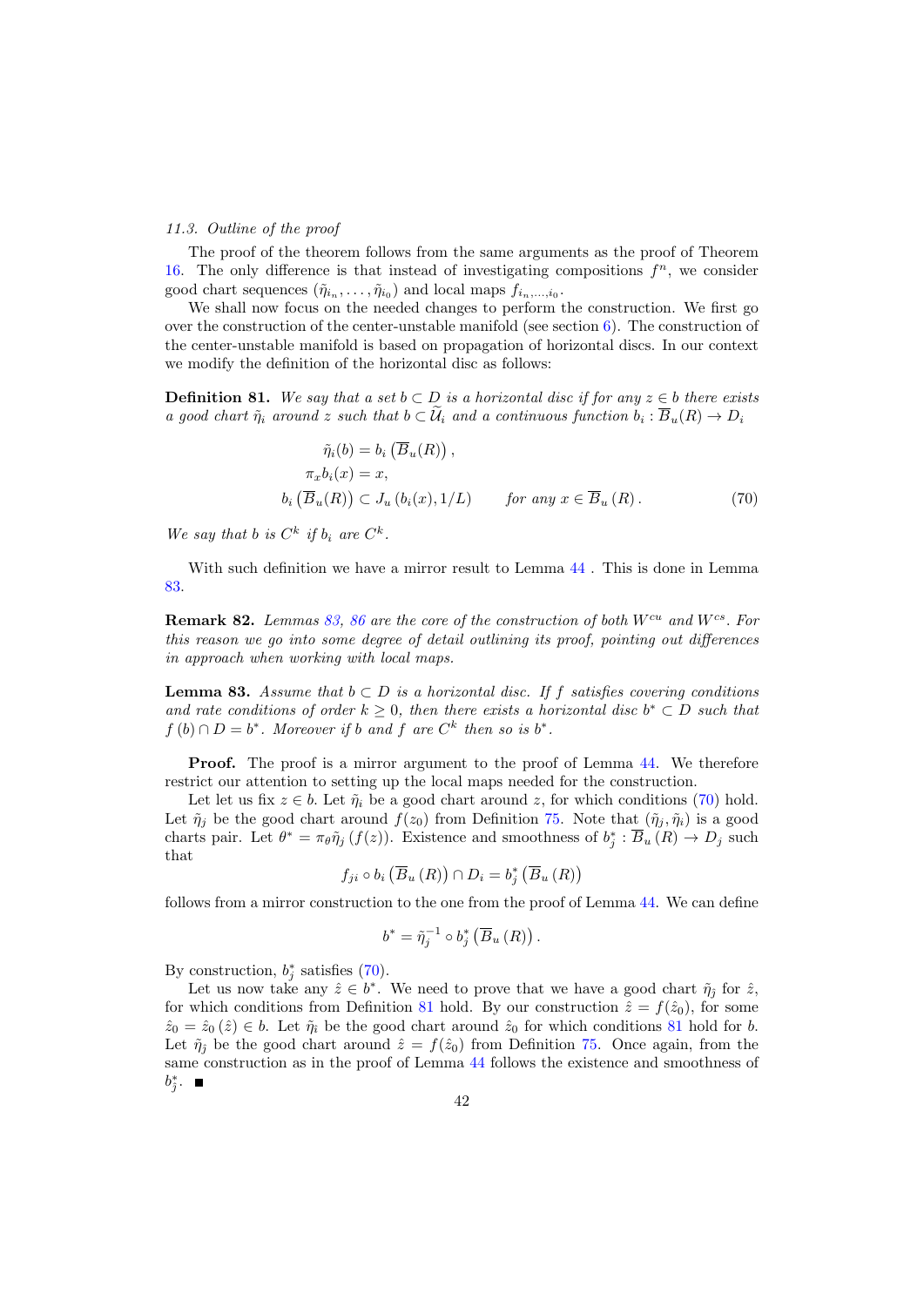*11.3. Outline of the proof*

The proof of the theorem follows from the same arguments as the proof of Theorem 16. The only difference is that instead of investigating compositions $f^n$, we consider good chart sequences $(\tilde{\eta}_{i_n}, \ldots, \tilde{\eta}_{i_0})$ and local maps $f_{i_n,\ldots,i_0}$.

We shall now focus on the needed changes to perform the construction. We first go over the construction of the center-unstable manifold (see section 6). The construction of the center-unstable manifold is based on propagation of horizontal discs. In our context we modify the definition of the horizontal disc as follows:

**Definition 81.** *We say that a set $b \subset D$ is a horizontal disc if for any $z \in b$ there exists a good chart $\tilde{\eta}_i$ around $z$ such that $b \subset \widetilde{\mathcal{U}}_i$ and a continuous function $b_i : \overline{B}_u(R) \to D_i$*

$$
\begin{aligned}
\tilde{\eta}_i(b) &= b_i\left(\overline{B}_u(R)\right), \\
\pi_x b_i(x) &= x, \\
b_i\left(\overline{B}_u(R)\right) &\subset J_u\left(b_i(x), 1/L\right) \qquad \text{for any } x \in \overline{B}_u(R).
\end{aligned}
\tag{70}
$$

*We say that $b$ is $C^k$ if $b_i$ are $C^k$.*

With such definition we have a mirror result to Lemma 44 . This is done in Lemma 83.

**Remark 82.** *Lemmas 83, 86 are the core of the construction of both $W^{cu}$ and $W^{cs}$. For this reason we go into some degree of detail outlining its proof, pointing out differences in approach when working with local maps.*

**Lemma 83.** *Assume that $b \subset D$ is a horizontal disc. If $f$ satisfies covering conditions and rate conditions of order $k \geq 0$, then there exists a horizontal disc $b^* \subset D$ such that $f(b) \cap D = b^*$. Moreover if $b$ and $f$ are $C^k$ then so is $b^*$.*

**Proof.** The proof is a mirror argument to the proof of Lemma 44. We therefore restrict our attention to setting up the local maps needed for the construction.

Let let us fix $z \in b$. Let $\tilde{\eta}_i$ be a good chart around $z$, for which conditions (70) hold. Let $\tilde{\eta}_j$ be the good chart around $f(z_0)$ from Definition 75. Note that $(\tilde{\eta}_j, \tilde{\eta}_i)$ is a good charts pair. Let $\theta^* = \pi_\theta \tilde{\eta}_j(f(z))$. Existence and smoothness of $b_j^* : \overline{B}_u(R) \to D_j$ such that

$$f_{ji} \circ b_i\left(\overline{B}_u(R)\right) \cap D_i = b_j^*\left(\overline{B}_u(R)\right)$$

follows from a mirror construction to the one from the proof of Lemma 44. We can define

$$b^* = \tilde{\eta}_j^{-1} \circ b_j^*\left(\overline{B}_u(R)\right).$$

By construction, $b_j^*$ satisfies (70).

Let us now take any $\hat{z} \in b^*$. We need to prove that we have a good chart $\tilde{\eta}_{\hat{j}}$ for $\hat{z}$, for which conditions from Definition 81 hold. By our construction $\hat{z} = f(\hat{z}_0)$, for some $\hat{z}_0 = \hat{z}_0(\hat{z}) \in b$. Let $\tilde{\eta}_{\hat{i}}$ be the good chart around $\hat{z}_0$ for which conditions 81 hold for $b$. Let $\tilde{\eta}_{\hat{j}}$ be the good chart around $\hat{z} = f(\hat{z}_0)$ from Definition 75. Once again, from the same construction as in the proof of Lemma 44 follows the existence and smoothness of $b_{\hat{j}}^*$. ∎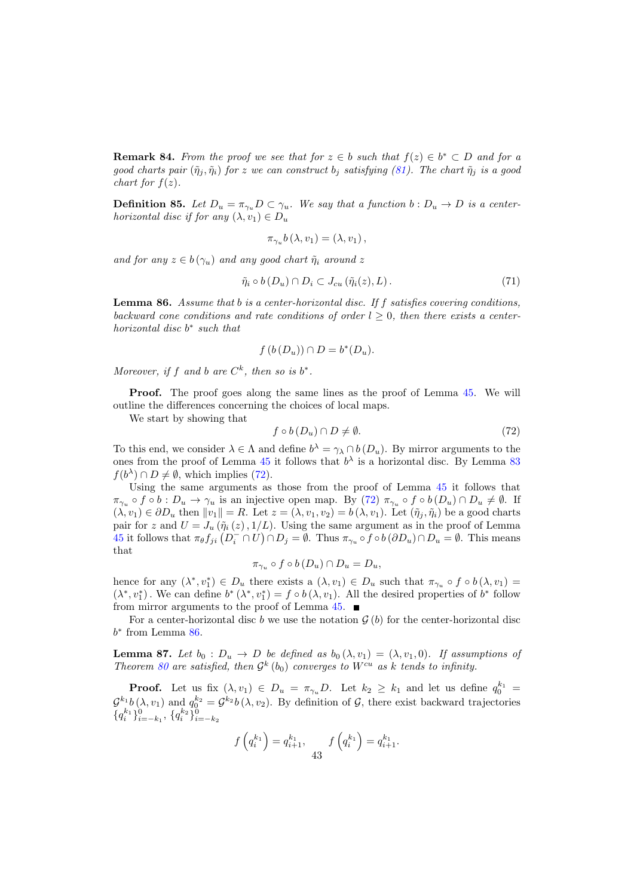**Remark 84.** *From the proof we see that for $z \in b$ such that $f(z) \in b^* \subset D$ and for a good charts pair $(\tilde{\eta}_j, \tilde{\eta}_i)$ for $z$ we can construct $b_j$ satisfying (81). The chart $\tilde{\eta}_j$ is a good chart for $f(z)$.*

**Definition 85.** *Let $D_u = \pi_{\gamma_u} D \subset \gamma_u$. We say that a function $b : D_u \to D$ is a center-horizontal disc if for any $(\lambda, v_1) \in D_u$*

$$\pi_{\gamma_u} b(\lambda, v_1) = (\lambda, v_1),$$

*and for any $z \in b(\gamma_u)$ and any good chart $\tilde{\eta}_i$ around $z$*

$$\tilde{\eta}_i \circ b(D_u) \cap D_i \subset J_{cu}(\tilde{\eta}_i(z), L). \tag{71}$$

**Lemma 86.** *Assume that $b$ is a center-horizontal disc. If $f$ satisfies covering conditions, backward cone conditions and rate conditions of order $l \geq 0$, then there exists a center-horizontal disc $b^*$ such that*

$$f(b(D_u)) \cap D = b^*(D_u).$$

*Moreover, if $f$ and $b$ are $C^k$, then so is $b^*$.*

**Proof.** The proof goes along the same lines as the proof of Lemma 45. We will outline the differences concerning the choices of local maps.

We start by showing that

$$f \circ b(D_u) \cap D \neq \emptyset. \tag{72}$$

To this end, we consider $\lambda \in \Lambda$ and define $b^\lambda = \gamma_\lambda \cap b(D_u)$. By mirror arguments to the ones from the proof of Lemma 45 it follows that $b^\lambda$ is a horizontal disc. By Lemma 83 $f(b^\lambda) \cap D \neq \emptyset$, which implies (72).

Using the same arguments as those from the proof of Lemma 45 it follows that $\pi_{\gamma_u} \circ f \circ b : D_u \to \gamma_u$ is an injective open map. By (72) $\pi_{\gamma_u} \circ f \circ b(D_u) \cap D_u \neq \emptyset$. If $(\lambda, v_1) \in \partial D_u$ then $\|v_1\| = R$. Let $z = (\lambda, v_1, v_2) = b(\lambda, v_1)$. Let $(\tilde{\eta}_j, \tilde{\eta}_i)$ be a good charts pair for $z$ and $U = J_u(\tilde{\eta}_i(z), 1/L)$. Using the same argument as in the proof of Lemma 45 it follows that $\pi_\theta f_{ji}(D_i^- \cap U) \cap D_j = \emptyset$. Thus $\pi_{\gamma_u} \circ f \circ b(\partial D_u) \cap D_u = \emptyset$. This means that

$$\pi_{\gamma_u} \circ f \circ b(D_u) \cap D_u = D_u,$$

hence for any $(\lambda^*, v_1^*) \in D_u$ there exists a $(\lambda, v_1) \in D_u$ such that $\pi_{\gamma_u} \circ f \circ b(\lambda, v_1) = (\lambda^*, v_1^*)$. We can define $b^*(\lambda^*, v_1^*) = f \circ b(\lambda, v_1)$. All the desired properties of $b^*$ follow from mirror arguments to the proof of Lemma 45. ■

For a center-horizontal disc $b$ we use the notation $\mathcal{G}(b)$ for the center-horizontal disc $b^*$ from Lemma 86.

**Lemma 87.** *Let $b_0 : D_u \to D$ be defined as $b_0(\lambda, v_1) = (\lambda, v_1, 0)$. If assumptions of Theorem 80 are satisfied, then $\mathcal{G}^k(b_0)$ converges to $W^{cu}$ as $k$ tends to infinity.*

**Proof.** Let us fix $(\lambda, v_1) \in D_u = \pi_{\gamma_u} D$. Let $k_2 \geq k_1$ and let us define $q_0^{k_1} = \mathcal{G}^{k_1} b(\lambda, v_1)$ and $q_0^{k_2} = \mathcal{G}^{k_2} b(\lambda, v_2)$. By definition of $\mathcal{G}$, there exist backward trajectories $\{q_i^{k_1}\}_{i=-k_1}^0$, $\{q_i^{k_2}\}_{i=-k_2}^0$

$$f\left(q_i^{k_1}\right) = q_{i+1}^{k_1}, \qquad f\left(q_i^{k_1}\right) = q_{i+1}^{k_1}.$$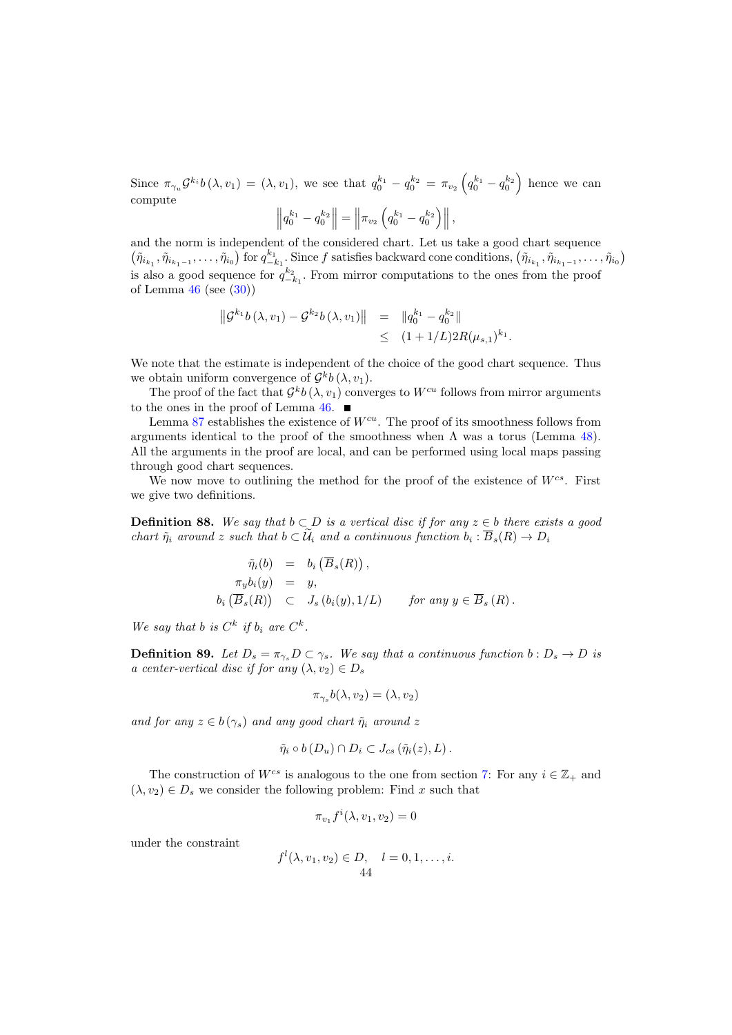Since $\pi_{\gamma_u} \mathcal{G}^{k_i} b(\lambda, v_1) = (\lambda, v_1)$, we see that $q_0^{k_1} - q_0^{k_2} = \pi_{v_2}\left(q_0^{k_1} - q_0^{k_2}\right)$ hence we can compute

$$\left\| q_0^{k_1} - q_0^{k_2} \right\| = \left\| \pi_{v_2}\left(q_0^{k_1} - q_0^{k_2}\right) \right\|,$$

and the norm is independent of the considered chart. Let us take a good chart sequence $\left(\tilde{\eta}_{i_{k_1}}, \tilde{\eta}_{i_{k_1}-1}, \ldots, \tilde{\eta}_{i_0}\right)$ for $q_{-k_1}^{k_1}$. Since $f$ satisfies backward cone conditions, $\left(\tilde{\eta}_{i_{k_1}}, \tilde{\eta}_{i_{k_1}-1}, \ldots, \tilde{\eta}_{i_0}\right)$ is also a good sequence for $q_{-k_1}^{k_2}$. From mirror computations to the ones from the proof of Lemma 46 (see (30))

$$\begin{aligned}
\left\| \mathcal{G}^{k_1} b(\lambda, v_1) - \mathcal{G}^{k_2} b(\lambda, v_1) \right\| &= \| q_0^{k_1} - q_0^{k_2} \| \\
&\leq (1 + 1/L) 2R(\mu_{s,1})^{k_1}.
\end{aligned}$$

We note that the estimate is independent of the choice of the good chart sequence. Thus we obtain uniform convergence of $\mathcal{G}^k b(\lambda, v_1)$.

The proof of the fact that $\mathcal{G}^k b(\lambda, v_1)$ converges to $W^{cu}$ follows from mirror arguments to the ones in the proof of Lemma 46. ∎

Lemma 87 establishes the existence of $W^{cu}$. The proof of its smoothness follows from arguments identical to the proof of the smoothness when $\Lambda$ was a torus (Lemma 48). All the arguments in the proof are local, and can be performed using local maps passing through good chart sequences.

We now move to outlining the method for the proof of the existence of $W^{cs}$. First we give two definitions.

**Definition 88.** *We say that $b \subset D$ is a vertical disc if for any $z \in b$ there exists a good chart $\tilde{\eta}_i$ around $z$ such that $b \subset \widetilde{\mathcal{U}}_i$ and a continuous function $b_i : \overline{B}_s(R) \to D_i$*

$$\begin{aligned}
\tilde{\eta}_i(b) &= b_i\left(\overline{B}_s(R)\right), \\
\pi_y b_i(y) &= y, \\
b_i\left(\overline{B}_s(R)\right) &\subset J_s\left(b_i(y), 1/L\right) \qquad \text{for any } y \in \overline{B}_s(R).
\end{aligned}$$

*We say that $b$ is $C^k$ if $b_i$ are $C^k$.*

**Definition 89.** *Let $D_s = \pi_{\gamma_s} D \subset \gamma_s$. We say that a continuous function $b : D_s \to D$ is a center-vertical disc if for any $(\lambda, v_2) \in D_s$*

$$\pi_{\gamma_s} b(\lambda, v_2) = (\lambda, v_2)$$

*and for any $z \in b(\gamma_s)$ and any good chart $\tilde{\eta}_i$ around $z$*

$$\tilde{\eta}_i \circ b(D_u) \cap D_i \subset J_{cs}\left(\tilde{\eta}_i(z), L\right).$$

The construction of $W^{cs}$ is analogous to the one from section 7: For any $i \in \mathbb{Z}_+$ and $(\lambda, v_2) \in D_s$ we consider the following problem: Find $x$ such that

$$\pi_{v_1} f^i(\lambda, v_1, v_2) = 0$$

under the constraint

$$f^l(\lambda, v_1, v_2) \in D, \quad l = 0, 1, \ldots, i.$$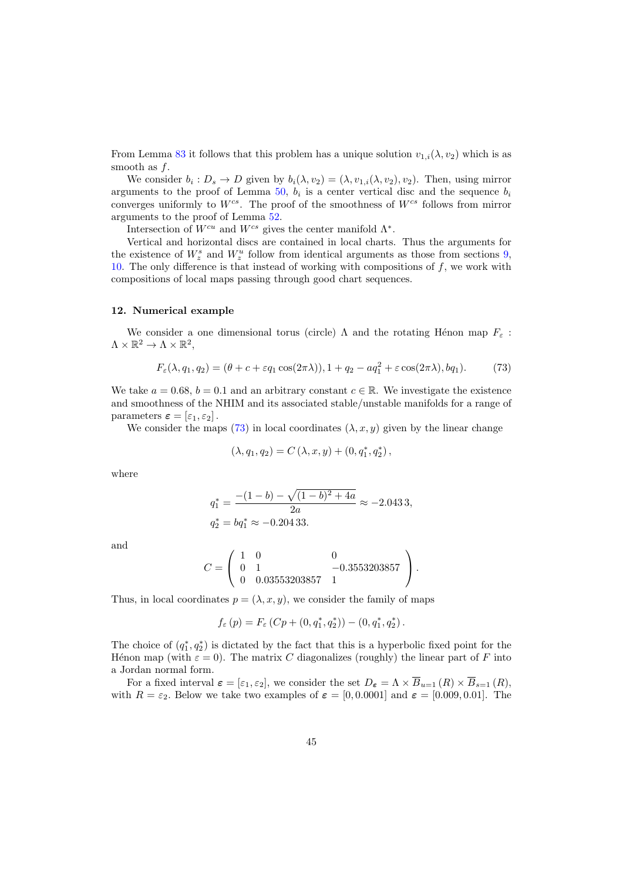From Lemma 83 it follows that this problem has a unique solution $v_{1,i}(\lambda, v_2)$ which is as smooth as $f$.

We consider $b_i : D_s \to D$ given by $b_i(\lambda, v_2) = (\lambda, v_{1,i}(\lambda, v_2), v_2)$. Then, using mirror arguments to the proof of Lemma 50, $b_i$ is a center vertical disc and the sequence $b_i$ converges uniformly to $W^{cs}$. The proof of the smoothness of $W^{cs}$ follows from mirror arguments to the proof of Lemma 52.

Intersection of $W^{cu}$ and $W^{cs}$ gives the center manifold $\Lambda^*$.

Vertical and horizontal discs are contained in local charts. Thus the arguments for the existence of $W_z^s$ and $W_z^u$ follow from identical arguments as those from sections 9, 10. The only difference is that instead of working with compositions of $f$, we work with compositions of local maps passing through good chart sequences.

## 12. Numerical example

We consider a one dimensional torus (circle) $\Lambda$ and the rotating Hénon map $F_\varepsilon : \Lambda \times \mathbb{R}^2 \to \Lambda \times \mathbb{R}^2$,

$$F_\varepsilon(\lambda, q_1, q_2) = (\theta + c + \varepsilon q_1 \cos(2\pi\lambda)), 1 + q_2 - aq_1^2 + \varepsilon \cos(2\pi\lambda), bq_1). \tag{73}$$

We take $a = 0.68$, $b = 0.1$ and an arbitrary constant $c \in \mathbb{R}$. We investigate the existence and smoothness of the NHIM and its associated stable/unstable manifolds for a range of parameters $\boldsymbol{\varepsilon} = [\varepsilon_1, \varepsilon_2]$.

We consider the maps (73) in local coordinates $(\lambda, x, y)$ given by the linear change

$$(\lambda, q_1, q_2) = C(\lambda, x, y) + (0, q_1^*, q_2^*),$$

where

$$q_1^* = \frac{-(1-b) - \sqrt{(1-b)^2 + 4a}}{2a} \approx -2.0433,$$
$$q_2^* = bq_1^* \approx -0.20433.$$

and

$$C = \begin{pmatrix} 1 & 0 & 0 \\ 0 & 1 & -0.3553203857 \\ 0 & 0.03553203857 & 1 \end{pmatrix}.$$

Thus, in local coordinates $p = (\lambda, x, y)$, we consider the family of maps

$$f_\varepsilon(p) = F_\varepsilon(Cp + (0, q_1^*, q_2^*)) - (0, q_1^*, q_2^*).$$

The choice of $(q_1^*, q_2^*)$ is dictated by the fact that this is a hyperbolic fixed point for the Hénon map (with $\varepsilon = 0$). The matrix $C$ diagonalizes (roughly) the linear part of $F$ into a Jordan normal form.

For a fixed interval $\boldsymbol{\varepsilon} = [\varepsilon_1, \varepsilon_2]$, we consider the set $D_{\boldsymbol{\varepsilon}} = \Lambda \times \overline{B}_{u=1}(R) \times \overline{B}_{s=1}(R)$, with $R = \varepsilon_2$. Below we take two examples of $\boldsymbol{\varepsilon} = [0, 0.0001]$ and $\boldsymbol{\varepsilon} = [0.009, 0.01]$. The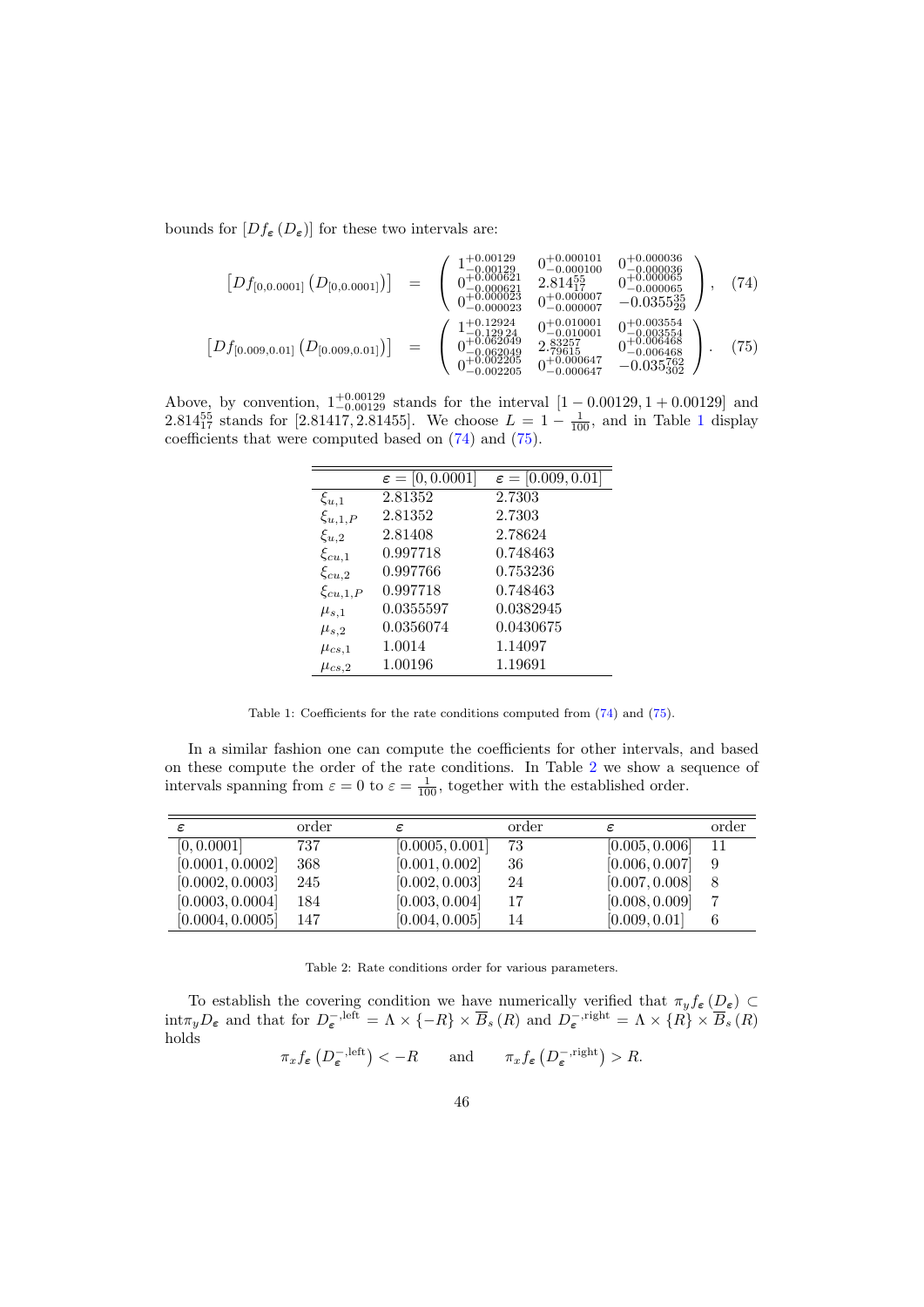bounds for $[Df_{\varepsilon}(D_{\varepsilon})]$ for these two intervals are:

$$\left[Df_{[0,0.0001]}\left(D_{[0,0.0001]}\right)\right] = \begin{pmatrix} 1^{+0.00129}_{-0.00129} & 0^{+0.000101}_{-0.000100} & 0^{+0.000036}_{-0.000036} \\ 0^{+0.000621}_{-0.000621} & 2.814^{55}_{17} & 0^{+0.000065}_{-0.000065} \\ 0^{+0.000023}_{-0.000023} & 0^{+0.000007}_{-0.000007} & -0.0355^{35}_{29} \end{pmatrix}, \quad (74)$$

$$\left[Df_{[0.009,0.01]}\left(D_{[0.009,0.01]}\right)\right] = \begin{pmatrix} 1^{+0.12924}_{-0.12924} & 0^{+0.010001}_{-0.010001} & 0^{+0.003554}_{-0.003554} \\ 0^{+0.062049}_{-0.062049} & 2.^{83257}_{79615} & 0^{+0.006468}_{-0.006468} \\ 0^{+0.002205}_{-0.002205} & 0^{+0.000647}_{-0.000647} & -0.035^{762}_{302} \end{pmatrix}. \quad (75)$$

Above, by convention, $1^{+0.00129}_{-0.00129}$ stands for the interval $[1-0.00129, 1+0.00129]$ and $2.814^{55}_{17}$ stands for $[2.81417, 2.81455]$. We choose $L = 1 - \frac{1}{100}$, and in Table 1 display coefficients that were computed based on (74) and (75).

| | $\varepsilon = [0, 0.0001]$ | $\varepsilon = [0.009, 0.01]$ |
|---|---|---|
| $\xi_{u,1}$ | 2.81352 | 2.7303 |
| $\xi_{u,1,P}$ | 2.81352 | 2.7303 |
| $\xi_{u,2}$ | 2.81408 | 2.78624 |
| $\xi_{cu,1}$ | 0.997718 | 0.748463 |
| $\xi_{cu,2}$ | 0.997766 | 0.753236 |
| $\xi_{cu,1,P}$ | 0.997718 | 0.748463 |
| $\mu_{s,1}$ | 0.0355597 | 0.0382945 |
| $\mu_{s,2}$ | 0.0356074 | 0.0430675 |
| $\mu_{cs,1}$ | 1.0014 | 1.14097 |
| $\mu_{cs,2}$ | 1.00196 | 1.19691 |

Table 1: Coefficients for the rate conditions computed from (74) and (75).

In a similar fashion one can compute the coefficients for other intervals, and based on these compute the order of the rate conditions. In Table 2 we show a sequence of intervals spanning from $\varepsilon = 0$ to $\varepsilon = \frac{1}{100}$, together with the established order.

| $\varepsilon$ | order | $\varepsilon$ | order | $\varepsilon$ | order |
|---|---|---|---|---|---|
| $[0, 0.0001]$ | 737 | $[0.0005, 0.001]$ | 73 | $[0.005, 0.006]$ | 11 |
| $[0.0001, 0.0002]$ | 368 | $[0.001, 0.002]$ | 36 | $[0.006, 0.007]$ | 9 |
| $[0.0002, 0.0003]$ | 245 | $[0.002, 0.003]$ | 24 | $[0.007, 0.008]$ | 8 |
| $[0.0003, 0.0004]$ | 184 | $[0.003, 0.004]$ | 17 | $[0.008, 0.009]$ | 7 |
| $[0.0004, 0.0005]$ | 147 | $[0.004, 0.005]$ | 14 | $[0.009, 0.01]$ | 6 |

Table 2: Rate conditions order for various parameters.

To establish the covering condition we have numerically verified that $\pi_y f_{\varepsilon}(D_{\varepsilon}) \subset \mathrm{int}\pi_y D_{\varepsilon}$ and that for $D_{\varepsilon}^{-,\mathrm{left}} = \Lambda \times \{-R\} \times \overline{B}_s(R)$ and $D_{\varepsilon}^{-,\mathrm{right}} = \Lambda \times \{R\} \times \overline{B}_s(R)$ holds

$$\pi_x f_{\varepsilon}\left(D_{\varepsilon}^{-,\mathrm{left}}\right) < -R \qquad \text{and} \qquad \pi_x f_{\varepsilon}\left(D_{\varepsilon}^{-,\mathrm{right}}\right) > R.$$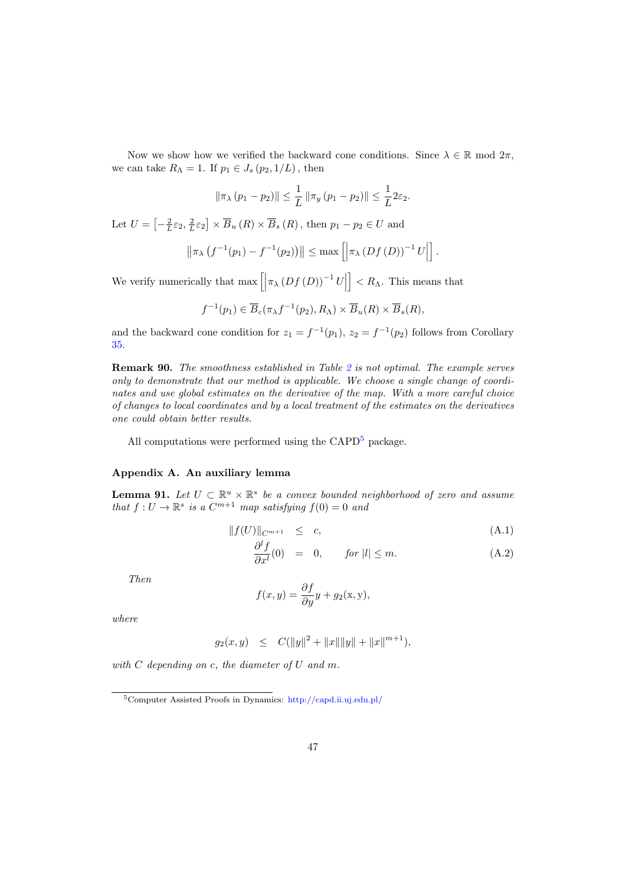Now we show how we verified the backward cone conditions. Since $\lambda \in \mathbb{R} \bmod 2\pi$, we can take $R_\Lambda = 1$. If $p_1 \in J_s(p_2, 1/L)$, then

$$\|\pi_\lambda(p_1 - p_2)\| \leq \frac{1}{L}\|\pi_y(p_1 - p_2)\| \leq \frac{1}{L}2\varepsilon_2.$$

Let $U = \left[-\frac{2}{L}\varepsilon_2, \frac{2}{L}\varepsilon_2\right] \times \overline{B}_u(R) \times \overline{B}_s(R)$, then $p_1 - p_2 \in U$ and

$$\left\|\pi_\lambda\left(f^{-1}(p_1) - f^{-1}(p_2)\right)\right\| \leq \max\left[\left|\pi_\lambda\left(Df(D)\right)^{-1}U\right|\right].$$

We verify numerically that $\max\left[\left|\pi_\lambda\left(Df(D)\right)^{-1}U\right|\right] < R_\Lambda$. This means that

$$f^{-1}(p_1) \in \overline{B}_c(\pi_\lambda f^{-1}(p_2), R_\Lambda) \times \overline{B}_u(R) \times \overline{B}_s(R),$$

and the backward cone condition for $z_1 = f^{-1}(p_1)$, $z_2 = f^{-1}(p_2)$ follows from Corollary 35.

**Remark 90.** *The smoothness established in Table 2 is not optimal. The example serves only to demonstrate that our method is applicable. We choose a single change of coordinates and use global estimates on the derivative of the map. With a more careful choice of changes to local coordinates and by a local treatment of the estimates on the derivatives one could obtain better results.*

All computations were performed using the CAPD[5] package.

## Appendix A. An auxiliary lemma

**Lemma 91.** *Let $U \subset \mathbb{R}^u \times \mathbb{R}^s$ be a convex bounded neighborhood of zero and assume that $f : U \to \mathbb{R}^s$ is a $C^{m+1}$ map satisfying $f(0) = 0$ and*

$$\|f(U)\|_{C^{m+1}} \leq c, \tag{A.1}$$

$$\frac{\partial^l f}{\partial x^l}(0) = 0, \qquad \text{for } |l| \leq m. \tag{A.2}$$

*Then*

$$f(x,y) = \frac{\partial f}{\partial y}y + g_2(\mathrm{x},\mathrm{y}),$$

*where*

$$g_2(x,y) \leq C(\|y\|^2 + \|x\|\|y\| + \|x\|^{m+1}),$$

*with $C$ depending on $c$, the diameter of $U$ and $m$.*

[5] Computer Assisted Proofs in Dynamics: http://capd.ii.uj.edu.pl/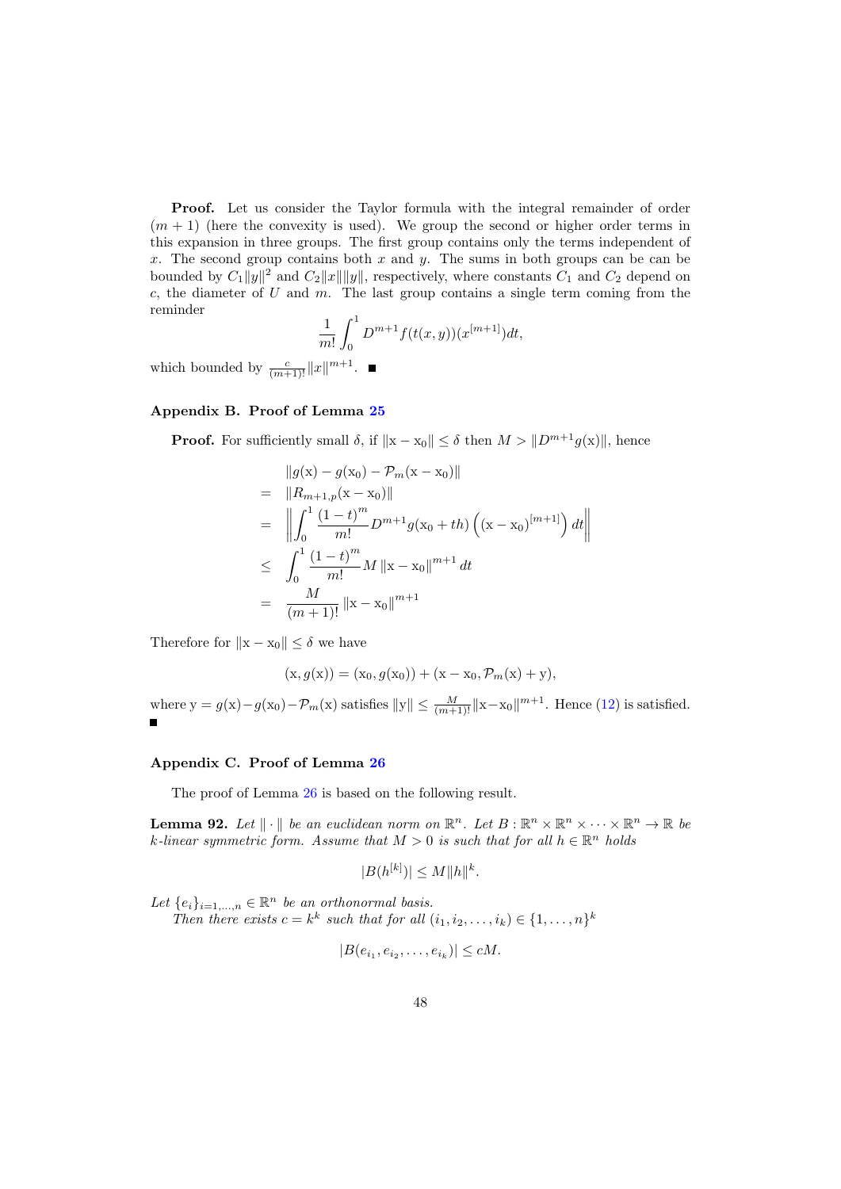**Proof.** Let us consider the Taylor formula with the integral remainder of order $(m+1)$ (here the convexity is used). We group the second or higher order terms in this expansion in three groups. The first group contains only the terms independent of $x$. The second group contains both $x$ and $y$. The sums in both groups can be can be bounded by $C_1\|y\|^2$ and $C_2\|x\|\|y\|$, respectively, where constants $C_1$ and $C_2$ depend on $c$, the diameter of $U$ and $m$. The last group contains a single term coming from the reminder

$$\frac{1}{m!}\int_0^1 D^{m+1}f(t(x,y))(x^{[m+1]})dt,$$

which bounded by $\frac{c}{(m+1)!}\|x\|^{m+1}$. ■

## Appendix B. Proof of Lemma 25

**Proof.** For sufficiently small $\delta$, if $\|\mathrm{x}-\mathrm{x}_0\| \leq \delta$ then $M > \|D^{m+1}g(\mathrm{x})\|$, hence

$$\begin{aligned}
& \|g(\mathrm{x}) - g(\mathrm{x}_0) - \mathcal{P}_m(\mathrm{x}-\mathrm{x}_0)\| \\
= \;& \|R_{m+1,p}(\mathrm{x}-\mathrm{x}_0)\| \\
= \;& \left\| \int_0^1 \frac{(1-t)^m}{m!} D^{m+1}g(\mathrm{x}_0+th)\left((\mathrm{x}-\mathrm{x}_0)^{[m+1]}\right)dt \right\| \\
\leq \;& \int_0^1 \frac{(1-t)^m}{m!} M \|\mathrm{x}-\mathrm{x}_0\|^{m+1} dt \\
= \;& \frac{M}{(m+1)!}\|\mathrm{x}-\mathrm{x}_0\|^{m+1}
\end{aligned}$$

Therefore for $\|\mathrm{x}-\mathrm{x}_0\| \leq \delta$ we have

$$(\mathrm{x}, g(\mathrm{x})) = (\mathrm{x}_0, g(\mathrm{x}_0)) + (\mathrm{x}-\mathrm{x}_0, \mathcal{P}_m(\mathrm{x}) + \mathrm{y}),$$

where $\mathrm{y} = g(\mathrm{x}) - g(\mathrm{x}_0) - \mathcal{P}_m(\mathrm{x})$ satisfies $\|\mathrm{y}\| \leq \frac{M}{(m+1)!}\|\mathrm{x}-\mathrm{x}_0\|^{m+1}$. Hence (12) is satisfied. ■

## Appendix C. Proof of Lemma 26

The proof of Lemma 26 is based on the following result.

**Lemma 92.** *Let $\|\cdot\|$ be an euclidean norm on $\mathbb{R}^n$. Let $B: \mathbb{R}^n \times \mathbb{R}^n \times \cdots \times \mathbb{R}^n \to \mathbb{R}$ be $k$-linear symmetric form. Assume that $M > 0$ is such that for all $h \in \mathbb{R}^n$ holds*

$$|B(h^{[k]})| \leq M\|h\|^k.$$

*Let $\{e_i\}_{i=1,\ldots,n} \in \mathbb{R}^n$ be an orthonormal basis.*

*Then there exists $c = k^k$ such that for all $(i_1, i_2, \ldots, i_k) \in \{1, \ldots, n\}^k$*

$$|B(e_{i_1}, e_{i_2}, \ldots, e_{i_k})| \leq cM.$$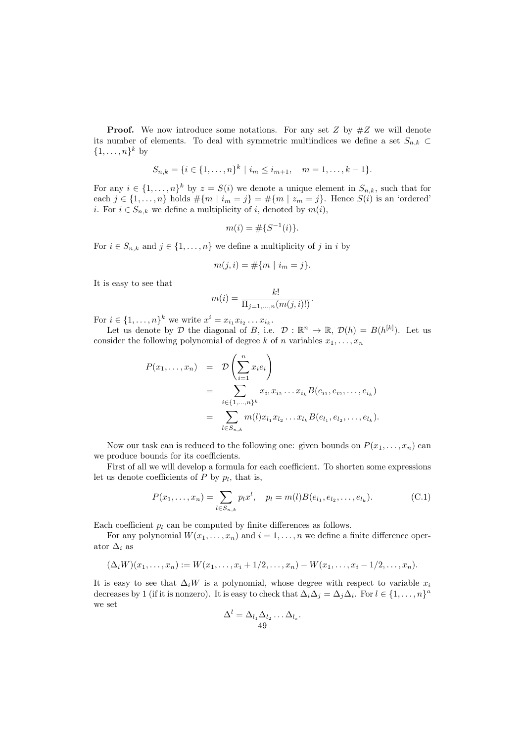**Proof.** We now introduce some notations. For any set $Z$ by $\#Z$ we will denote its number of elements. To deal with symmetric multiindices we define a set $S_{n,k} \subset \{1,\dots,n\}^k$ by

$$S_{n,k} = \{i \in \{1,\dots,n\}^k \mid i_m \le i_{m+1}, \quad m = 1,\dots,k-1\}.$$

For any $i \in \{1,\dots,n\}^k$ by $z = S(i)$ we denote a unique element in $S_{n,k}$, such that for each $j \in \{1,\dots,n\}$ holds $\#\{m \mid i_m = j\} = \#\{m \mid z_m = j\}$. Hence $S(i)$ is an 'ordered' $i$. For $i \in S_{n,k}$ we define a multiplicity of $i$, denoted by $m(i)$,

$$m(i) = \#\{S^{-1}(i)\}.$$

For $i \in S_{n,k}$ and $j \in \{1,\dots,n\}$ we define a multiplicity of $j$ in $i$ by

$$m(j,i) = \#\{m \mid i_m = j\}.$$

It is easy to see that

$$m(i) = \frac{k!}{\Pi_{j=1,\dots,n}(m(j,i)!)}.$$

For $i \in \{1,\dots,n\}^k$ we write $x^i = x_{i_1}x_{i_2}\dots x_{i_k}$.

Let us denote by $\mathcal{D}$ the diagonal of $B$, i.e. $\mathcal{D} : \mathbb{R}^n \to \mathbb{R}$, $\mathcal{D}(h) = B(h^{[k]})$. Let us consider the following polynomial of degree $k$ of $n$ variables $x_1,\dots,x_n$

$$\begin{aligned}
P(x_1,\dots,x_n) &= \mathcal{D}\left(\sum_{i=1}^n x_i e_i\right) \\
&= \sum_{i\in\{1,\dots,n\}^k} x_{i_1}x_{i_2}\dots x_{i_k} B(e_{i_1}, e_{i_2},\dots,e_{i_k}) \\
&= \sum_{l\in S_{n,k}} m(l) x_{l_1}x_{l_2}\dots x_{l_k} B(e_{l_1}, e_{l_2},\dots,e_{l_k}).
\end{aligned}$$

Now our task can is reduced to the following one: given bounds on $P(x_1,\dots,x_n)$ can we produce bounds for its coefficients.

First of all we will develop a formula for each coefficient. To shorten some expressions let us denote coefficients of $P$ by $p_l$, that is,

$$P(x_1,\dots,x_n) = \sum_{l\in S_{n,k}} p_l x^l, \quad p_l = m(l)B(e_{l_1}, e_{l_2},\dots,e_{l_k}). \tag{C.1}$$

Each coefficient $p_l$ can be computed by finite differences as follows.

For any polynomial $W(x_1,\dots,x_n)$ and $i = 1,\dots,n$ we define a finite difference operator $\Delta_i$ as

$$(\Delta_i W)(x_1,\dots,x_n) := W(x_1,\dots,x_i + 1/2,\dots,x_n) - W(x_1,\dots,x_i - 1/2,\dots,x_n).$$

It is easy to see that $\Delta_i W$ is a polynomial, whose degree with respect to variable $x_i$ decreases by 1 (if it is nonzero). It is easy to check that $\Delta_i\Delta_j = \Delta_j\Delta_i$. For $l \in \{1,\dots,n\}^a$ we set

$$\Delta^l = \Delta_{l_1}\Delta_{l_2}\dots\Delta_{l_s}.$$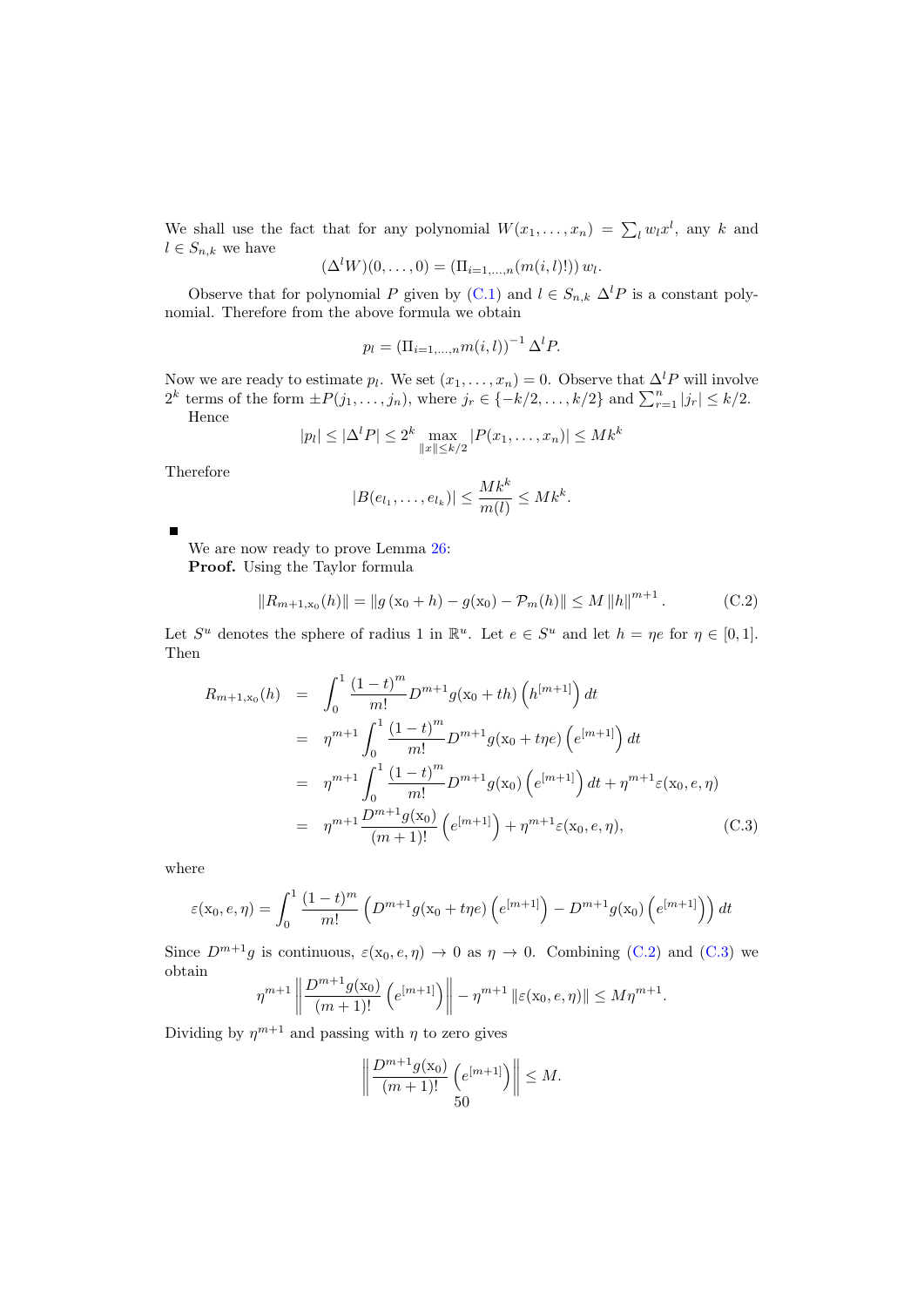We shall use the fact that for any polynomial $W(x_1,\ldots,x_n)=\sum_l w_l x^l$, any $k$ and $l\in S_{n,k}$ we have

$$(\Delta^l W)(0,\ldots,0)=(\Pi_{i=1,\ldots,n}(m(i,l)!))\,w_l.$$

Observe that for polynomial $P$ given by (C.1) and $l\in S_{n,k}$ $\Delta^l P$ is a constant polynomial. Therefore from the above formula we obtain

$$p_l=(\Pi_{i=1,\ldots,n}m(i,l))^{-1}\,\Delta^l P.$$

Now we are ready to estimate $p_l$. We set $(x_1,\ldots,x_n)=0$. Observe that $\Delta^l P$ will involve $2^k$ terms of the form $\pm P(j_1,\ldots,j_n)$, where $j_r\in\{-k/2,\ldots,k/2\}$ and $\sum_{r=1}^n |j_r|\le k/2$.

Hence

$$|p_l|\le|\Delta^l P|\le 2^k\max_{\|x\|\le k/2}|P(x_1,\ldots,x_n)|\le Mk^k$$

Therefore

$$|B(e_{l_1},\ldots,e_{l_k})|\le\frac{Mk^k}{m(l)}\le Mk^k.$$

■

We are now ready to prove Lemma 26:

**Proof.** Using the Taylor formula

$$\|R_{m+1,\mathrm{x}_0}(h)\|=\|g(\mathrm{x}_0+h)-g(\mathrm{x}_0)-\mathcal{P}_m(h)\|\le M\,\|h\|^{m+1}. \tag{C.2}$$

Let $S^u$ denotes the sphere of radius 1 in $\mathbb{R}^u$. Let $e\in S^u$ and let $h=\eta e$ for $\eta\in[0,1]$. Then

$$\begin{aligned}
R_{m+1,\mathrm{x}_0}(h) &= \int_0^1\frac{(1-t)^m}{m!}D^{m+1}g(\mathrm{x}_0+th)\left(h^{[m+1]}\right)dt\\
&= \eta^{m+1}\int_0^1\frac{(1-t)^m}{m!}D^{m+1}g(\mathrm{x}_0+t\eta e)\left(e^{[m+1]}\right)dt\\
&= \eta^{m+1}\int_0^1\frac{(1-t)^m}{m!}D^{m+1}g(\mathrm{x}_0)\left(e^{[m+1]}\right)dt+\eta^{m+1}\varepsilon(\mathrm{x}_0,e,\eta)\\
&= \eta^{m+1}\frac{D^{m+1}g(\mathrm{x}_0)}{(m+1)!}\left(e^{[m+1]}\right)+\eta^{m+1}\varepsilon(\mathrm{x}_0,e,\eta),
\end{aligned} \tag{C.3}$$

where

$$\varepsilon(\mathrm{x}_0,e,\eta)=\int_0^1\frac{(1-t)^m}{m!}\left(D^{m+1}g(\mathrm{x}_0+t\eta e)\left(e^{[m+1]}\right)-D^{m+1}g(\mathrm{x}_0)\left(e^{[m+1]}\right)\right)dt$$

Since $D^{m+1}g$ is continuous, $\varepsilon(\mathrm{x}_0,e,\eta)\to 0$ as $\eta\to 0$. Combining (C.2) and (C.3) we obtain

$$\eta^{m+1}\left\|\frac{D^{m+1}g(\mathrm{x}_0)}{(m+1)!}\left(e^{[m+1]}\right)\right\|-\eta^{m+1}\,\|\varepsilon(\mathrm{x}_0,e,\eta)\|\le M\eta^{m+1}.$$

Dividing by $\eta^{m+1}$ and passing with $\eta$ to zero gives

$$\left\|\frac{D^{m+1}g(\mathrm{x}_0)}{(m+1)!}\left(e^{[m+1]}\right)\right\|\le M.$$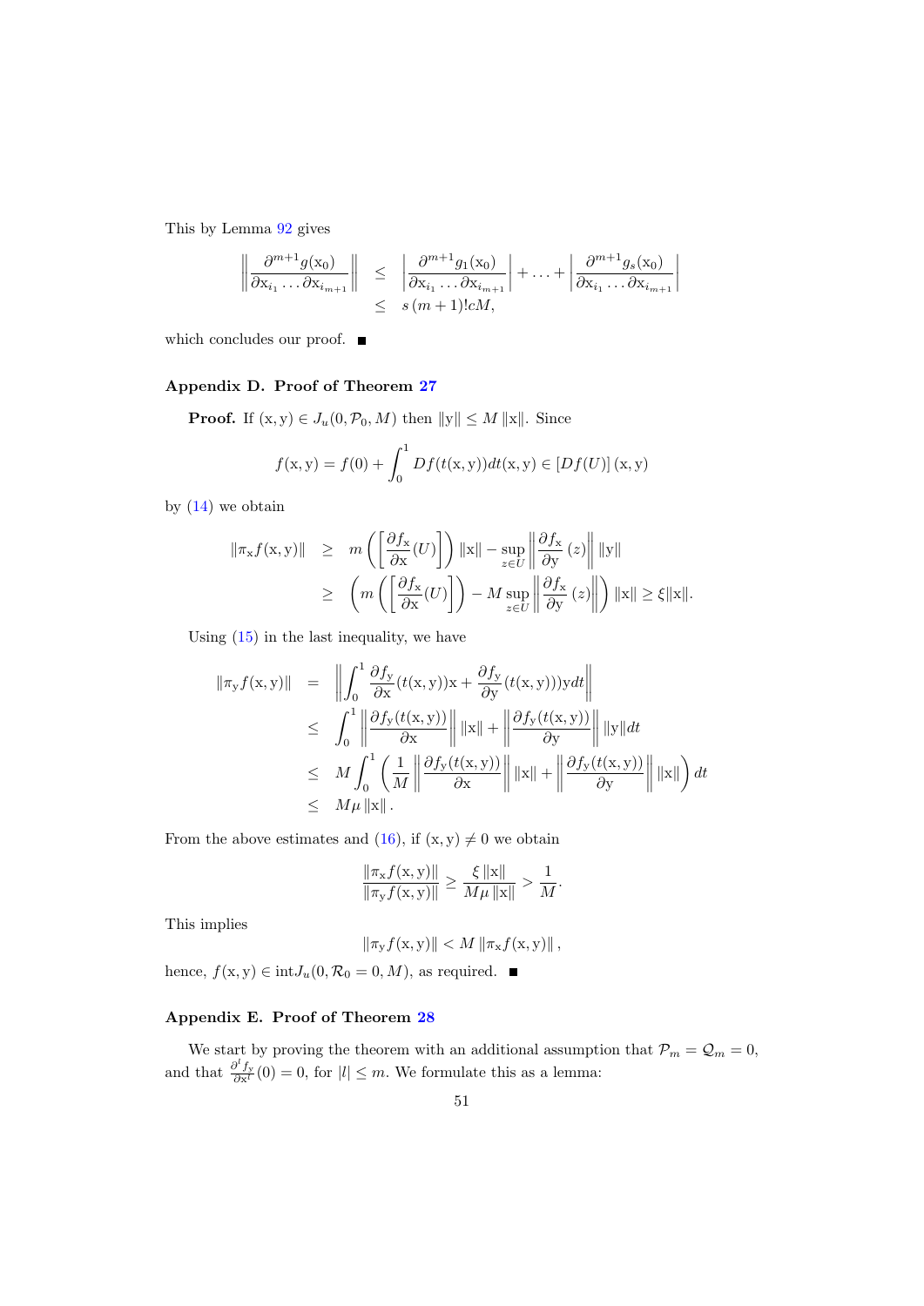This by Lemma 92 gives

$$
\begin{aligned}
\left\| \frac{\partial^{m+1} g(\mathrm{x}_0)}{\partial \mathrm{x}_{i_1} \ldots \partial \mathrm{x}_{i_{m+1}}} \right\| &\leq \left| \frac{\partial^{m+1} g_1(\mathrm{x}_0)}{\partial \mathrm{x}_{i_1} \ldots \partial \mathrm{x}_{i_{m+1}}} \right| + \ldots + \left| \frac{\partial^{m+1} g_s(\mathrm{x}_0)}{\partial \mathrm{x}_{i_1} \ldots \partial \mathrm{x}_{i_{m+1}}} \right| \\
&\leq s\,(m+1)!cM,
\end{aligned}
$$

which concludes our proof. ∎

### Appendix D. Proof of Theorem 27

**Proof.** If $(\mathrm{x}, \mathrm{y}) \in J_u(0, \mathcal{P}_0, M)$ then $\|\mathrm{y}\| \leq M \|\mathrm{x}\|$. Since

$$
f(\mathrm{x}, \mathrm{y}) = f(0) + \int_0^1 Df(t(\mathrm{x}, \mathrm{y}))dt(\mathrm{x}, \mathrm{y}) \in [Df(U)]\,(\mathrm{x}, \mathrm{y})
$$

by (14) we obtain

$$
\begin{aligned}
\|\pi_{\mathrm{x}} f(\mathrm{x}, \mathrm{y})\| &\geq m\left(\left[\frac{\partial f_{\mathrm{x}}}{\partial \mathrm{x}}(U)\right]\right)\|\mathrm{x}\| - \sup_{z \in U}\left\|\frac{\partial f_{\mathrm{x}}}{\partial \mathrm{y}}(z)\right\|\|\mathrm{y}\| \\
&\geq \left(m\left(\left[\frac{\partial f_{\mathrm{x}}}{\partial \mathrm{x}}(U)\right]\right) - M \sup_{z \in U}\left\|\frac{\partial f_{\mathrm{x}}}{\partial \mathrm{y}}(z)\right\|\right)\|\mathrm{x}\| \geq \xi \|\mathrm{x}\|.
\end{aligned}
$$

Using (15) in the last inequality, we have

$$
\begin{aligned}
\|\pi_{\mathrm{y}} f(\mathrm{x}, \mathrm{y})\| &= \left\| \int_0^1 \frac{\partial f_{\mathrm{y}}}{\partial \mathrm{x}}(t(\mathrm{x}, \mathrm{y}))\mathrm{x} + \frac{\partial f_{\mathrm{y}}}{\partial \mathrm{y}}(t(\mathrm{x}, \mathrm{y})))\mathrm{y}dt \right\| \\
&\leq \int_0^1 \left\| \frac{\partial f_{\mathrm{y}}(t(\mathrm{x}, \mathrm{y}))}{\partial \mathrm{x}} \right\| \|\mathrm{x}\| + \left\| \frac{\partial f_{\mathrm{y}}(t(\mathrm{x}, \mathrm{y}))}{\partial \mathrm{y}} \right\| \|\mathrm{y}\| dt \\
&\leq M \int_0^1 \left( \frac{1}{M} \left\| \frac{\partial f_{\mathrm{y}}(t(\mathrm{x}, \mathrm{y}))}{\partial \mathrm{x}} \right\| \|\mathrm{x}\| + \left\| \frac{\partial f_{\mathrm{y}}(t(\mathrm{x}, \mathrm{y}))}{\partial \mathrm{y}} \right\| \|\mathrm{x}\| \right) dt \\
&\leq M\mu \|\mathrm{x}\|.
\end{aligned}
$$

From the above estimates and (16), if $(\mathrm{x}, \mathrm{y}) \neq 0$ we obtain

$$
\frac{\|\pi_{\mathrm{x}} f(\mathrm{x}, \mathrm{y})\|}{\|\pi_{\mathrm{y}} f(\mathrm{x}, \mathrm{y})\|} \geq \frac{\xi \|\mathrm{x}\|}{M\mu \|\mathrm{x}\|} > \frac{1}{M}.
$$

This implies

$$
\|\pi_{\mathrm{y}} f(\mathrm{x}, \mathrm{y})\| < M \|\pi_{\mathrm{x}} f(\mathrm{x}, \mathrm{y})\|,
$$

hence, $f(\mathrm{x}, \mathrm{y}) \in \mathrm{int} J_u(0, \mathcal{R}_0 = 0, M)$, as required. ∎

### Appendix E. Proof of Theorem 28

We start by proving the theorem with an additional assumption that $\mathcal{P}_m = \mathcal{Q}_m = 0$, and that $\frac{\partial^l f_{\mathrm{y}}}{\partial \mathrm{x}^l}(0) = 0$, for $|l| \leq m$. We formulate this as a lemma: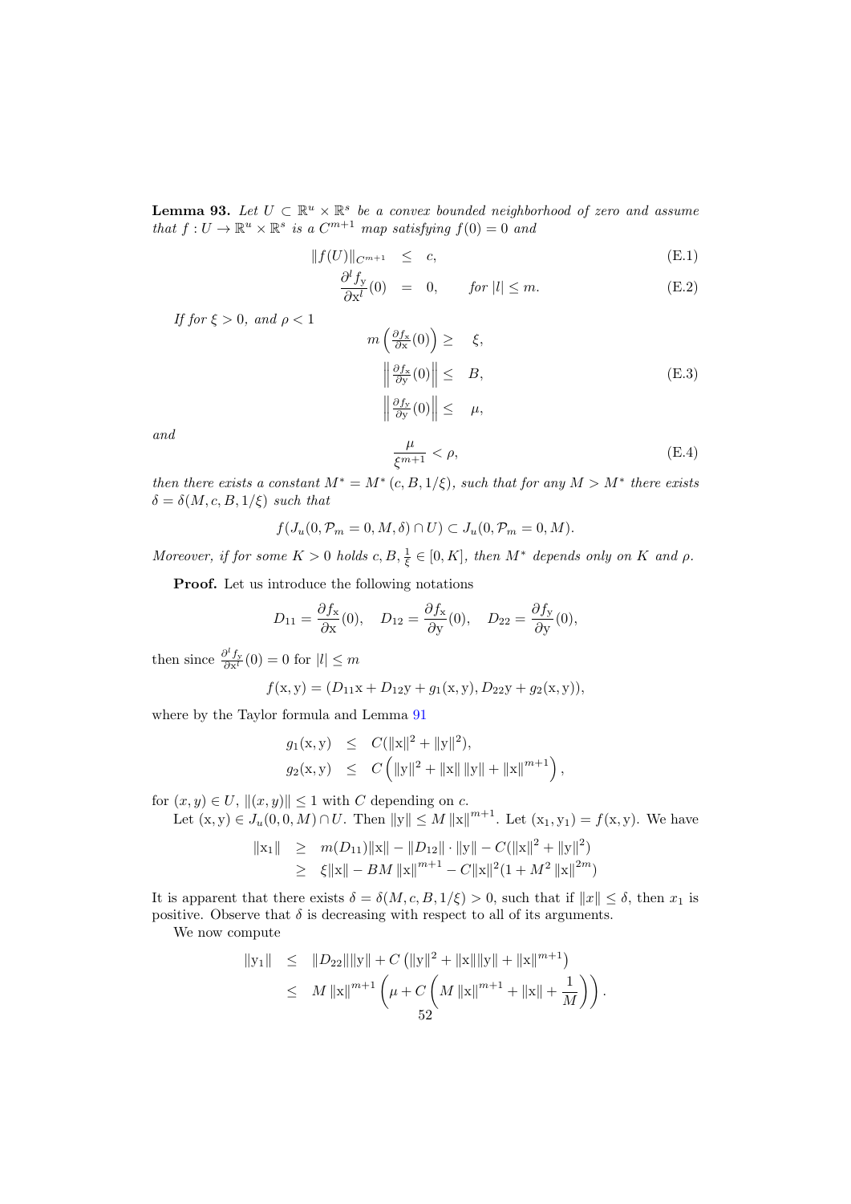**Lemma 93.** *Let $U \subset \mathbb{R}^u \times \mathbb{R}^s$ be a convex bounded neighborhood of zero and assume that $f : U \to \mathbb{R}^u \times \mathbb{R}^s$ is a $C^{m+1}$ map satisfying $f(0) = 0$ and*

$$\|f(U)\|_{C^{m+1}} \leq c, \tag{E.1}$$

$$\frac{\partial^l f_{\mathrm{y}}}{\partial \mathrm{x}^l}(0) = 0, \qquad \text{for } |l| \leq m. \tag{E.2}$$

*If for $\xi > 0$, and $\rho < 1$*

$$\begin{aligned} m\left(\tfrac{\partial f_{\mathrm{x}}}{\partial \mathrm{x}}(0)\right) &\geq \xi, \\ \left\|\tfrac{\partial f_{\mathrm{x}}}{\partial \mathrm{y}}(0)\right\| &\leq B, \\ \left\|\tfrac{\partial f_{\mathrm{y}}}{\partial \mathrm{y}}(0)\right\| &\leq \mu, \end{aligned} \tag{E.3}$$

*and*

$$\frac{\mu}{\xi^{m+1}} < \rho, \tag{E.4}$$

*then there exists a constant $M^* = M^*(c, B, 1/\xi)$, such that for any $M > M^*$ there exists $\delta = \delta(M, c, B, 1/\xi)$ such that*

$$f(J_u(0, \mathcal{P}_m = 0, M, \delta) \cap U) \subset J_u(0, \mathcal{P}_m = 0, M).$$

*Moreover, if for some $K > 0$ holds $c, B, \frac{1}{\xi} \in [0, K]$, then $M^*$ depends only on $K$ and $\rho$.*

**Proof.** Let us introduce the following notations

$$D_{11} = \frac{\partial f_{\mathrm{x}}}{\partial \mathrm{x}}(0), \quad D_{12} = \frac{\partial f_{\mathrm{x}}}{\partial \mathrm{y}}(0), \quad D_{22} = \frac{\partial f_{\mathrm{y}}}{\partial \mathrm{y}}(0),$$

then since $\frac{\partial^l f_{\mathrm{y}}}{\partial \mathrm{x}^l}(0) = 0$ for $|l| \leq m$

$$f(\mathrm{x}, \mathrm{y}) = (D_{11}\mathrm{x} + D_{12}\mathrm{y} + g_1(\mathrm{x}, \mathrm{y}), D_{22}\mathrm{y} + g_2(\mathrm{x}, \mathrm{y})),$$

where by the Taylor formula and Lemma 91

$$\begin{aligned} g_1(\mathrm{x}, \mathrm{y}) &\leq C(\|\mathrm{x}\|^2 + \|\mathrm{y}\|^2), \\ g_2(\mathrm{x}, \mathrm{y}) &\leq C\left(\|\mathrm{y}\|^2 + \|\mathrm{x}\|\,\|\mathrm{y}\| + \|\mathrm{x}\|^{m+1}\right), \end{aligned}$$

for $(x, y) \in U$, $\|(x, y)\| \leq 1$ with $C$ depending on $c$.

Let $(\mathrm{x}, \mathrm{y}) \in J_u(0, 0, M) \cap U$. Then $\|\mathrm{y}\| \leq M\|\mathrm{x}\|^{m+1}$. Let $(\mathrm{x}_1, \mathrm{y}_1) = f(\mathrm{x}, \mathrm{y})$. We have

$$\begin{aligned} \|\mathrm{x}_1\| &\geq m(D_{11})\|\mathrm{x}\| - \|D_{12}\| \cdot \|\mathrm{y}\| - C(\|\mathrm{x}\|^2 + \|\mathrm{y}\|^2) \\ &\geq \xi\|\mathrm{x}\| - BM\|\mathrm{x}\|^{m+1} - C\|\mathrm{x}\|^2(1 + M^2\|\mathrm{x}\|^{2m}) \end{aligned}$$

It is apparent that there exists $\delta = \delta(M, c, B, 1/\xi) > 0$, such that if $\|x\| \leq \delta$, then $x_1$ is positive. Observe that $\delta$ is decreasing with respect to all of its arguments.

We now compute

$$\begin{aligned} \|\mathrm{y}_1\| &\leq \|D_{22}\|\|\mathrm{y}\| + C\left(\|\mathrm{y}\|^2 + \|\mathrm{x}\|\|\mathrm{y}\| + \|\mathrm{x}\|^{m+1}\right) \\ &\leq M\|\mathrm{x}\|^{m+1}\left(\mu + C\left(M\|\mathrm{x}\|^{m+1} + \|\mathrm{x}\| + \frac{1}{M}\right)\right). \end{aligned}$$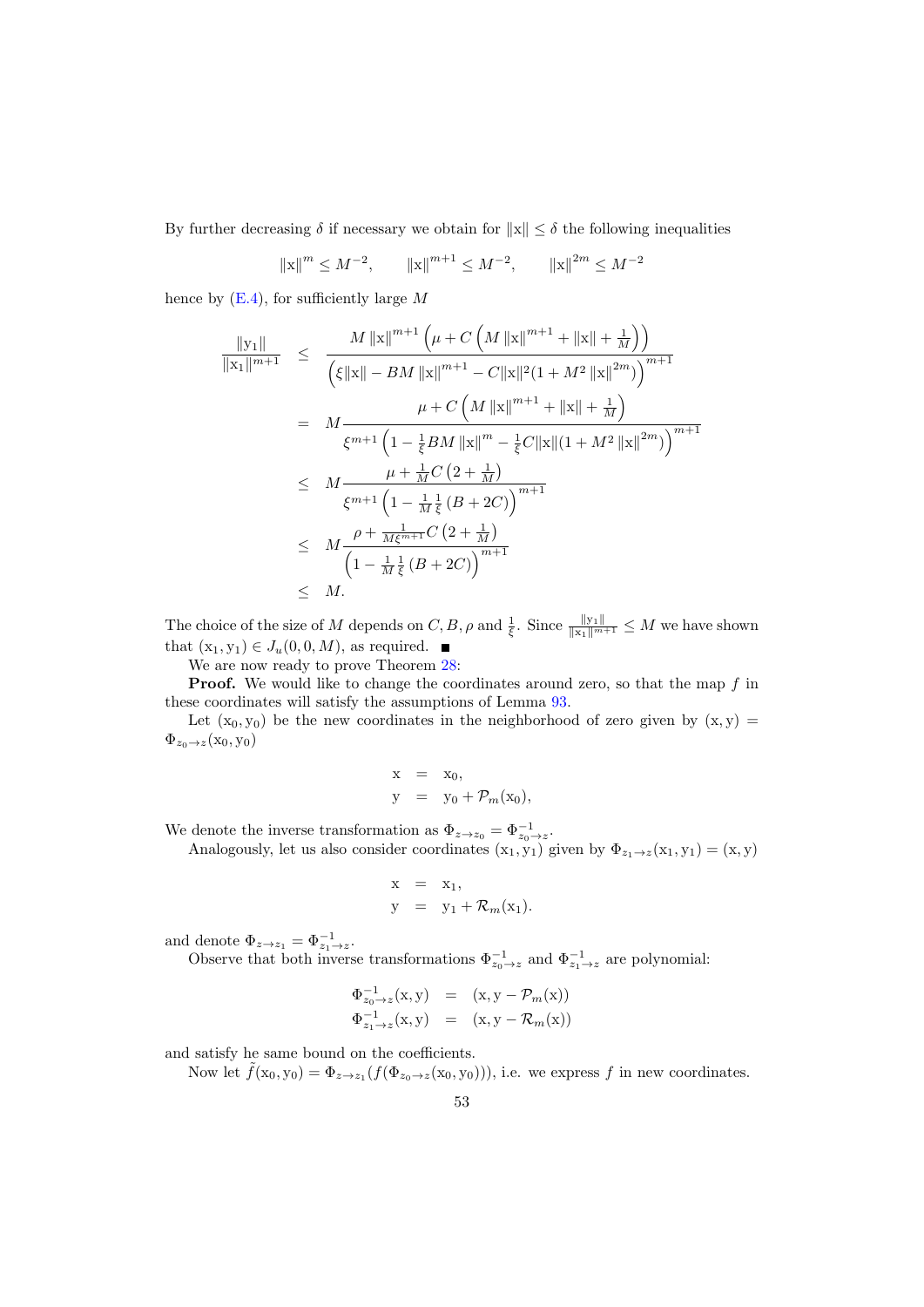By further decreasing $\delta$ if necessary we obtain for $\|\mathrm{x}\| \leq \delta$ the following inequalities

$$\|\mathrm{x}\|^{m} \leq M^{-2}, \qquad \|\mathrm{x}\|^{m+1} \leq M^{-2}, \qquad \|\mathrm{x}\|^{2m} \leq M^{-2}$$

hence by (E.4), for sufficiently large $M$

$$\begin{aligned}
\frac{\|\mathrm{y}_1\|}{\|\mathrm{x}_1\|^{m+1}} &\leq \frac{M\|\mathrm{x}\|^{m+1}\left(\mu + C\left(M\|\mathrm{x}\|^{m+1} + \|\mathrm{x}\| + \frac{1}{M}\right)\right)}{\left(\xi\|\mathrm{x}\| - BM\|\mathrm{x}\|^{m+1} - C\|\mathrm{x}\|^2(1+M^2\|\mathrm{x}\|^{2m})\right)^{m+1}} \\
&= M\frac{\mu + C\left(M\|\mathrm{x}\|^{m+1} + \|\mathrm{x}\| + \frac{1}{M}\right)}{\xi^{m+1}\left(1 - \frac{1}{\xi}BM\|\mathrm{x}\|^{m} - \frac{1}{\xi}C\|\mathrm{x}\|(1+M^2\|\mathrm{x}\|^{2m})\right)^{m+1}} \\
&\leq M\frac{\mu + \frac{1}{M}C\left(2 + \frac{1}{M}\right)}{\xi^{m+1}\left(1 - \frac{1}{M}\frac{1}{\xi}\left(B + 2C\right)\right)^{m+1}} \\
&\leq M\frac{\rho + \frac{1}{M\xi^{m+1}}C\left(2 + \frac{1}{M}\right)}{\left(1 - \frac{1}{M}\frac{1}{\xi}\left(B + 2C\right)\right)^{m+1}} \\
&\leq M.
\end{aligned}$$

The choice of the size of $M$ depends on $C, B, \rho$ and $\frac{1}{\xi}$. Since $\frac{\|\mathrm{y}_1\|}{\|\mathrm{x}_1\|^{m+1}} \leq M$ we have shown that $(\mathrm{x}_1, \mathrm{y}_1) \in J_u(0, 0, M)$, as required. ■

We are now ready to prove Theorem 28:

**Proof.** We would like to change the coordinates around zero, so that the map $f$ in these coordinates will satisfy the assumptions of Lemma 93.

Let $(\mathrm{x}_0, \mathrm{y}_0)$ be the new coordinates in the neighborhood of zero given by $(\mathrm{x}, \mathrm{y}) = \Phi_{z_0 \to z}(\mathrm{x}_0, \mathrm{y}_0)$

$$\begin{aligned}
\mathrm{x} &= \mathrm{x}_0, \\
\mathrm{y} &= \mathrm{y}_0 + \mathcal{P}_m(\mathrm{x}_0),
\end{aligned}$$

We denote the inverse transformation as $\Phi_{z \to z_0} = \Phi_{z_0 \to z}^{-1}$.

Analogously, let us also consider coordinates $(\mathrm{x}_1, \mathrm{y}_1)$ given by $\Phi_{z_1 \to z}(\mathrm{x}_1, \mathrm{y}_1) = (\mathrm{x}, \mathrm{y})$

$$\begin{aligned}
\mathrm{x} &= \mathrm{x}_1, \\
\mathrm{y} &= \mathrm{y}_1 + \mathcal{R}_m(\mathrm{x}_1).
\end{aligned}$$

and denote $\Phi_{z \to z_1} = \Phi_{z_1 \to z}^{-1}$.

Observe that both inverse transformations $\Phi_{z_0 \to z}^{-1}$ and $\Phi_{z_1 \to z}^{-1}$ are polynomial:

$$\begin{aligned}
\Phi_{z_0 \to z}^{-1}(\mathrm{x}, \mathrm{y}) &= (\mathrm{x}, \mathrm{y} - \mathcal{P}_m(\mathrm{x})) \\
\Phi_{z_1 \to z}^{-1}(\mathrm{x}, \mathrm{y}) &= (\mathrm{x}, \mathrm{y} - \mathcal{R}_m(\mathrm{x}))
\end{aligned}$$

and satisfy he same bound on the coefficients.

Now let $\tilde{f}(\mathrm{x}_0, \mathrm{y}_0) = \Phi_{z \to z_1}(f(\Phi_{z_0 \to z}(\mathrm{x}_0, \mathrm{y}_0)))$, i.e. we express $f$ in new coordinates.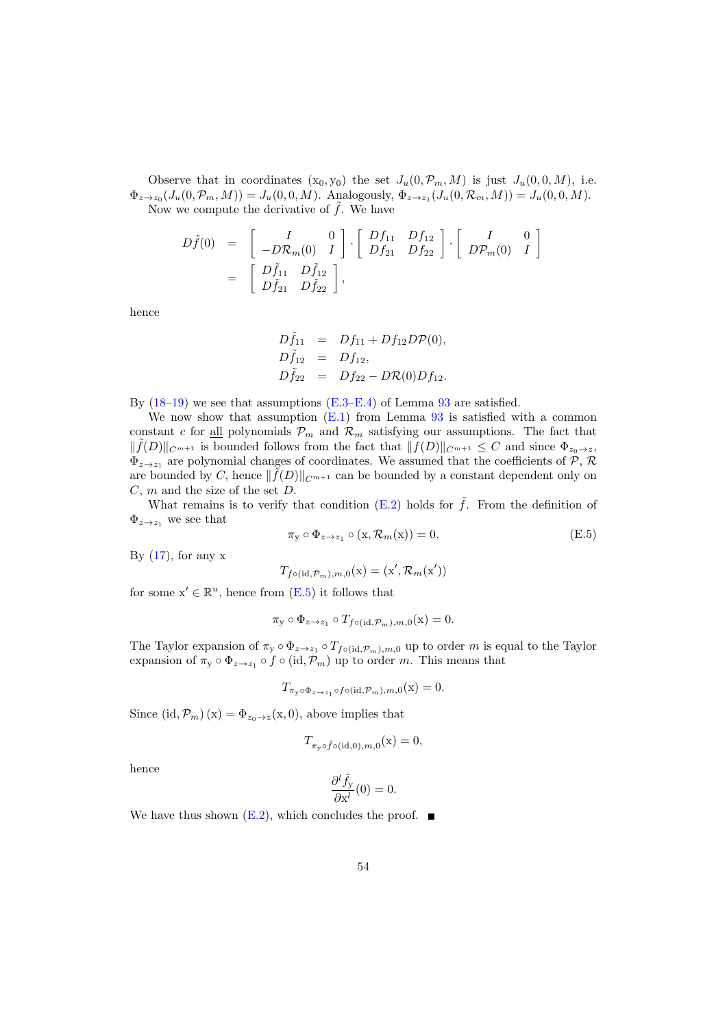Observe that in coordinates $(\mathrm{x}_0, \mathrm{y}_0)$ the set $J_u(0, \mathcal{P}_m, M)$ is just $J_u(0,0,M)$, i.e. $\Phi_{z\to z_0}(J_u(0, \mathcal{P}_m, M)) = J_u(0,0,M)$. Analogously, $\Phi_{z\to z_1}(J_u(0, \mathcal{R}_m, M)) = J_u(0,0,M)$.

Now we compute the derivative of $\tilde{f}$. We have

$$
\begin{aligned}
D\tilde{f}(0) &= \begin{bmatrix} I & 0 \\ -D\mathcal{R}_m(0) & I \end{bmatrix} \cdot \begin{bmatrix} Df_{11} & Df_{12} \\ Df_{21} & Df_{22} \end{bmatrix} \cdot \begin{bmatrix} I & 0 \\ D\mathcal{P}_m(0) & I \end{bmatrix} \\
&= \begin{bmatrix} D\tilde{f}_{11} & D\tilde{f}_{12} \\ D\tilde{f}_{21} & D\tilde{f}_{22} \end{bmatrix},
\end{aligned}
$$

hence

$$
\begin{aligned}
D\tilde{f}_{11} &= Df_{11} + Df_{12}D\mathcal{P}(0), \\
D\tilde{f}_{12} &= Df_{12}, \\
D\tilde{f}_{22} &= Df_{22} - D\mathcal{R}(0)Df_{12}.
\end{aligned}
$$

By (18–19) we see that assumptions (E.3–E.4) of Lemma 93 are satisfied.

We now show that assumption (E.1) from Lemma 93 is satisfied with a common constant $c$ for <u>all</u> polynomials $\mathcal{P}_m$ and $\mathcal{R}_m$ satisfying our assumptions. The fact that $\|\tilde{f}(D)\|_{C^{m+1}}$ is bounded follows from the fact that $\|f(D)\|_{C^{m+1}} \leq C$ and since $\Phi_{z_0\to z}$, $\Phi_{z\to z_1}$ are polynomial changes of coordinates. We assumed that the coefficients of $\mathcal{P}$, $\mathcal{R}$ are bounded by $C$, hence $\|\tilde{f}(D)\|_{C^{m+1}}$ can be bounded by a constant dependent only on $C$, $m$ and the size of the set $D$.

What remains is to verify that condition (E.2) holds for $\tilde{f}$. From the definition of $\Phi_{z\to z_1}$ we see that

$$
\pi_{\mathrm{y}} \circ \Phi_{z\to z_1} \circ (\mathrm{x}, \mathcal{R}_m(\mathrm{x})) = 0. \tag{E.5}
$$

By (17), for any x

$$
T_{f\circ(\mathrm{id},\mathcal{P}_m),m,0}(\mathrm{x}) = (\mathrm{x}', \mathcal{R}_m(\mathrm{x}'))
$$

for some $\mathrm{x}' \in \mathbb{R}^u$, hence from (E.5) it follows that

$$
\pi_{\mathrm{y}} \circ \Phi_{z\to z_1} \circ T_{f\circ(\mathrm{id},\mathcal{P}_m),m,0}(\mathrm{x}) = 0.
$$

The Taylor expansion of $\pi_{\mathrm{y}} \circ \Phi_{z\to z_1} \circ T_{f\circ(\mathrm{id},\mathcal{P}_m),m,0}$ up to order $m$ is equal to the Taylor expansion of $\pi_{\mathrm{y}} \circ \Phi_{z\to z_1} \circ f \circ (\mathrm{id}, \mathcal{P}_m)$ up to order $m$. This means that

$$
T_{\pi_{\mathrm{y}}\circ\Phi_{z\to z_1}\circ f\circ(\mathrm{id},\mathcal{P}_m),m,0}(\mathrm{x}) = 0.
$$

Since $(\mathrm{id}, \mathcal{P}_m)(\mathrm{x}) = \Phi_{z_0\to z}(\mathrm{x}, 0)$, above implies that

$$
T_{\pi_{\mathrm{y}}\circ\tilde{f}\circ(\mathrm{id},0),m,0}(\mathrm{x}) = 0,
$$

hence

$$
\frac{\partial^l \tilde{f}_{\mathrm{y}}}{\partial \mathrm{x}^l}(0) = 0.
$$

We have thus shown (E.2), which concludes the proof. ∎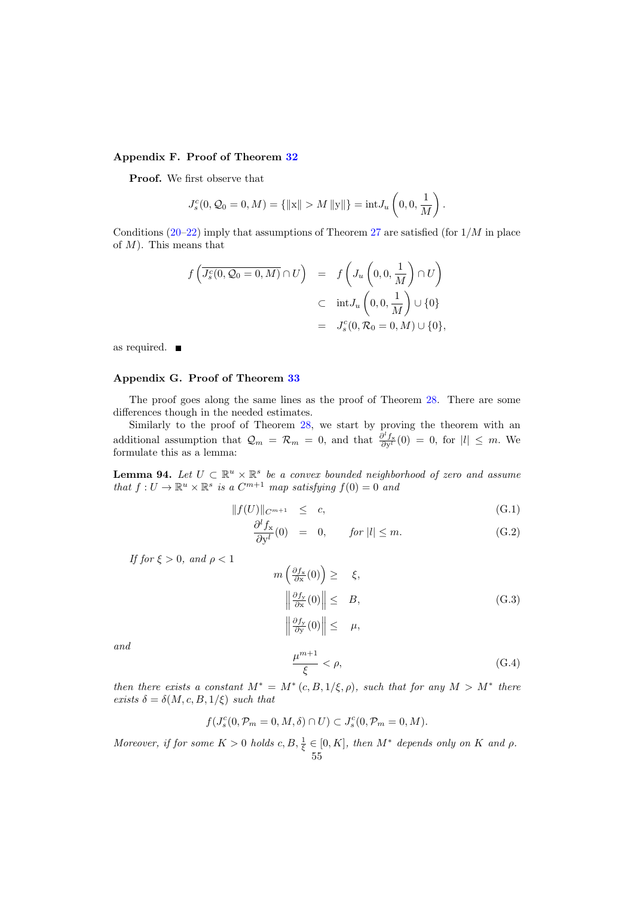## Appendix F. Proof of Theorem 32

**Proof.** We first observe that

$$J_s^c(0, \mathcal{Q}_0 = 0, M) = \{\|\mathrm{x}\| > M \|\mathrm{y}\|\} = \mathrm{int} J_u\left(0, 0, \frac{1}{M}\right).$$

Conditions (20–22) imply that assumptions of Theorem 27 are satisfied (for $1/M$ in place of $M$). This means that

$$\begin{aligned} f\left(\overline{J_s^c(0, \mathcal{Q}_0 = 0, M)} \cap U\right) &= f\left(J_u\left(0, 0, \frac{1}{M}\right) \cap U\right) \\ &\subset \mathrm{int} J_u\left(0, 0, \frac{1}{M}\right) \cup \{0\} \\ &= J_s^c(0, \mathcal{R}_0 = 0, M) \cup \{0\}, \end{aligned}$$

as required. ■

## Appendix G. Proof of Theorem 33

The proof goes along the same lines as the proof of Theorem 28. There are some differences though in the needed estimates.

Similarly to the proof of Theorem 28, we start by proving the theorem with an additional assumption that $\mathcal{Q}_m = \mathcal{R}_m = 0$, and that $\frac{\partial^l f_{\mathrm{x}}}{\partial \mathrm{y}^l}(0) = 0$, for $|l| \leq m$. We formulate this as a lemma:

**Lemma 94.** *Let $U \subset \mathbb{R}^u \times \mathbb{R}^s$ be a convex bounded neighborhood of zero and assume that $f : U \to \mathbb{R}^u \times \mathbb{R}^s$ is a $C^{m+1}$ map satisfying $f(0) = 0$ and*

$$\|f(U)\|_{C^{m+1}} \leq c, \tag{G.1}$$

$$\frac{\partial^l f_{\mathrm{x}}}{\partial \mathrm{y}^l}(0) = 0, \qquad \text{for } |l| \leq m. \tag{G.2}$$

*If for $\xi > 0$, and $\rho < 1$*

$$\begin{aligned} m\left(\tfrac{\partial f_{\mathrm{x}}}{\partial \mathrm{x}}(0)\right) &\geq \xi, \\ \left\|\tfrac{\partial f_{\mathrm{y}}}{\partial \mathrm{x}}(0)\right\| &\leq B, \\ \left\|\tfrac{\partial f_{\mathrm{y}}}{\partial \mathrm{y}}(0)\right\| &\leq \mu, \end{aligned} \tag{G.3}$$

*and*

$$\frac{\mu^{m+1}}{\xi} < \rho, \tag{G.4}$$

*then there exists a constant $M^* = M^*(c, B, 1/\xi, \rho)$, such that for any $M > M^*$ there exists $\delta = \delta(M, c, B, 1/\xi)$ such that*

$$f(J_s^c(0, \mathcal{P}_m = 0, M, \delta) \cap U) \subset J_s^c(0, \mathcal{P}_m = 0, M).$$

*Moreover, if for some $K > 0$ holds $c, B, \frac{1}{\xi} \in [0, K]$, then $M^*$ depends only on $K$ and $\rho$.*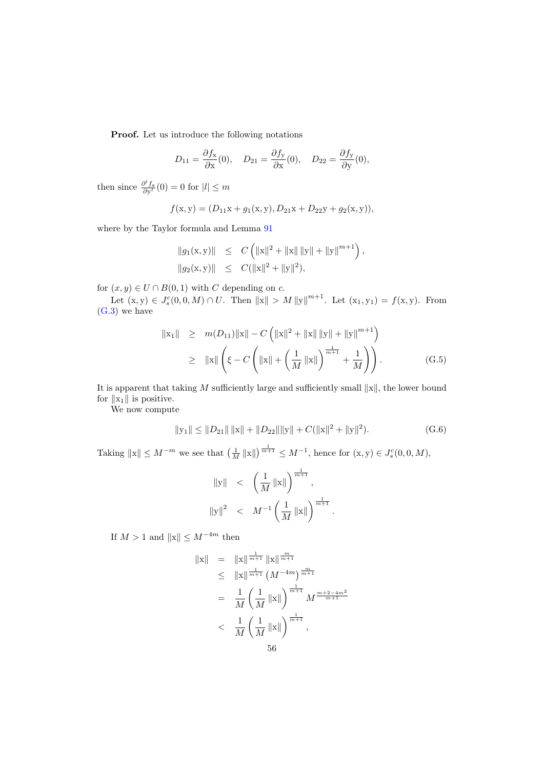**Proof.** Let us introduce the following notations

$$D_{11} = \frac{\partial f_{\mathrm{x}}}{\partial \mathrm{x}}(0), \quad D_{21} = \frac{\partial f_{\mathrm{y}}}{\partial \mathrm{x}}(0), \quad D_{22} = \frac{\partial f_{\mathrm{y}}}{\partial \mathrm{y}}(0),$$

then since $\frac{\partial^l f_{\mathrm{x}}}{\partial \mathrm{y}^l}(0) = 0$ for $|l| \leq m$

$$f(\mathrm{x}, \mathrm{y}) = (D_{11}\mathrm{x} + g_1(\mathrm{x}, \mathrm{y}), D_{21}\mathrm{x} + D_{22}\mathrm{y} + g_2(\mathrm{x}, \mathrm{y})),$$

where by the Taylor formula and Lemma 91

$$\begin{aligned}
\|g_1(\mathrm{x}, \mathrm{y})\| &\leq C\left(\|\mathrm{x}\|^2 + \|\mathrm{x}\|\,\|\mathrm{y}\| + \|\mathrm{y}\|^{m+1}\right), \\
\|g_2(\mathrm{x}, \mathrm{y})\| &\leq C(\|\mathrm{x}\|^2 + \|\mathrm{y}\|^2),
\end{aligned}$$

for $(x, y) \in U \cap B(0, 1)$ with $C$ depending on $c$.

Let $(\mathrm{x}, \mathrm{y}) \in J_s^c(0, 0, M) \cap U$. Then $\|\mathrm{x}\| > M\,\|\mathrm{y}\|^{m+1}$. Let $(\mathrm{x}_1, \mathrm{y}_1) = f(\mathrm{x}, \mathrm{y})$. From (G.3) we have

$$\begin{aligned}
\|\mathrm{x}_1\| &\geq m(D_{11})\|\mathrm{x}\| - C\left(\|\mathrm{x}\|^2 + \|\mathrm{x}\|\,\|\mathrm{y}\| + \|\mathrm{y}\|^{m+1}\right) \\
&\geq \|\mathrm{x}\|\left(\xi - C\left(\|\mathrm{x}\| + \left(\frac{1}{M}\|\mathrm{x}\|\right)^{\frac{1}{m+1}} + \frac{1}{M}\right)\right). \qquad \text{(G.5)}
\end{aligned}$$

It is apparent that taking $M$ sufficiently large and sufficiently small $\|\mathrm{x}\|$, the lower bound for $\|\mathrm{x}_1\|$ is positive.

We now compute

$$\|\mathrm{y}_1\| \leq \|D_{21}\|\,\|\mathrm{x}\| + \|D_{22}\|\|\mathrm{y}\| + C(\|\mathrm{x}\|^2 + \|\mathrm{y}\|^2). \qquad \text{(G.6)}$$

Taking $\|\mathrm{x}\| \leq M^{-m}$ we see that $\left(\frac{1}{M}\|\mathrm{x}\|\right)^{\frac{1}{m+1}} \leq M^{-1}$, hence for $(\mathrm{x}, \mathrm{y}) \in J_s^c(0, 0, M)$,

$$\begin{aligned}
\|\mathrm{y}\| &< \left(\frac{1}{M}\|\mathrm{x}\|\right)^{\frac{1}{m+1}}, \\
\|\mathrm{y}\|^2 &< M^{-1}\left(\frac{1}{M}\|\mathrm{x}\|\right)^{\frac{1}{m+1}}.
\end{aligned}$$

If $M > 1$ and $\|\mathrm{x}\| \leq M^{-4m}$ then

$$\begin{aligned}
\|\mathrm{x}\| &= \|\mathrm{x}\|^{\frac{1}{m+1}}\,\|\mathrm{x}\|^{\frac{m}{m+1}} \\
&\leq \|\mathrm{x}\|^{\frac{1}{m+1}}\left(M^{-4m}\right)^{\frac{m}{m+1}} \\
&= \frac{1}{M}\left(\frac{1}{M}\|\mathrm{x}\|\right)^{\frac{1}{m+1}} M^{\frac{m+2-4m^2}{m+1}} \\
&< \frac{1}{M}\left(\frac{1}{M}\|\mathrm{x}\|\right)^{\frac{1}{m+1}},
\end{aligned}$$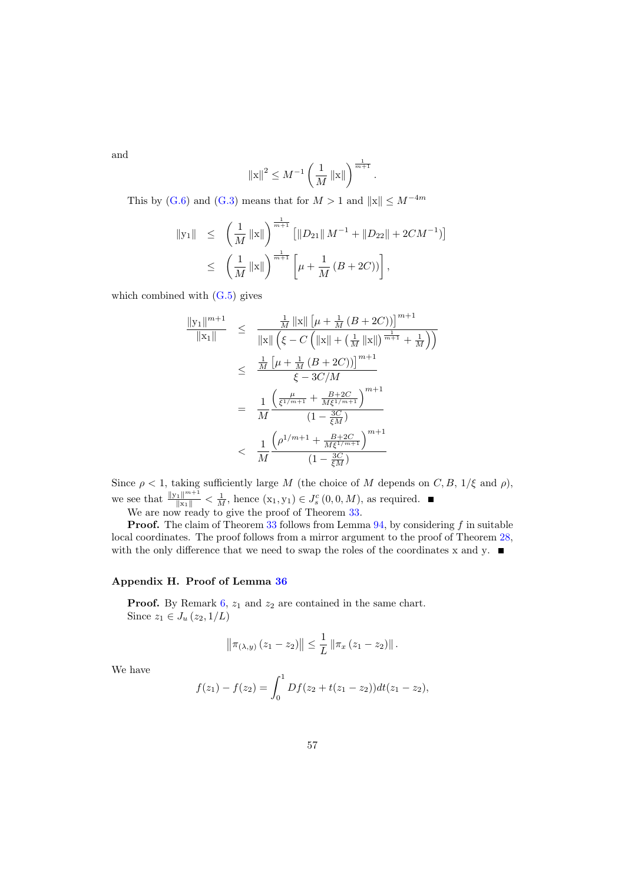and

$$\|\mathrm{x}\|^2 \leq M^{-1}\left(\frac{1}{M}\|\mathrm{x}\|\right)^{\frac{1}{m+1}}.$$

This by (G.6) and (G.3) means that for $M>1$ and $\|\mathrm{x}\| \leq M^{-4m}$

$$\begin{aligned}
\|\mathrm{y}_1\| &\leq \left(\frac{1}{M}\|\mathrm{x}\|\right)^{\frac{1}{m+1}}\left[\|D_{21}\| M^{-1}+\|D_{22}\|+2CM^{-1})\right] \\
&\leq \left(\frac{1}{M}\|\mathrm{x}\|\right)^{\frac{1}{m+1}}\left[\mu+\frac{1}{M}(B+2C))\right],
\end{aligned}$$

which combined with (G.5) gives

$$\begin{aligned}
\frac{\|\mathrm{y}_1\|^{m+1}}{\|\mathrm{x}_1\|} &\leq \frac{\frac{1}{M}\|\mathrm{x}\|\left[\mu+\frac{1}{M}(B+2C))\right]^{m+1}}{\|\mathrm{x}\|\left(\xi-C\left(\|\mathrm{x}\|+\left(\frac{1}{M}\|\mathrm{x}\|\right)^{\frac{1}{m+1}}+\frac{1}{M}\right)\right)} \\
&\leq \frac{\frac{1}{M}\left[\mu+\frac{1}{M}(B+2C))\right]^{m+1}}{\xi-3C/M} \\
&= \frac{1}{M}\frac{\left(\frac{\mu}{\xi^{1/m+1}}+\frac{B+2C}{M\xi^{1/m+1}}\right)^{m+1}}{(1-\frac{3C}{\xi M})} \\
&< \frac{1}{M}\frac{\left(\rho^{1/m+1}+\frac{B+2C}{M\xi^{1/m+1}}\right)^{m+1}}{(1-\frac{3C}{\xi M})}
\end{aligned}$$

Since $\rho<1$, taking sufficiently large $M$ (the choice of $M$ depends on $C, B, 1/\xi$ and $\rho$), we see that $\frac{\|\mathrm{y}_1\|^{m+1}}{\|\mathrm{x}_1\|}<\frac{1}{M}$, hence $(\mathrm{x}_1,\mathrm{y}_1)\in J_s^c(0,0,M)$, as required. ■

We are now ready to give the proof of Theorem 33.

**Proof.** The claim of Theorem 33 follows from Lemma 94, by considering $f$ in suitable local coordinates. The proof follows from a mirror argument to the proof of Theorem 28, with the only difference that we need to swap the roles of the coordinates x and y. ■

## Appendix H. Proof of Lemma 36

**Proof.** By Remark 6, $z_1$ and $z_2$ are contained in the same chart.

Since $z_1 \in J_u(z_2, 1/L)$

$$\left\|\pi_{(\lambda,y)}(z_1-z_2)\right\| \leq \frac{1}{L}\left\|\pi_x(z_1-z_2)\right\|.$$

We have

$$f(z_1)-f(z_2)=\int_0^1 Df(z_2+t(z_1-z_2))dt(z_1-z_2),$$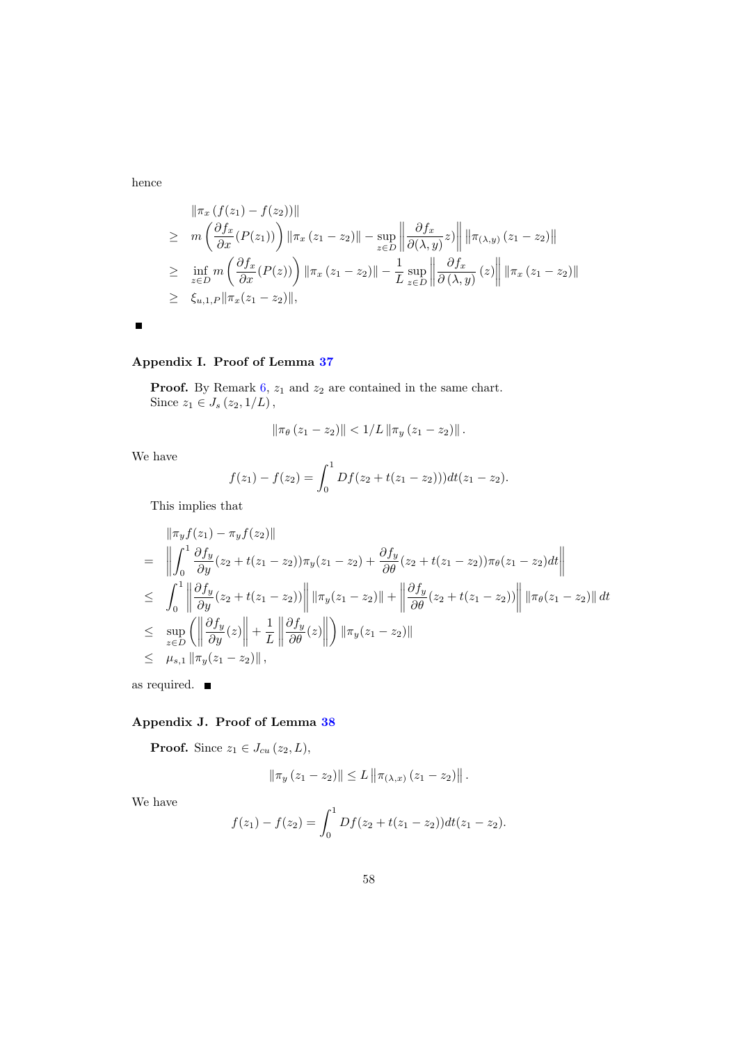hence

$$
\begin{aligned}
& \left\|\pi_x\left(f(z_1)-f(z_2)\right)\right\| \\
\geq\ & m\left(\frac{\partial f_x}{\partial x}(P(z_1))\right)\left\|\pi_x\left(z_1-z_2\right)\right\|-\sup_{z\in D}\left\|\frac{\partial f_x}{\partial(\lambda,y)}z)\right\|\left\|\pi_{(\lambda,y)}\left(z_1-z_2\right)\right\| \\
\geq\ & \inf_{z\in D} m\left(\frac{\partial f_x}{\partial x}(P(z))\right)\left\|\pi_x\left(z_1-z_2\right)\right\|-\frac{1}{L}\sup_{z\in D}\left\|\frac{\partial f_x}{\partial\left(\lambda,y\right)}\left(z\right)\right\|\left\|\pi_x\left(z_1-z_2\right)\right\| \\
\geq\ & \xi_{u,1,P}\|\pi_x(z_1-z_2)\|,
\end{aligned}
$$

■

## Appendix I. Proof of Lemma 37

**Proof.** By Remark 6, $z_1$ and $z_2$ are contained in the same chart. Since $z_1\in J_s\left(z_2,1/L\right)$,

$$
\left\|\pi_\theta\left(z_1-z_2\right)\right\|<1/L\left\|\pi_y\left(z_1-z_2\right)\right\|.
$$

We have

$$
f(z_1)-f(z_2)=\int_0^1 Df(z_2+t(z_1-z_2)))dt(z_1-z_2).
$$

This implies that

$$
\begin{aligned}
& \left\|\pi_y f(z_1)-\pi_y f(z_2)\right\| \\
=\ & \left\|\int_0^1\frac{\partial f_y}{\partial y}(z_2+t(z_1-z_2))\pi_y(z_1-z_2)+\frac{\partial f_y}{\partial\theta}(z_2+t(z_1-z_2))\pi_\theta(z_1-z_2)dt\right\| \\
\leq\ & \int_0^1\left\|\frac{\partial f_y}{\partial y}(z_2+t(z_1-z_2))\right\|\left\|\pi_y(z_1-z_2)\right\|+\left\|\frac{\partial f_y}{\partial\theta}(z_2+t(z_1-z_2))\right\|\left\|\pi_\theta(z_1-z_2)\right\|dt \\
\leq\ & \sup_{z\in D}\left(\left\|\frac{\partial f_y}{\partial y}(z)\right\|+\frac{1}{L}\left\|\frac{\partial f_y}{\partial\theta}(z)\right\|\right)\left\|\pi_y(z_1-z_2)\right\| \\
\leq\ & \mu_{s,1}\left\|\pi_y(z_1-z_2)\right\|,
\end{aligned}
$$

as required. ■

## Appendix J. Proof of Lemma 38

**Proof.** Since $z_1\in J_{cu}\left(z_2,L\right)$,

$$
\left\|\pi_y\left(z_1-z_2\right)\right\|\leq L\left\|\pi_{(\lambda,x)}\left(z_1-z_2\right)\right\|.
$$

We have

$$
f(z_1)-f(z_2)=\int_0^1 Df(z_2+t(z_1-z_2))dt(z_1-z_2).
$$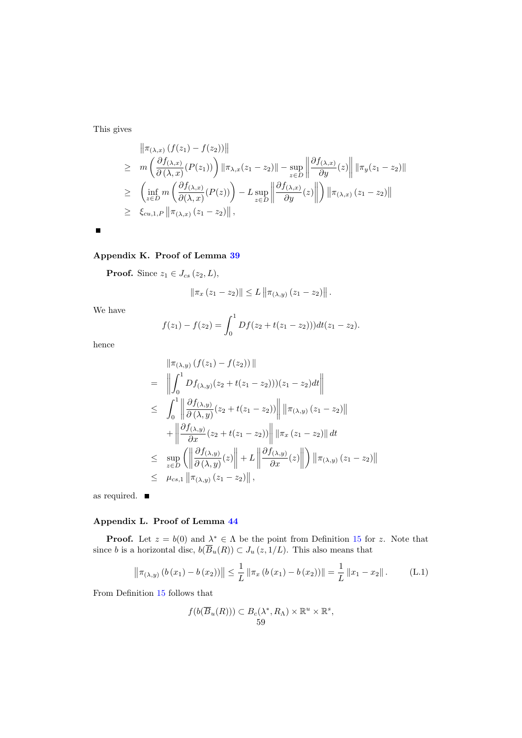This gives

$$
\begin{aligned}
& \left\|\pi_{(\lambda,x)}\left(f(z_1)-f(z_2)\right)\right\| \\
\geq\ & m\left(\frac{\partial f_{(\lambda,x)}}{\partial\left(\lambda,x\right)}(P(z_1))\right)\left\|\pi_{\lambda,x}(z_1-z_2)\right\|-\sup_{z\in D}\left\|\frac{\partial f_{(\lambda,x)}}{\partial y}(z)\right\|\left\|\pi_y(z_1-z_2)\right\| \\
\geq\ & \left(\inf_{z\in D} m\left(\frac{\partial f_{(\lambda,x)}}{\partial(\lambda,x)}(P(z))\right)-L\sup_{z\in D}\left\|\frac{\partial f_{(\lambda,x)}}{\partial y}(z)\right\|\right)\left\|\pi_{(\lambda,x)}\left(z_1-z_2\right)\right\| \\
\geq\ & \xi_{cu,1,P}\left\|\pi_{(\lambda,x)}\left(z_1-z_2\right)\right\|,
\end{aligned}
$$

■

## Appendix K. Proof of Lemma 39

**Proof.** Since $z_1\in J_{cs}\left(z_2,L\right)$,

$$
\left\|\pi_x\left(z_1-z_2\right)\right\|\leq L\left\|\pi_{(\lambda,y)}\left(z_1-z_2\right)\right\|.
$$

We have

$$
f(z_1)-f(z_2)=\int_0^1 Df(z_2+t(z_1-z_2)))dt(z_1-z_2).
$$

hence

$$
\begin{aligned}
& \|\pi_{(\lambda,y)}\left(f(z_1)-f(z_2)\right)\| \\
=\ & \left\|\int_0^1 Df_{(\lambda,y)}(z_2+t(z_1-z_2)))(z_1-z_2)dt\right\| \\
\leq\ & \int_0^1\left\|\frac{\partial f_{(\lambda,y)}}{\partial\left(\lambda,y\right)}(z_2+t(z_1-z_2))\right\|\left\|\pi_{(\lambda,y)}\left(z_1-z_2\right)\right\| \\
& +\left\|\frac{\partial f_{(\lambda,y)}}{\partial x}(z_2+t(z_1-z_2))\right\|\left\|\pi_x\left(z_1-z_2\right)\right\|dt \\
\leq\ & \sup_{z\in D}\left(\left\|\frac{\partial f_{(\lambda,y)}}{\partial\left(\lambda,y\right)}(z)\right\|+L\left\|\frac{\partial f_{(\lambda,y)}}{\partial x}(z)\right\|\right)\left\|\pi_{(\lambda,y)}\left(z_1-z_2\right)\right\| \\
\leq\ & \mu_{cs,1}\left\|\pi_{(\lambda,y)}\left(z_1-z_2\right)\right\|,
\end{aligned}
$$

as required. ■

## Appendix L. Proof of Lemma 44

**Proof.** Let $z=b(0)$ and $\lambda^*\in\Lambda$ be the point from Definition 15 for $z$. Note that since $b$ is a horizontal disc, $b(\overline{B}_u(R))\subset J_u\left(z,1/L\right)$. This also means that

$$
\left\|\pi_{(\lambda,y)}\left(b\left(x_1\right)-b\left(x_2\right)\right)\right\|\leq\frac{1}{L}\left\|\pi_x\left(b\left(x_1\right)-b\left(x_2\right)\right)\right\|=\frac{1}{L}\left\|x_1-x_2\right\|. \tag{L.1}
$$

From Definition 15 follows that

$$
f(b(\overline{B}_u(R)))\subset B_c(\lambda^*,R_\Lambda)\times\mathbb{R}^u\times\mathbb{R}^s,
$$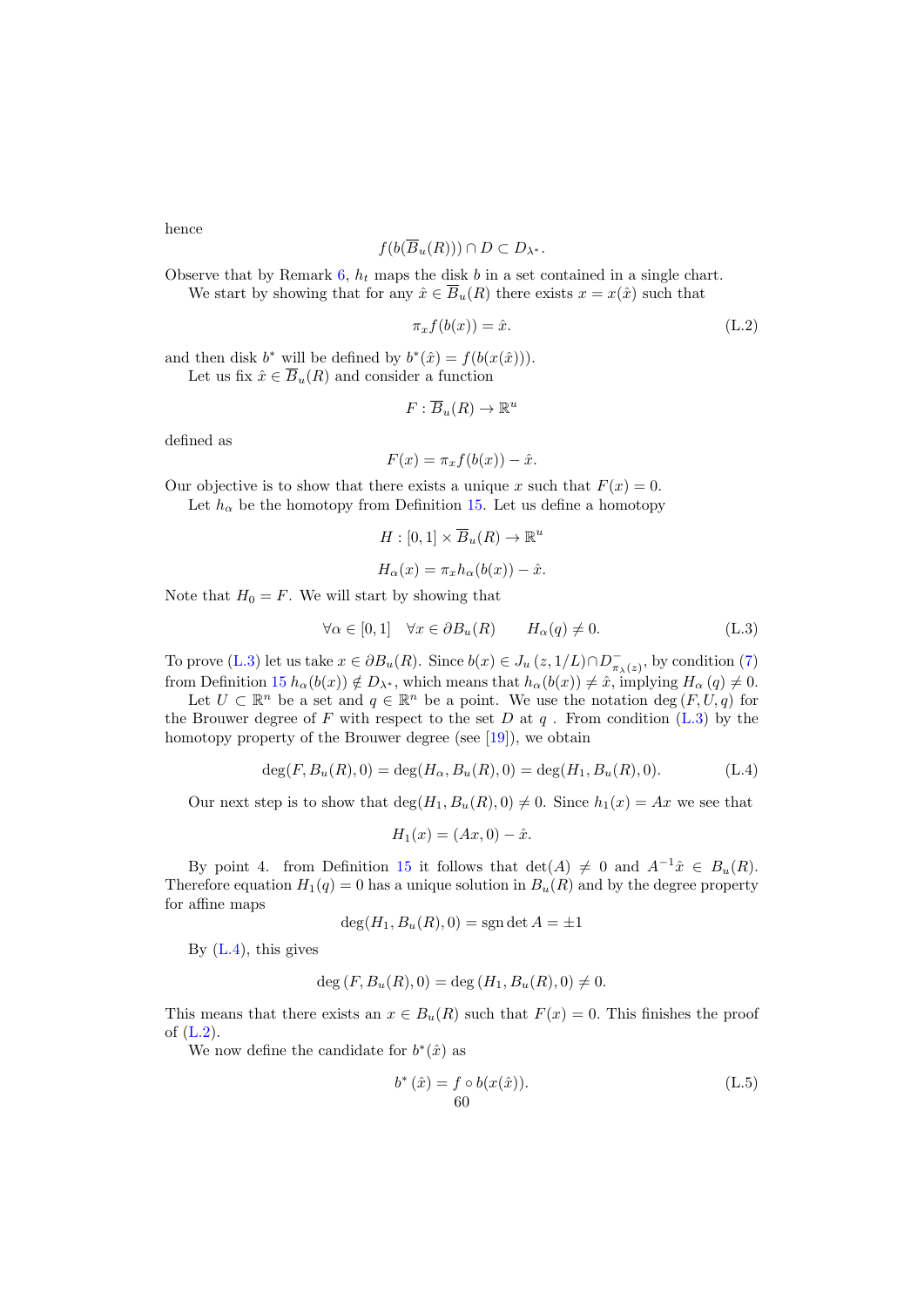hence

$$f(b(\overline{B}_u(R))) \cap D \subset D_{\lambda^*}.$$

Observe that by Remark 6, $h_t$ maps the disk $b$ in a set contained in a single chart.

We start by showing that for any $\hat{x} \in \overline{B}_u(R)$ there exists $x = x(\hat{x})$ such that

$$\pi_x f(b(x)) = \hat{x}. \tag{L.2}$$

and then disk $b^*$ will be defined by $b^*(\hat{x}) = f(b(x(\hat{x})))$.

Let us fix $\hat{x} \in \overline{B}_u(R)$ and consider a function

$$F : \overline{B}_u(R) \to \mathbb{R}^u$$

defined as

$$F(x) = \pi_x f(b(x)) - \hat{x}.$$

Our objective is to show that there exists a unique $x$ such that $F(x) = 0$.

Let $h_\alpha$ be the homotopy from Definition 15. Let us define a homotopy

$$H : [0,1] \times \overline{B}_u(R) \to \mathbb{R}^u$$

$$H_\alpha(x) = \pi_x h_\alpha(b(x)) - \hat{x}.$$

Note that $H_0 = F$. We will start by showing that

$$\forall \alpha \in [0,1] \quad \forall x \in \partial B_u(R) \qquad H_\alpha(q) \neq 0. \tag{L.3}$$

To prove (L.3) let us take $x \in \partial B_u(R)$. Since $b(x) \in J_u\left(z, 1/L\right) \cap D^-_{\pi_\lambda(z)}$, by condition (7) from Definition 15 $h_\alpha(b(x)) \notin D_{\lambda^*}$, which means that $h_\alpha(b(x)) \neq \hat{x}$, implying $H_\alpha\left(q\right) \neq 0$.

Let $U \subset \mathbb{R}^n$ be a set and $q \in \mathbb{R}^n$ be a point. We use the notation $\deg\left(F, U, q\right)$ for the Brouwer degree of $F$ with respect to the set $D$ at $q$ . From condition (L.3) by the homotopy property of the Brouwer degree (see [19]), we obtain

$$\deg(F, B_u(R), 0) = \deg(H_\alpha, B_u(R), 0) = \deg(H_1, B_u(R), 0). \tag{L.4}$$

Our next step is to show that $\deg(H_1, B_u(R), 0) \neq 0$. Since $h_1(x) = Ax$ we see that

$$H_1(x) = (Ax, 0) - \hat{x}.$$

By point 4. from Definition 15 it follows that $\det(A) \neq 0$ and $A^{-1}\hat{x} \in B_u(R)$. Therefore equation $H_1(q) = 0$ has a unique solution in $B_u(R)$ and by the degree property for affine maps

$$\deg(H_1, B_u(R), 0) = \operatorname{sgn} \det A = \pm 1$$

By (L.4), this gives

$$\deg\left(F, B_u(R), 0\right) = \deg\left(H_1, B_u(R), 0\right) \neq 0.$$

This means that there exists an $x \in B_u(R)$ such that $F(x) = 0$. This finishes the proof of (L.2).

We now define the candidate for $b^*(\hat{x})$ as

$$b^*\left(\hat{x}\right) = f \circ b(x(\hat{x})). \tag{L.5}$$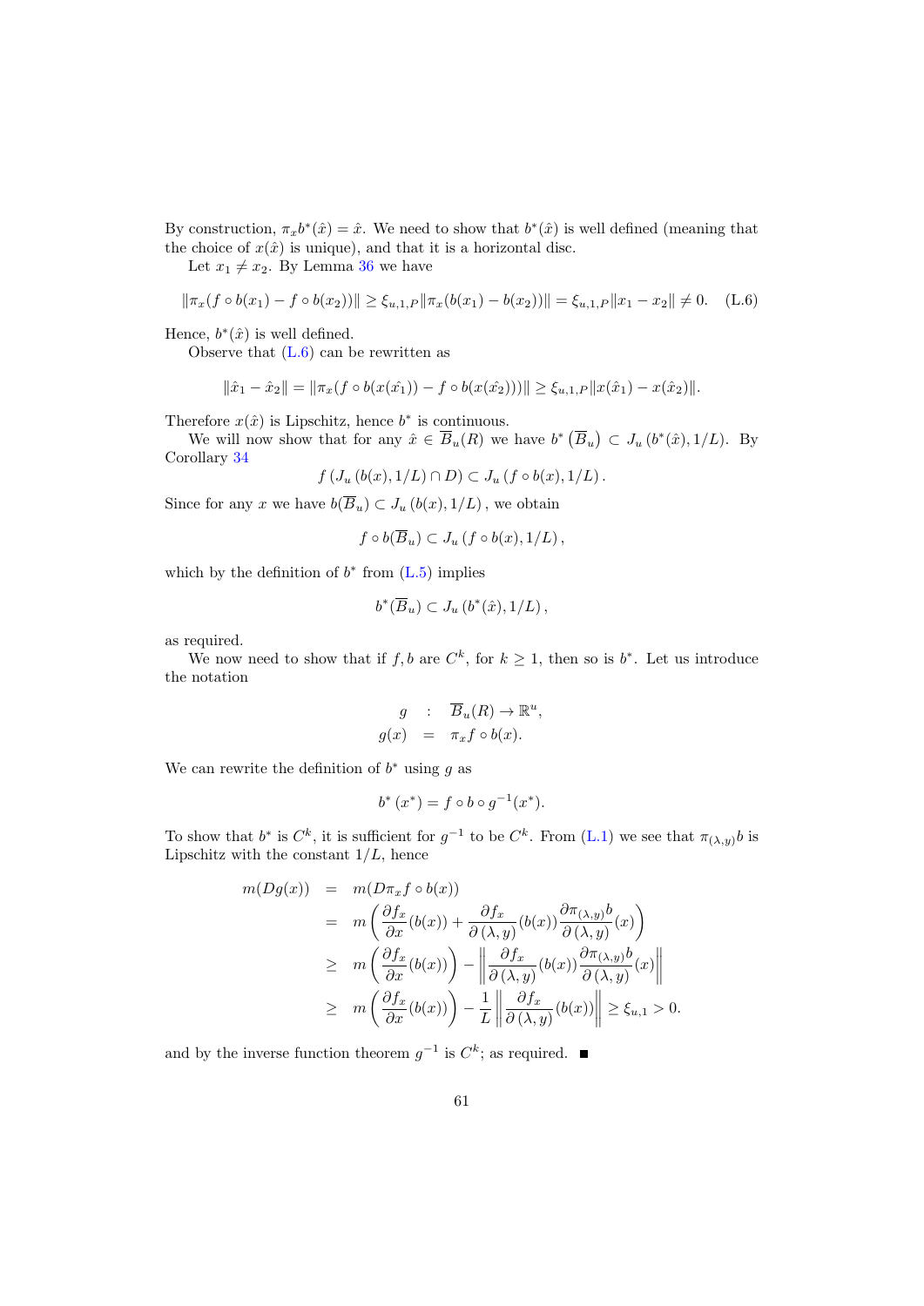By construction, $\pi_x b^*(\hat{x}) = \hat{x}$. We need to show that $b^*(\hat{x})$ is well defined (meaning that the choice of $x(\hat{x})$ is unique), and that it is a horizontal disc.

Let $x_1 \neq x_2$. By Lemma 36 we have

$$\|\pi_x(f \circ b(x_1) - f \circ b(x_2))\| \geq \xi_{u,1,P} \|\pi_x(b(x_1) - b(x_2))\| = \xi_{u,1,P} \|x_1 - x_2\| \neq 0. \quad \text{(L.6)}$$

Hence, $b^*(\hat{x})$ is well defined.

Observe that (L.6) can be rewritten as

$$\|\hat{x}_1 - \hat{x}_2\| = \|\pi_x(f \circ b(x(\hat{x_1})) - f \circ b(x(\hat{x_2})))\| \geq \xi_{u,1,P} \|x(\hat{x}_1) - x(\hat{x}_2)\|.$$

Therefore $x(\hat{x})$ is Lipschitz, hence $b^*$ is continuous.

We will now show that for any $\hat{x} \in \overline{B}_u(R)$ we have $b^*\left(\overline{B}_u\right) \subset J_u\left(b^*(\hat{x}), 1/L\right)$. By Corollary 34

$$f\left(J_u\left(b(x), 1/L\right) \cap D\right) \subset J_u\left(f \circ b(x), 1/L\right).$$

Since for any $x$ we have $b(\overline{B}_u) \subset J_u\left(b(x), 1/L\right)$, we obtain

$$f \circ b(\overline{B}_u) \subset J_u\left(f \circ b(x), 1/L\right),$$

which by the definition of $b^*$ from (L.5) implies

$$b^*(\overline{B}_u) \subset J_u\left(b^*(\hat{x}), 1/L\right),$$

as required.

We now need to show that if $f, b$ are $C^k$, for $k \geq 1$, then so is $b^*$. Let us introduce the notation

$$\begin{aligned} g &: \overline{B}_u(R) \to \mathbb{R}^u, \\ g(x) &= \pi_x f \circ b(x). \end{aligned}$$

We can rewrite the definition of $b^*$ using $g$ as

$$b^*\left(x^*\right) = f \circ b \circ g^{-1}(x^*).$$

To show that $b^*$ is $C^k$, it is sufficient for $g^{-1}$ to be $C^k$. From (L.1) we see that $\pi_{(\lambda,y)} b$ is Lipschitz with the constant $1/L$, hence

$$\begin{aligned} m(Dg(x)) &= m(D\pi_x f \circ b(x)) \\ &= m\left(\frac{\partial f_x}{\partial x}(b(x)) + \frac{\partial f_x}{\partial(\lambda, y)}(b(x)) \frac{\partial \pi_{(\lambda,y)} b}{\partial(\lambda, y)}(x)\right) \\ &\geq m\left(\frac{\partial f_x}{\partial x}(b(x))\right) - \left\|\frac{\partial f_x}{\partial(\lambda, y)}(b(x)) \frac{\partial \pi_{(\lambda,y)} b}{\partial(\lambda, y)}(x)\right\| \\ &\geq m\left(\frac{\partial f_x}{\partial x}(b(x))\right) - \frac{1}{L}\left\|\frac{\partial f_x}{\partial(\lambda, y)}(b(x))\right\| \geq \xi_{u,1} > 0. \end{aligned}$$

and by the inverse function theorem $g^{-1}$ is $C^k$; as required. ∎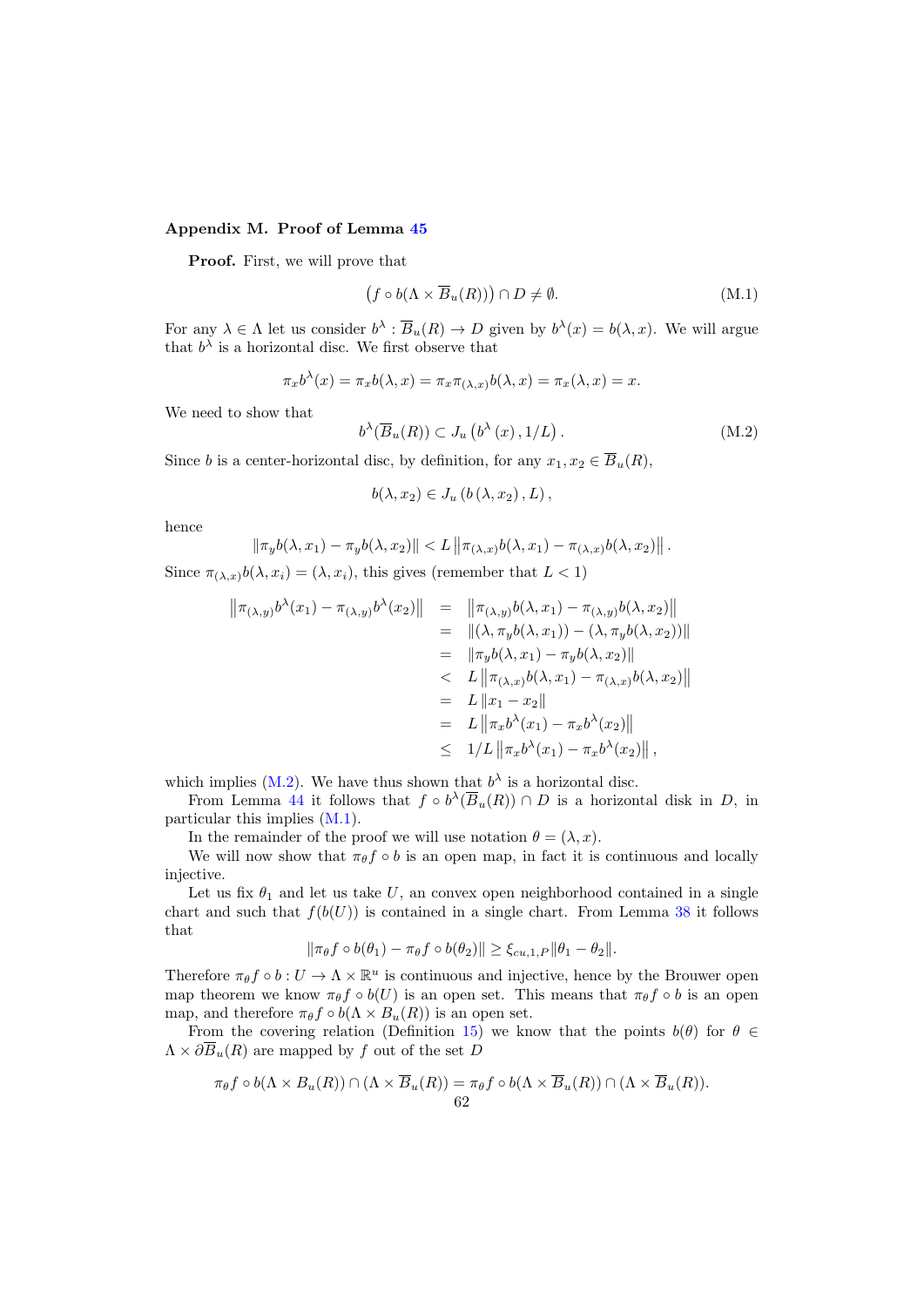## Appendix M. Proof of Lemma 45

**Proof.** First, we will prove that

$$\left(f \circ b(\Lambda \times \overline{B}_u(R))\right) \cap D \neq \emptyset. \tag{M.1}$$

For any $\lambda \in \Lambda$ let us consider $b^\lambda : \overline{B}_u(R) \to D$ given by $b^\lambda(x) = b(\lambda, x)$. We will argue that $b^\lambda$ is a horizontal disc. We first observe that

$$\pi_x b^\lambda(x) = \pi_x b(\lambda, x) = \pi_x \pi_{(\lambda,x)} b(\lambda, x) = \pi_x(\lambda, x) = x.$$

We need to show that

$$b^\lambda(\overline{B}_u(R)) \subset J_u\left(b^\lambda(x), 1/L\right). \tag{M.2}$$

Since $b$ is a center-horizontal disc, by definition, for any $x_1, x_2 \in \overline{B}_u(R)$,

$$b(\lambda, x_2) \in J_u\left(b\left(\lambda, x_2\right), L\right),$$

hence

$$\|\pi_y b(\lambda, x_1) - \pi_y b(\lambda, x_2)\| < L\left\|\pi_{(\lambda,x)} b(\lambda, x_1) - \pi_{(\lambda,x)} b(\lambda, x_2)\right\|.$$

Since $\pi_{(\lambda,x)} b(\lambda, x_i) = (\lambda, x_i)$, this gives (remember that $L < 1$)

$$\begin{aligned}
\left\|\pi_{(\lambda,y)} b^\lambda(x_1) - \pi_{(\lambda,y)} b^\lambda(x_2)\right\| &= \left\|\pi_{(\lambda,y)} b(\lambda, x_1) - \pi_{(\lambda,y)} b(\lambda, x_2)\right\| \\
&= \|(\lambda, \pi_y b(\lambda, x_1)) - (\lambda, \pi_y b(\lambda, x_2))\| \\
&= \|\pi_y b(\lambda, x_1) - \pi_y b(\lambda, x_2)\| \\
&< L\left\|\pi_{(\lambda,x)} b(\lambda, x_1) - \pi_{(\lambda,x)} b(\lambda, x_2)\right\| \\
&= L\|x_1 - x_2\| \\
&= L\left\|\pi_x b^\lambda(x_1) - \pi_x b^\lambda(x_2)\right\| \\
&\leq 1/L\left\|\pi_x b^\lambda(x_1) - \pi_x b^\lambda(x_2)\right\|,
\end{aligned}$$

which implies (M.2). We have thus shown that $b^\lambda$ is a horizontal disc.

From Lemma 44 it follows that $f \circ b^\lambda(\overline{B}_u(R)) \cap D$ is a horizontal disk in $D$, in particular this implies (M.1).

In the remainder of the proof we will use notation $\theta = (\lambda, x)$.

We will now show that $\pi_\theta f \circ b$ is an open map, in fact it is continuous and locally injective.

Let us fix $\theta_1$ and let us take $U$, an convex open neighborhood contained in a single chart and such that $f(b(U))$ is contained in a single chart. From Lemma 38 it follows that

$$\|\pi_\theta f \circ b(\theta_1) - \pi_\theta f \circ b(\theta_2)\| \geq \xi_{cu,1,P}\|\theta_1 - \theta_2\|.$$

Therefore $\pi_\theta f \circ b : U \to \Lambda \times \mathbb{R}^u$ is continuous and injective, hence by the Brouwer open map theorem we know $\pi_\theta f \circ b(U)$ is an open set. This means that $\pi_\theta f \circ b$ is an open map, and therefore $\pi_\theta f \circ b(\Lambda \times B_u(R))$ is an open set.

From the covering relation (Definition 15) we know that the points $b(\theta)$ for $\theta \in \Lambda \times \partial\overline{B}_u(R)$ are mapped by $f$ out of the set $D$

$$\pi_\theta f \circ b(\Lambda \times B_u(R)) \cap (\Lambda \times \overline{B}_u(R)) = \pi_\theta f \circ b(\Lambda \times \overline{B}_u(R)) \cap (\Lambda \times \overline{B}_u(R)).$$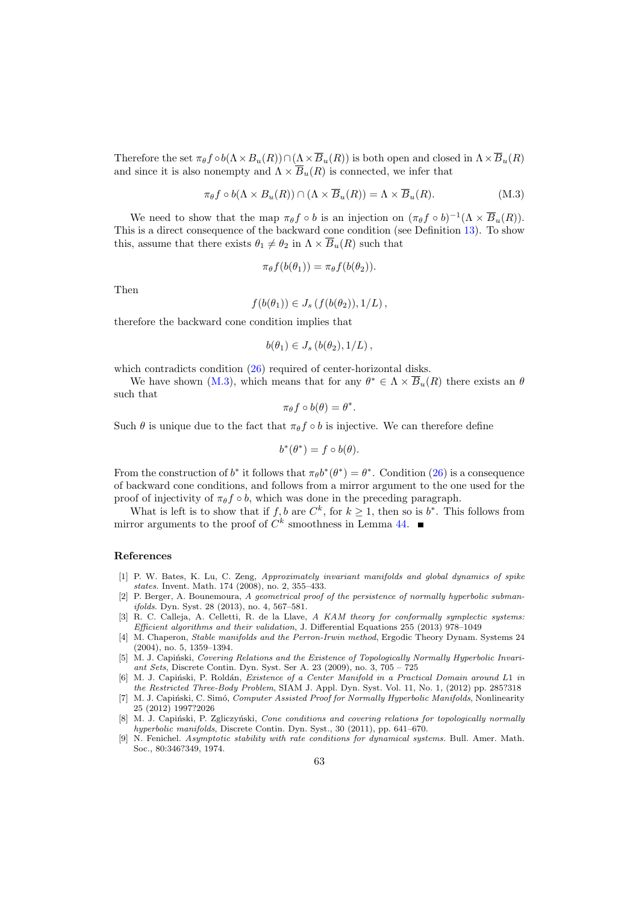Therefore the set $\pi_\theta f \circ b(\Lambda \times B_u(R)) \cap (\Lambda \times \overline{B}_u(R))$ is both open and closed in $\Lambda \times \overline{B}_u(R)$ and since it is also nonempty and $\Lambda \times \overline{B}_u(R)$ is connected, we infer that

$$\pi_\theta f \circ b(\Lambda \times B_u(R)) \cap (\Lambda \times \overline{B}_u(R)) = \Lambda \times \overline{B}_u(R). \tag{M.3}$$

We need to show that the map $\pi_\theta f \circ b$ is an injection on $(\pi_\theta f \circ b)^{-1}(\Lambda \times \overline{B}_u(R))$. This is a direct consequence of the backward cone condition (see Definition 13). To show this, assume that there exists $\theta_1 \neq \theta_2$ in $\Lambda \times \overline{B}_u(R)$ such that

$$\pi_\theta f(b(\theta_1)) = \pi_\theta f(b(\theta_2)).$$

Then

$$f(b(\theta_1)) \in J_s\left(f(b(\theta_2)), 1/L\right),$$

therefore the backward cone condition implies that

$$b(\theta_1) \in J_s\left(b(\theta_2), 1/L\right),$$

which contradicts condition (26) required of center-horizontal disks.

We have shown (M.3), which means that for any $\theta^* \in \Lambda \times \overline{B}_u(R)$ there exists an $\theta$ such that

$$\pi_\theta f \circ b(\theta) = \theta^*.$$

Such $\theta$ is unique due to the fact that $\pi_\theta f \circ b$ is injective. We can therefore define

$$b^*(\theta^*) = f \circ b(\theta).$$

From the construction of $b^*$ it follows that $\pi_\theta b^*(\theta^*) = \theta^*$. Condition (26) is a consequence of backward cone conditions, and follows from a mirror argument to the one used for the proof of injectivity of $\pi_\theta f \circ b$, which was done in the preceding paragraph.

What is left is to show that if $f, b$ are $C^k$, for $k \geq 1$, then so is $b^*$. This follows from mirror arguments to the proof of $C^k$ smoothness in Lemma 44. ■

## References

[1] P. W. Bates, K. Lu, C. Zeng, *Approximately invariant manifolds and global dynamics of spike states*. Invent. Math. 174 (2008), no. 2, 355–433.

[2] P. Berger, A. Bounemoura, *A geometrical proof of the persistence of normally hyperbolic submanifolds*. Dyn. Syst. 28 (2013), no. 4, 567–581.

[3] R. C. Calleja, A. Celletti, R. de la Llave, *A KAM theory for conformally symplectic systems: Efficient algorithms and their validation*, J. Differential Equations 255 (2013) 978–1049

[4] M. Chaperon, *Stable manifolds and the Perron-Irwin method*, Ergodic Theory Dynam. Systems 24 (2004), no. 5, 1359–1394.

[5] M. J. Capiński, *Covering Relations and the Existence of Topologically Normally Hyperbolic Invariant Sets*, Discrete Contin. Dyn. Syst. Ser A. 23 (2009), no. 3, 705 – 725

[6] M. J. Capiński, P. Roldán, *Existence of a Center Manifold in a Practical Domain around L1 in the Restricted Three-Body Problem*, SIAM J. Appl. Dyn. Syst. Vol. 11, No. 1, (2012) pp. 285?318

[7] M. J. Capiński, C. Simó, *Computer Assisted Proof for Normally Hyperbolic Manifolds*, Nonlinearity 25 (2012) 1997?2026

[8] M. J. Capiński, P. Zgliczyński, *Cone conditions and covering relations for topologically normally hyperbolic manifolds*, Discrete Contin. Dyn. Syst., 30 (2011), pp. 641–670.

[9] N. Fenichel. *Asymptotic stability with rate conditions for dynamical systems.* Bull. Amer. Math. Soc., 80:346?349, 1974.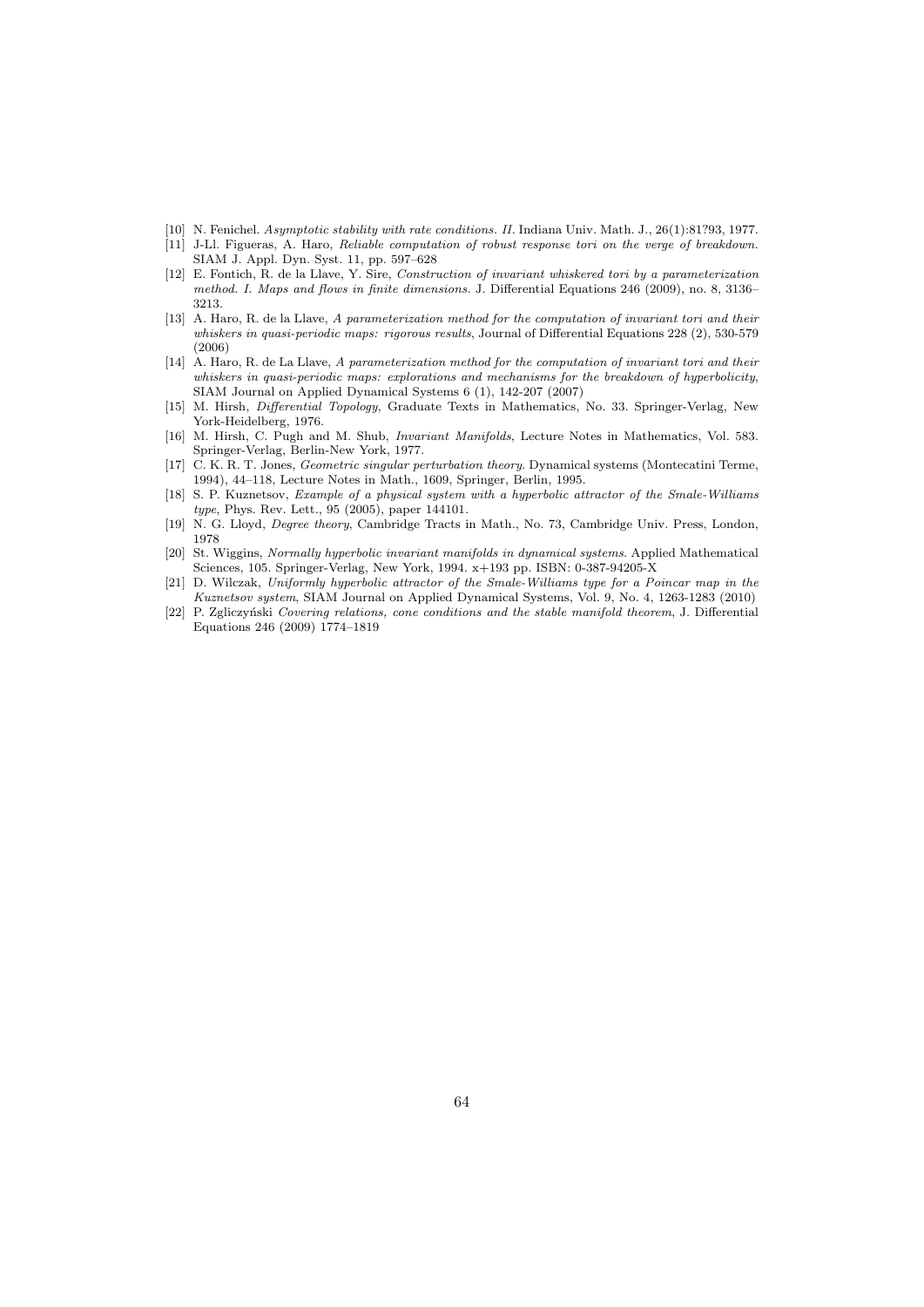[10] N. Fenichel. *Asymptotic stability with rate conditions. II.* Indiana Univ. Math. J., 26(1):81?93, 1977.

[11] J-Ll. Figueras, A. Haro, *Reliable computation of robust response tori on the verge of breakdown.* SIAM J. Appl. Dyn. Syst. 11, pp. 597–628

[12] E. Fontich, R. de la Llave, Y. Sire, *Construction of invariant whiskered tori by a parameterization method. I. Maps and flows in finite dimensions.* J. Differential Equations 246 (2009), no. 8, 3136–3213.

[13] A. Haro, R. de la Llave, *A parameterization method for the computation of invariant tori and their whiskers in quasi-periodic maps: rigorous results*, Journal of Differential Equations 228 (2), 530-579 (2006)

[14] A. Haro, R. de La Llave, *A parameterization method for the computation of invariant tori and their whiskers in quasi-periodic maps: explorations and mechanisms for the breakdown of hyperbolicity*, SIAM Journal on Applied Dynamical Systems 6 (1), 142-207 (2007)

[15] M. Hirsh, *Differential Topology*, Graduate Texts in Mathematics, No. 33. Springer-Verlag, New York-Heidelberg, 1976.

[16] M. Hirsh, C. Pugh and M. Shub, *Invariant Manifolds*, Lecture Notes in Mathematics, Vol. 583. Springer-Verlag, Berlin-New York, 1977.

[17] C. K. R. T. Jones, *Geometric singular perturbation theory.* Dynamical systems (Montecatini Terme, 1994), 44–118, Lecture Notes in Math., 1609, Springer, Berlin, 1995.

[18] S. P. Kuznetsov, *Example of a physical system with a hyperbolic attractor of the Smale-Williams type*, Phys. Rev. Lett., 95 (2005), paper 144101.

[19] N. G. Lloyd, *Degree theory*, Cambridge Tracts in Math., No. 73, Cambridge Univ. Press, London, 1978

[20] St. Wiggins, *Normally hyperbolic invariant manifolds in dynamical systems.* Applied Mathematical Sciences, 105. Springer-Verlag, New York, 1994. x+193 pp. ISBN: 0-387-94205-X

[21] D. Wilczak, *Uniformly hyperbolic attractor of the Smale-Williams type for a Poincar map in the Kuznetsov system*, SIAM Journal on Applied Dynamical Systems, Vol. 9, No. 4, 1263-1283 (2010)

[22] P. Zgliczyński *Covering relations, cone conditions and the stable manifold theorem*, J. Differential Equations 246 (2009) 1774–1819